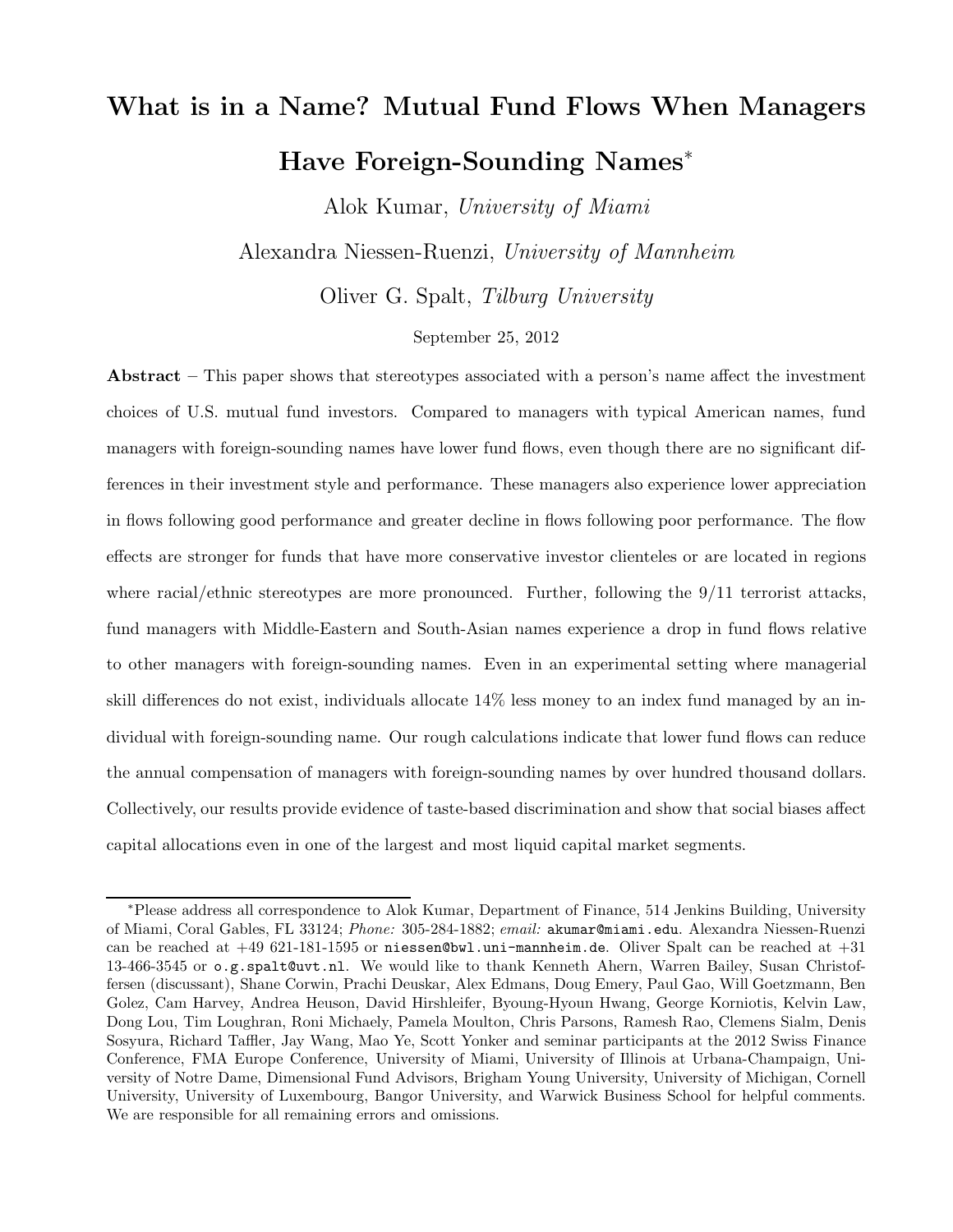# What is in a Name? Mutual Fund Flows When Managers Have Foreign-Sounding Names*

Alok Kumar, *University of Miami*

Alexandra Niessen-Ruenzi, *University of Mannheim*

Oliver G. Spalt, *Tilburg University*

September 25, 2012

**Abstract** – This paper shows that stereotypes associated with a person's name affect the investment choices of U.S. mutual fund investors. Compared to managers with typical American names, fund managers with foreign-sounding names have lower fund flows, even though there are no significant differences in their investment style and performance. These managers also experience lower appreciation in flows following good performance and greater decline in flows following poor performance. The flow effects are stronger for funds that have more conservative investor clienteles or are located in regions where racial/ethnic stereotypes are more pronounced. Further, following the 9/11 terrorist attacks, fund managers with Middle-Eastern and South-Asian names experience a drop in fund flows relative to other managers with foreign-sounding names. Even in an experimental setting where managerial skill differences do not exist, individuals allocate 14% less money to an index fund managed by an individual with foreign-sounding name. Our rough calculations indicate that lower fund flows can reduce the annual compensation of managers with foreign-sounding names by over hundred thousand dollars. Collectively, our results provide evidence of taste-based discrimination and show that social biases affect capital allocations even in one of the largest and most liquid capital market segments.

---

*Please address all correspondence to Alok Kumar, Department of Finance, 514 Jenkins Building, University of Miami, Coral Gables, FL 33124; *Phone:* 305-284-1882; *email:* `akumar@miami.edu`. Alexandra Niessen-Ruenzi can be reached at +49 621-181-1595 or `niessen@bwl.uni-mannheim.de`. Oliver Spalt can be reached at +31 13-466-3545 or `o.g.spalt@uvt.nl`. We would like to thank Kenneth Ahern, Warren Bailey, Susan Christoffersen (discussant), Shane Corwin, Prachi Deuskar, Alex Edmans, Doug Emery, Paul Gao, Will Goetzmann, Ben Golez, Cam Harvey, Andrea Heuson, David Hirshleifer, Byoung-Hyoun Hwang, George Korniotis, Kelvin Law, Dong Lou, Tim Loughran, Roni Michaely, Pamela Moulton, Chris Parsons, Ramesh Rao, Clemens Sialm, Denis Sosyura, Richard Taffler, Jay Wang, Mao Ye, Scott Yonker and seminar participants at the 2012 Swiss Finance Conference, FMA Europe Conference, University of Miami, University of Illinois at Urbana-Champaign, University of Notre Dame, Dimensional Fund Advisors, Brigham Young University, University of Michigan, Cornell University, University of Luxembourg, Bangor University, and Warwick Business School for helpful comments. We are responsible for all remaining errors and omissions.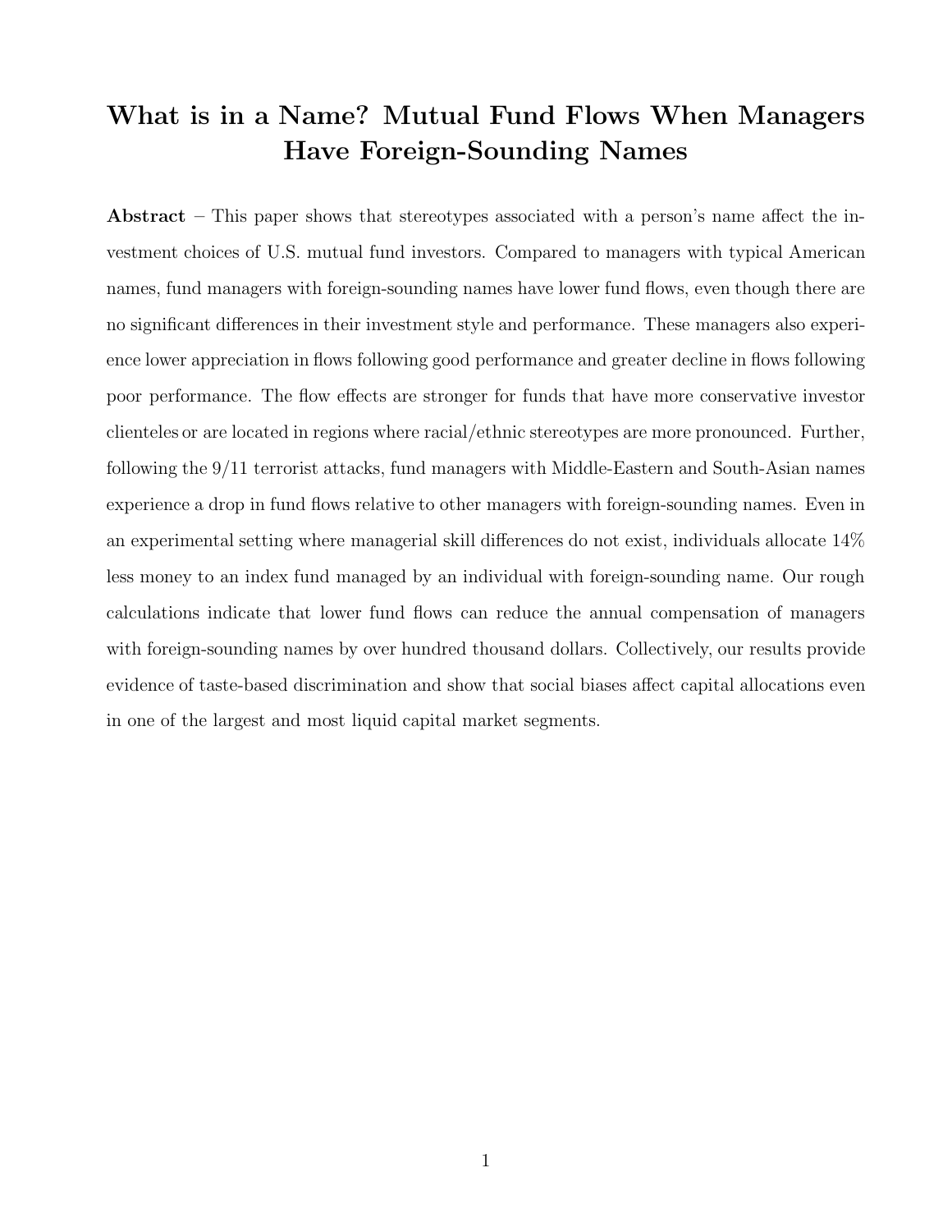# What is in a Name? Mutual Fund Flows When Managers Have Foreign-Sounding Names

**Abstract** – This paper shows that stereotypes associated with a person's name affect the investment choices of U.S. mutual fund investors. Compared to managers with typical American names, fund managers with foreign-sounding names have lower fund flows, even though there are no significant differences in their investment style and performance. These managers also experience lower appreciation in flows following good performance and greater decline in flows following poor performance. The flow effects are stronger for funds that have more conservative investor clienteles or are located in regions where racial/ethnic stereotypes are more pronounced. Further, following the 9/11 terrorist attacks, fund managers with Middle-Eastern and South-Asian names experience a drop in fund flows relative to other managers with foreign-sounding names. Even in an experimental setting where managerial skill differences do not exist, individuals allocate 14% less money to an index fund managed by an individual with foreign-sounding name. Our rough calculations indicate that lower fund flows can reduce the annual compensation of managers with foreign-sounding names by over hundred thousand dollars. Collectively, our results provide evidence of taste-based discrimination and show that social biases affect capital allocations even in one of the largest and most liquid capital market segments.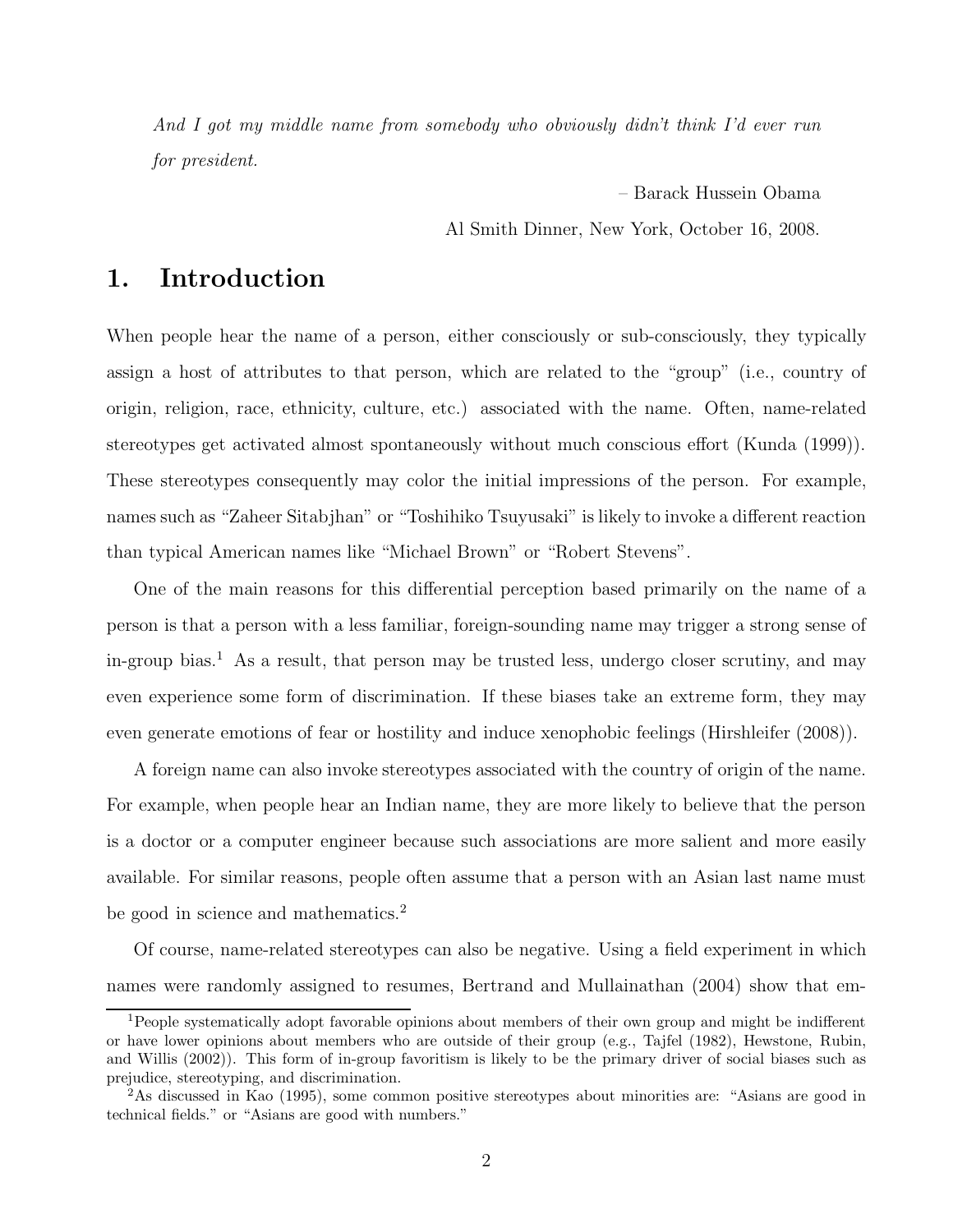*And I got my middle name from somebody who obviously didn't think I'd ever run for president.*

– Barack Hussein Obama

Al Smith Dinner, New York, October 16, 2008.

# 1. Introduction

When people hear the name of a person, either consciously or sub-consciously, they typically assign a host of attributes to that person, which are related to the "group" (i.e., country of origin, religion, race, ethnicity, culture, etc.) associated with the name. Often, name-related stereotypes get activated almost spontaneously without much conscious effort (Kunda (1999)). These stereotypes consequently may color the initial impressions of the person. For example, names such as "Zaheer Sitabjhan" or "Toshihiko Tsuyusaki" is likely to invoke a different reaction than typical American names like "Michael Brown" or "Robert Stevens".

One of the main reasons for this differential perception based primarily on the name of a person is that a person with a less familiar, foreign-sounding name may trigger a strong sense of in-group bias.[1] As a result, that person may be trusted less, undergo closer scrutiny, and may even experience some form of discrimination. If these biases take an extreme form, they may even generate emotions of fear or hostility and induce xenophobic feelings (Hirshleifer (2008)).

A foreign name can also invoke stereotypes associated with the country of origin of the name. For example, when people hear an Indian name, they are more likely to believe that the person is a doctor or a computer engineer because such associations are more salient and more easily available. For similar reasons, people often assume that a person with an Asian last name must be good in science and mathematics.[2]

Of course, name-related stereotypes can also be negative. Using a field experiment in which names were randomly assigned to resumes, Bertrand and Mullainathan (2004) show that em-

[1] People systematically adopt favorable opinions about members of their own group and might be indifferent or have lower opinions about members who are outside of their group (e.g., Tajfel (1982), Hewstone, Rubin, and Willis (2002)). This form of in-group favoritism is likely to be the primary driver of social biases such as prejudice, stereotyping, and discrimination.

[2] As discussed in Kao (1995), some common positive stereotypes about minorities are: "Asians are good in technical fields." or "Asians are good with numbers."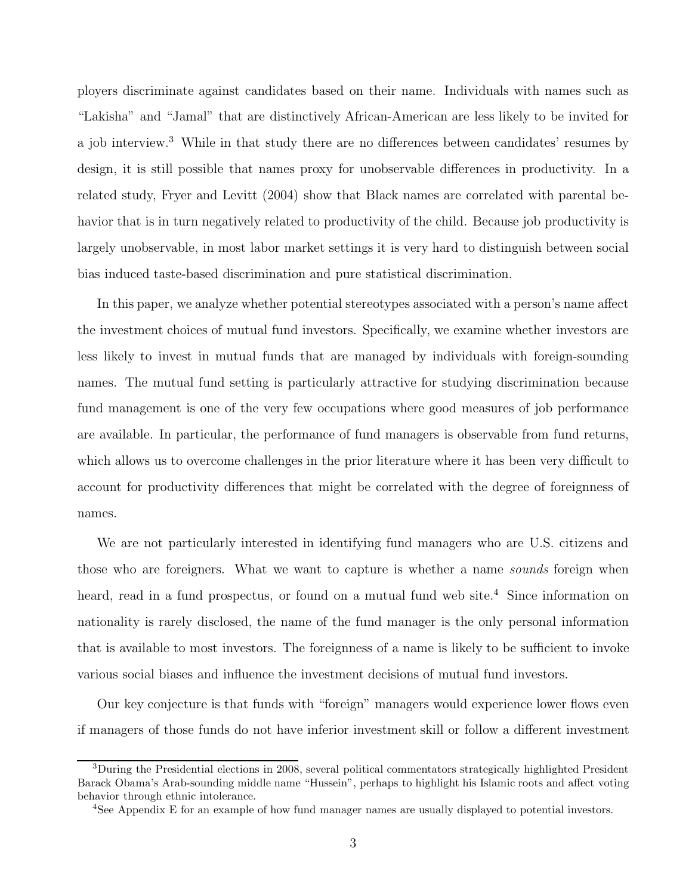ployers discriminate against candidates based on their name. Individuals with names such as "Lakisha" and "Jamal" that are distinctively African-American are less likely to be invited for a job interview.[3] While in that study there are no differences between candidates' resumes by design, it is still possible that names proxy for unobservable differences in productivity. In a related study, Fryer and Levitt (2004) show that Black names are correlated with parental behavior that is in turn negatively related to productivity of the child. Because job productivity is largely unobservable, in most labor market settings it is very hard to distinguish between social bias induced taste-based discrimination and pure statistical discrimination.

In this paper, we analyze whether potential stereotypes associated with a person's name affect the investment choices of mutual fund investors. Specifically, we examine whether investors are less likely to invest in mutual funds that are managed by individuals with foreign-sounding names. The mutual fund setting is particularly attractive for studying discrimination because fund management is one of the very few occupations where good measures of job performance are available. In particular, the performance of fund managers is observable from fund returns, which allows us to overcome challenges in the prior literature where it has been very difficult to account for productivity differences that might be correlated with the degree of foreignness of names.

We are not particularly interested in identifying fund managers who are U.S. citizens and those who are foreigners. What we want to capture is whether a name *sounds* foreign when heard, read in a fund prospectus, or found on a mutual fund web site.[4] Since information on nationality is rarely disclosed, the name of the fund manager is the only personal information that is available to most investors. The foreignness of a name is likely to be sufficient to invoke various social biases and influence the investment decisions of mutual fund investors.

Our key conjecture is that funds with "foreign" managers would experience lower flows even if managers of those funds do not have inferior investment skill or follow a different investment

[3] During the Presidential elections in 2008, several political commentators strategically highlighted President Barack Obama's Arab-sounding middle name "Hussein", perhaps to highlight his Islamic roots and affect voting behavior through ethnic intolerance.

[4] See Appendix E for an example of how fund manager names are usually displayed to potential investors.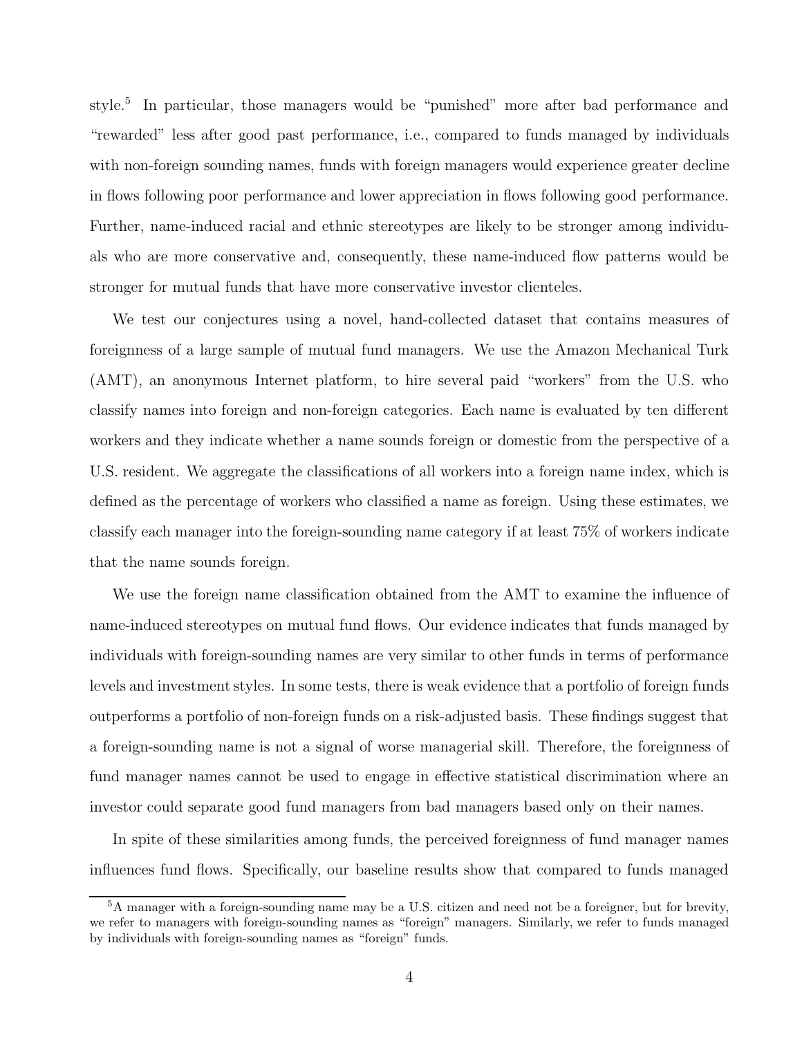style.[5] In particular, those managers would be "punished" more after bad performance and "rewarded" less after good past performance, i.e., compared to funds managed by individuals with non-foreign sounding names, funds with foreign managers would experience greater decline in flows following poor performance and lower appreciation in flows following good performance. Further, name-induced racial and ethnic stereotypes are likely to be stronger among individuals who are more conservative and, consequently, these name-induced flow patterns would be stronger for mutual funds that have more conservative investor clienteles.

We test our conjectures using a novel, hand-collected dataset that contains measures of foreignness of a large sample of mutual fund managers. We use the Amazon Mechanical Turk (AMT), an anonymous Internet platform, to hire several paid "workers" from the U.S. who classify names into foreign and non-foreign categories. Each name is evaluated by ten different workers and they indicate whether a name sounds foreign or domestic from the perspective of a U.S. resident. We aggregate the classifications of all workers into a foreign name index, which is defined as the percentage of workers who classified a name as foreign. Using these estimates, we classify each manager into the foreign-sounding name category if at least 75% of workers indicate that the name sounds foreign.

We use the foreign name classification obtained from the AMT to examine the influence of name-induced stereotypes on mutual fund flows. Our evidence indicates that funds managed by individuals with foreign-sounding names are very similar to other funds in terms of performance levels and investment styles. In some tests, there is weak evidence that a portfolio of foreign funds outperforms a portfolio of non-foreign funds on a risk-adjusted basis. These findings suggest that a foreign-sounding name is not a signal of worse managerial skill. Therefore, the foreignness of fund manager names cannot be used to engage in effective statistical discrimination where an investor could separate good fund managers from bad managers based only on their names.

In spite of these similarities among funds, the perceived foreignness of fund manager names influences fund flows. Specifically, our baseline results show that compared to funds managed

[5] A manager with a foreign-sounding name may be a U.S. citizen and need not be a foreigner, but for brevity, we refer to managers with foreign-sounding names as "foreign" managers. Similarly, we refer to funds managed by individuals with foreign-sounding names as "foreign" funds.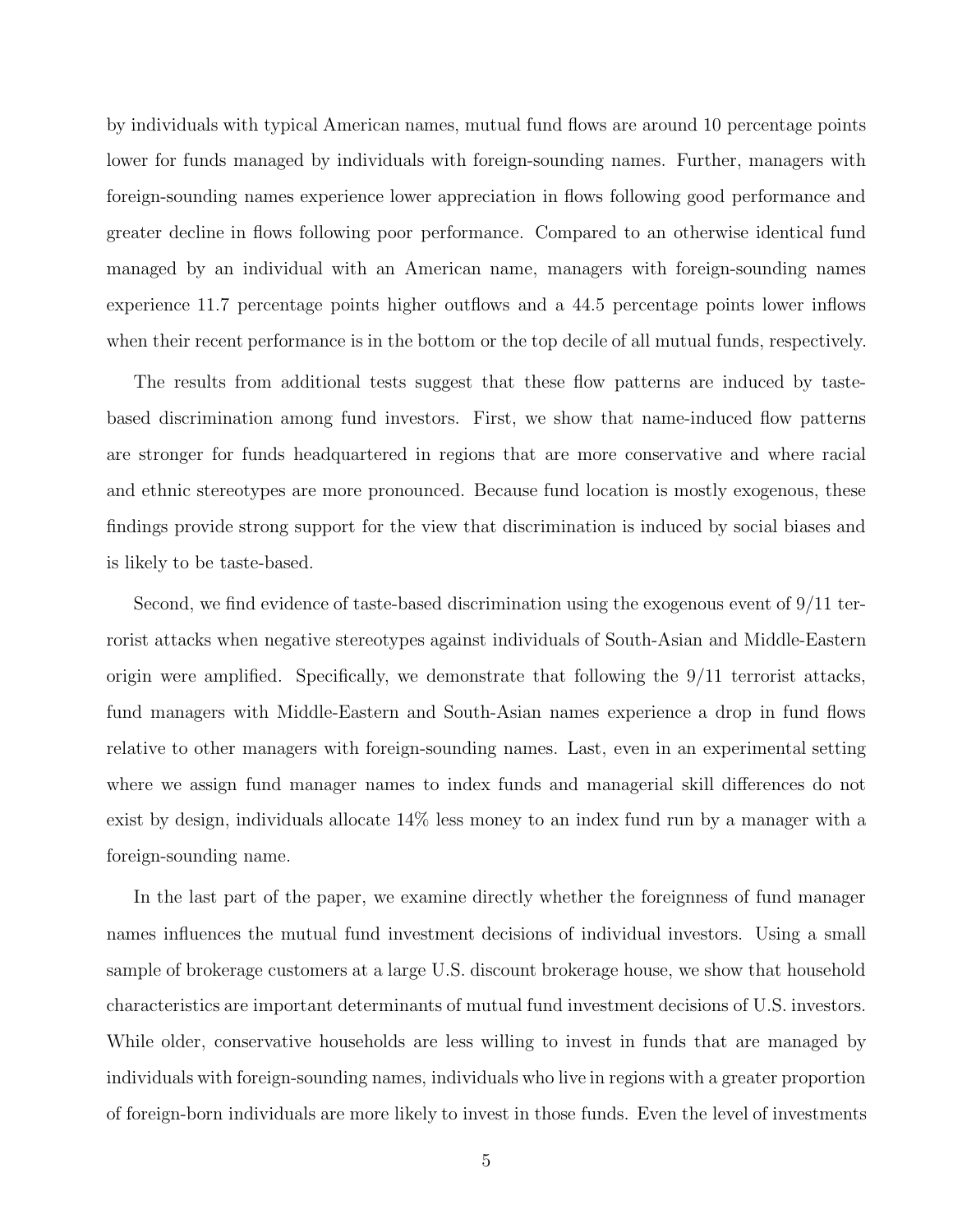by individuals with typical American names, mutual fund flows are around 10 percentage points lower for funds managed by individuals with foreign-sounding names. Further, managers with foreign-sounding names experience lower appreciation in flows following good performance and greater decline in flows following poor performance. Compared to an otherwise identical fund managed by an individual with an American name, managers with foreign-sounding names experience 11.7 percentage points higher outflows and a 44.5 percentage points lower inflows when their recent performance is in the bottom or the top decile of all mutual funds, respectively.

The results from additional tests suggest that these flow patterns are induced by taste-based discrimination among fund investors. First, we show that name-induced flow patterns are stronger for funds headquartered in regions that are more conservative and where racial and ethnic stereotypes are more pronounced. Because fund location is mostly exogenous, these findings provide strong support for the view that discrimination is induced by social biases and is likely to be taste-based.

Second, we find evidence of taste-based discrimination using the exogenous event of 9/11 terrorist attacks when negative stereotypes against individuals of South-Asian and Middle-Eastern origin were amplified. Specifically, we demonstrate that following the 9/11 terrorist attacks, fund managers with Middle-Eastern and South-Asian names experience a drop in fund flows relative to other managers with foreign-sounding names. Last, even in an experimental setting where we assign fund manager names to index funds and managerial skill differences do not exist by design, individuals allocate 14% less money to an index fund run by a manager with a foreign-sounding name.

In the last part of the paper, we examine directly whether the foreignness of fund manager names influences the mutual fund investment decisions of individual investors. Using a small sample of brokerage customers at a large U.S. discount brokerage house, we show that household characteristics are important determinants of mutual fund investment decisions of U.S. investors. While older, conservative households are less willing to invest in funds that are managed by individuals with foreign-sounding names, individuals who live in regions with a greater proportion of foreign-born individuals are more likely to invest in those funds. Even the level of investments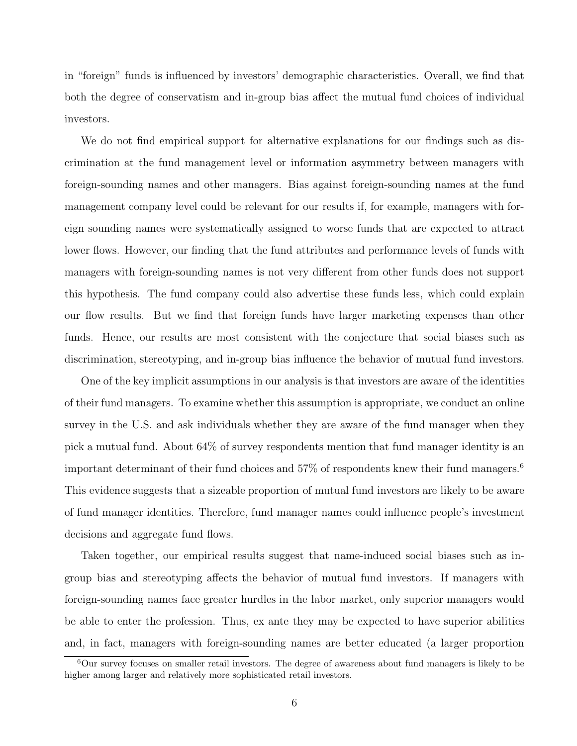in "foreign" funds is influenced by investors' demographic characteristics. Overall, we find that both the degree of conservatism and in-group bias affect the mutual fund choices of individual investors.

We do not find empirical support for alternative explanations for our findings such as discrimination at the fund management level or information asymmetry between managers with foreign-sounding names and other managers. Bias against foreign-sounding names at the fund management company level could be relevant for our results if, for example, managers with foreign sounding names were systematically assigned to worse funds that are expected to attract lower flows. However, our finding that the fund attributes and performance levels of funds with managers with foreign-sounding names is not very different from other funds does not support this hypothesis. The fund company could also advertise these funds less, which could explain our flow results. But we find that foreign funds have larger marketing expenses than other funds. Hence, our results are most consistent with the conjecture that social biases such as discrimination, stereotyping, and in-group bias influence the behavior of mutual fund investors.

One of the key implicit assumptions in our analysis is that investors are aware of the identities of their fund managers. To examine whether this assumption is appropriate, we conduct an online survey in the U.S. and ask individuals whether they are aware of the fund manager when they pick a mutual fund. About 64% of survey respondents mention that fund manager identity is an important determinant of their fund choices and 57% of respondents knew their fund managers.[6] This evidence suggests that a sizeable proportion of mutual fund investors are likely to be aware of fund manager identities. Therefore, fund manager names could influence people's investment decisions and aggregate fund flows.

Taken together, our empirical results suggest that name-induced social biases such as in-group bias and stereotyping affects the behavior of mutual fund investors. If managers with foreign-sounding names face greater hurdles in the labor market, only superior managers would be able to enter the profession. Thus, ex ante they may be expected to have superior abilities and, in fact, managers with foreign-sounding names are better educated (a larger proportion

[6] Our survey focuses on smaller retail investors. The degree of awareness about fund managers is likely to be higher among larger and relatively more sophisticated retail investors.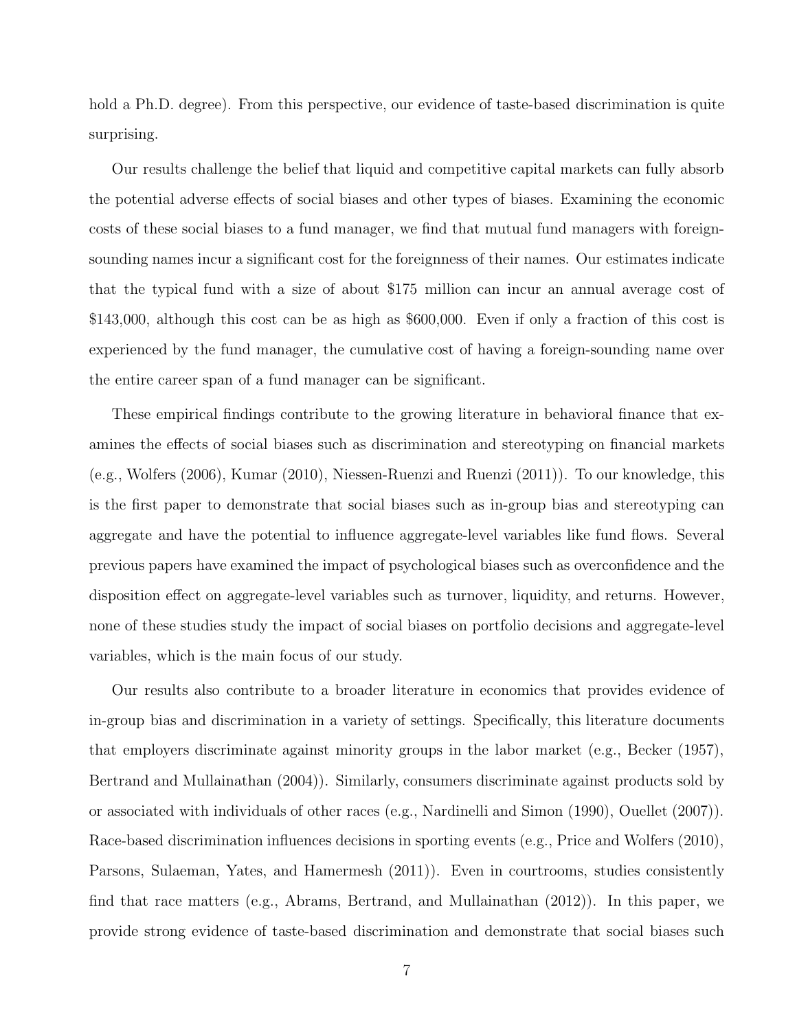hold a Ph.D. degree). From this perspective, our evidence of taste-based discrimination is quite surprising.

Our results challenge the belief that liquid and competitive capital markets can fully absorb the potential adverse effects of social biases and other types of biases. Examining the economic costs of these social biases to a fund manager, we find that mutual fund managers with foreign-sounding names incur a significant cost for the foreignness of their names. Our estimates indicate that the typical fund with a size of about $175 million can incur an annual average cost of $143,000, although this cost can be as high as $600,000. Even if only a fraction of this cost is experienced by the fund manager, the cumulative cost of having a foreign-sounding name over the entire career span of a fund manager can be significant.

These empirical findings contribute to the growing literature in behavioral finance that examines the effects of social biases such as discrimination and stereotyping on financial markets (e.g., Wolfers (2006), Kumar (2010), Niessen-Ruenzi and Ruenzi (2011)). To our knowledge, this is the first paper to demonstrate that social biases such as in-group bias and stereotyping can aggregate and have the potential to influence aggregate-level variables like fund flows. Several previous papers have examined the impact of psychological biases such as overconfidence and the disposition effect on aggregate-level variables such as turnover, liquidity, and returns. However, none of these studies study the impact of social biases on portfolio decisions and aggregate-level variables, which is the main focus of our study.

Our results also contribute to a broader literature in economics that provides evidence of in-group bias and discrimination in a variety of settings. Specifically, this literature documents that employers discriminate against minority groups in the labor market (e.g., Becker (1957), Bertrand and Mullainathan (2004)). Similarly, consumers discriminate against products sold by or associated with individuals of other races (e.g., Nardinelli and Simon (1990), Ouellet (2007)). Race-based discrimination influences decisions in sporting events (e.g., Price and Wolfers (2010), Parsons, Sulaeman, Yates, and Hamermesh (2011)). Even in courtrooms, studies consistently find that race matters (e.g., Abrams, Bertrand, and Mullainathan (2012)). In this paper, we provide strong evidence of taste-based discrimination and demonstrate that social biases such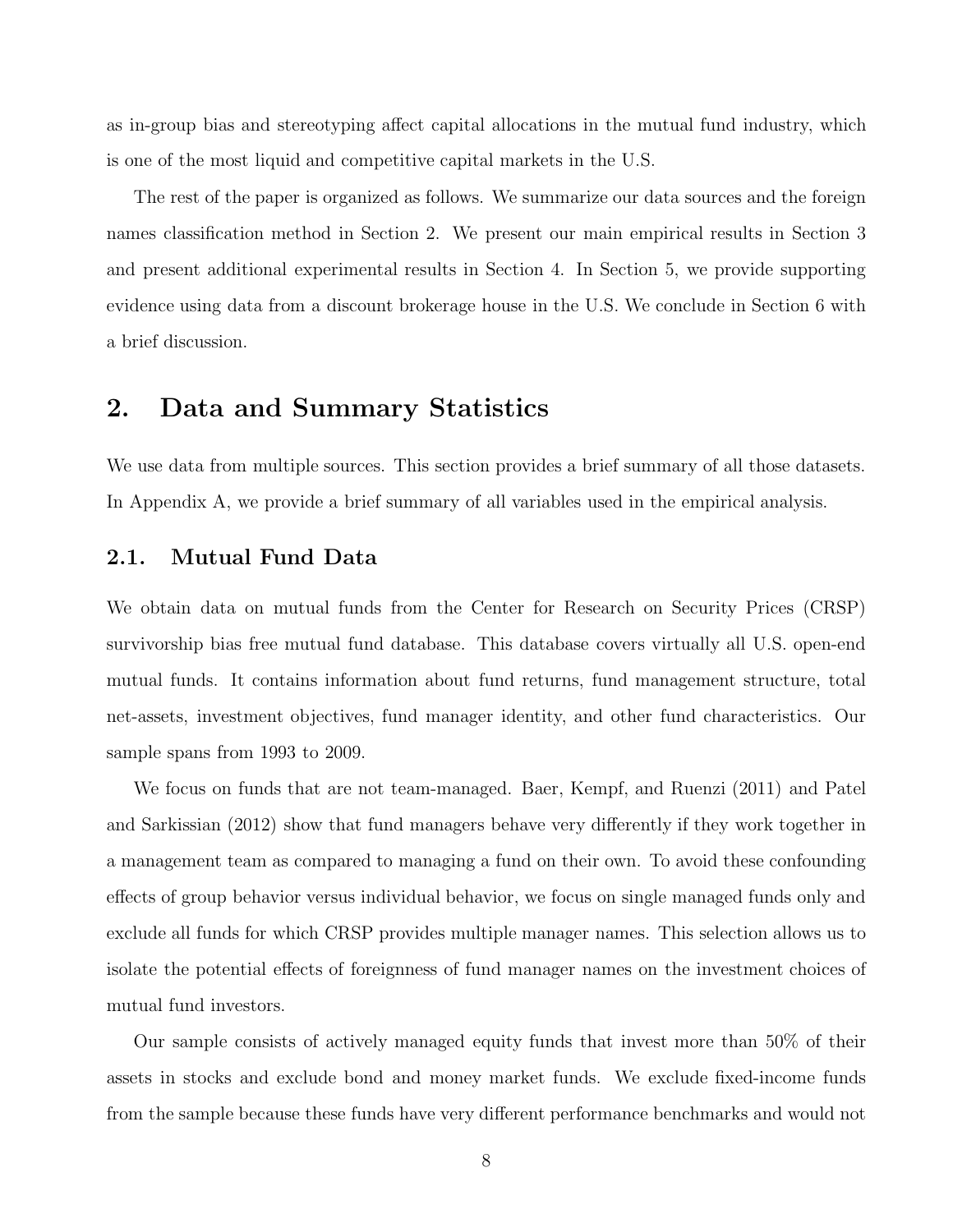as in-group bias and stereotyping affect capital allocations in the mutual fund industry, which is one of the most liquid and competitive capital markets in the U.S.

The rest of the paper is organized as follows. We summarize our data sources and the foreign names classification method in Section 2. We present our main empirical results in Section 3 and present additional experimental results in Section 4. In Section 5, we provide supporting evidence using data from a discount brokerage house in the U.S. We conclude in Section 6 with a brief discussion.

## 2. Data and Summary Statistics

We use data from multiple sources. This section provides a brief summary of all those datasets. In Appendix A, we provide a brief summary of all variables used in the empirical analysis.

### 2.1. Mutual Fund Data

We obtain data on mutual funds from the Center for Research on Security Prices (CRSP) survivorship bias free mutual fund database. This database covers virtually all U.S. open-end mutual funds. It contains information about fund returns, fund management structure, total net-assets, investment objectives, fund manager identity, and other fund characteristics. Our sample spans from 1993 to 2009.

We focus on funds that are not team-managed. Baer, Kempf, and Ruenzi (2011) and Patel and Sarkissian (2012) show that fund managers behave very differently if they work together in a management team as compared to managing a fund on their own. To avoid these confounding effects of group behavior versus individual behavior, we focus on single managed funds only and exclude all funds for which CRSP provides multiple manager names. This selection allows us to isolate the potential effects of foreignness of fund manager names on the investment choices of mutual fund investors.

Our sample consists of actively managed equity funds that invest more than 50% of their assets in stocks and exclude bond and money market funds. We exclude fixed-income funds from the sample because these funds have very different performance benchmarks and would not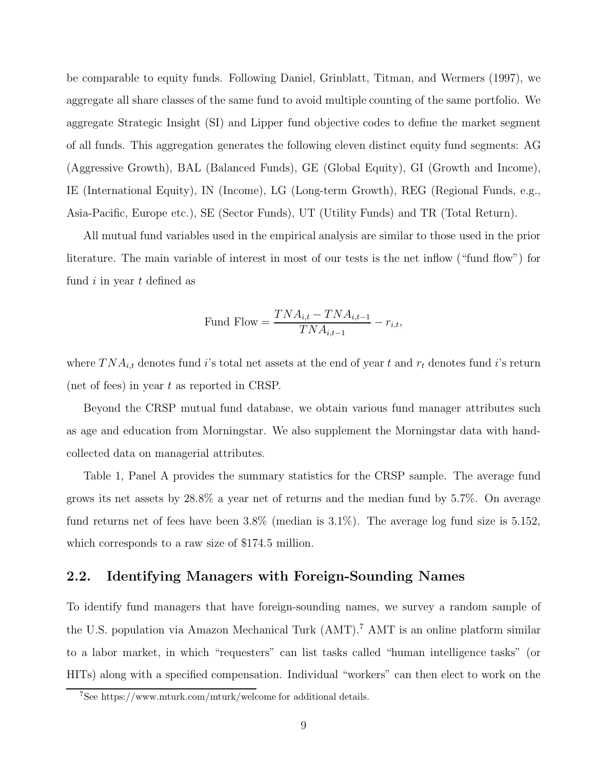be comparable to equity funds. Following Daniel, Grinblatt, Titman, and Wermers (1997), we aggregate all share classes of the same fund to avoid multiple counting of the same portfolio. We aggregate Strategic Insight (SI) and Lipper fund objective codes to define the market segment of all funds. This aggregation generates the following eleven distinct equity fund segments: AG (Aggressive Growth), BAL (Balanced Funds), GE (Global Equity), GI (Growth and Income), IE (International Equity), IN (Income), LG (Long-term Growth), REG (Regional Funds, e.g., Asia-Pacific, Europe etc.), SE (Sector Funds), UT (Utility Funds) and TR (Total Return).

All mutual fund variables used in the empirical analysis are similar to those used in the prior literature. The main variable of interest in most of our tests is the net inflow ("fund flow") for fund $i$ in year $t$ defined as

$$\text{Fund Flow} = \frac{TNA_{i,t} - TNA_{i,t-1}}{TNA_{i,t-1}} - r_{i,t},$$

where $TNA_{i,t}$ denotes fund $i$'s total net assets at the end of year $t$ and $r_t$ denotes fund $i$'s return (net of fees) in year $t$ as reported in CRSP.

Beyond the CRSP mutual fund database, we obtain various fund manager attributes such as age and education from Morningstar. We also supplement the Morningstar data with hand-collected data on managerial attributes.

Table 1, Panel A provides the summary statistics for the CRSP sample. The average fund grows its net assets by 28.8% a year net of returns and the median fund by 5.7%. On average fund returns net of fees have been 3.8% (median is 3.1%). The average log fund size is 5.152, which corresponds to a raw size of $174.5 million.

## 2.2. Identifying Managers with Foreign-Sounding Names

To identify fund managers that have foreign-sounding names, we survey a random sample of the U.S. population via Amazon Mechanical Turk (AMT).[7] AMT is an online platform similar to a labor market, in which "requesters" can list tasks called "human intelligence tasks" (or HITs) along with a specified compensation. Individual "workers" can then elect to work on the

[7] See https://www.mturk.com/mturk/welcome for additional details.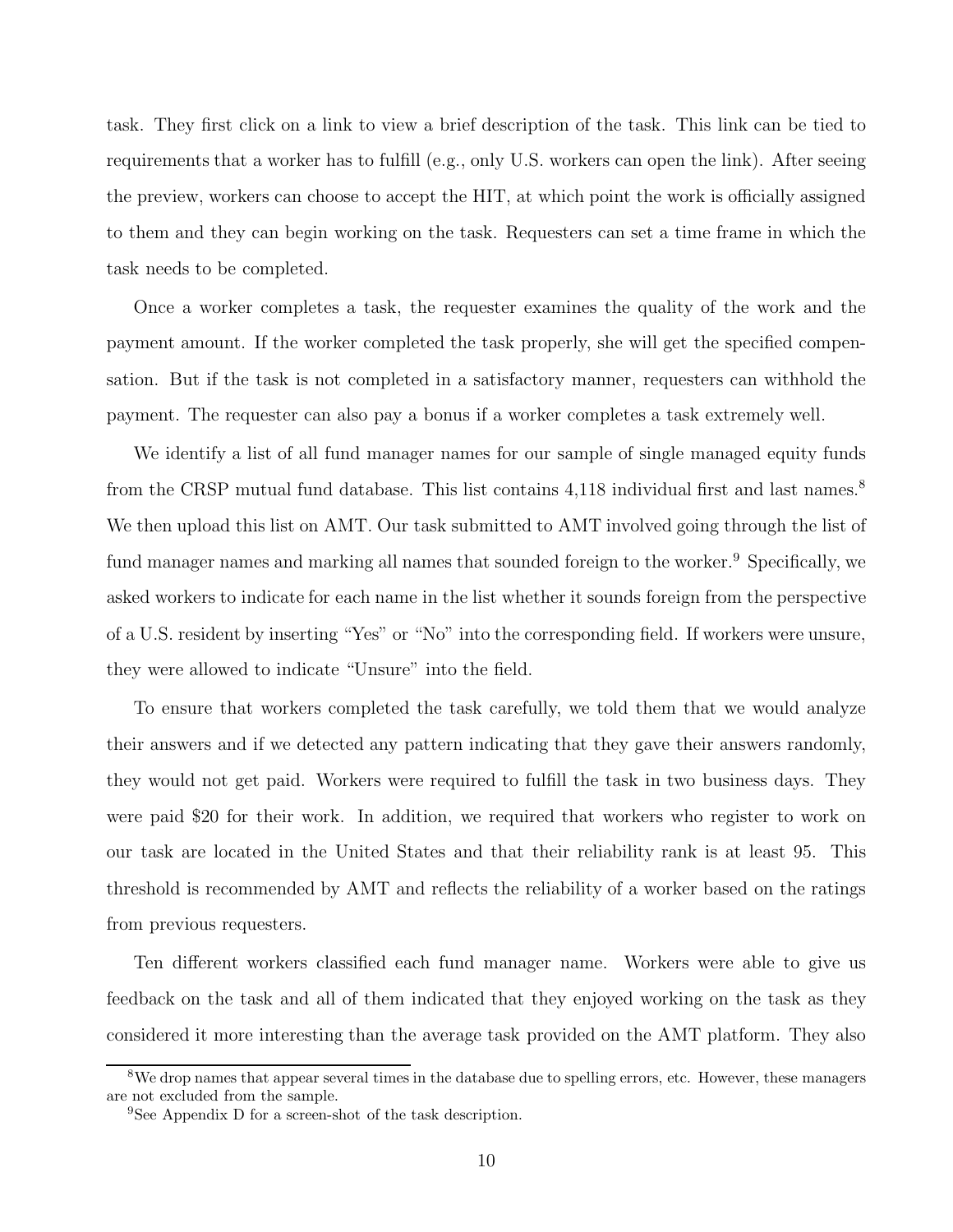task. They first click on a link to view a brief description of the task. This link can be tied to requirements that a worker has to fulfill (e.g., only U.S. workers can open the link). After seeing the preview, workers can choose to accept the HIT, at which point the work is officially assigned to them and they can begin working on the task. Requesters can set a time frame in which the task needs to be completed.

Once a worker completes a task, the requester examines the quality of the work and the payment amount. If the worker completed the task properly, she will get the specified compensation. But if the task is not completed in a satisfactory manner, requesters can withhold the payment. The requester can also pay a bonus if a worker completes a task extremely well.

We identify a list of all fund manager names for our sample of single managed equity funds from the CRSP mutual fund database. This list contains 4,118 individual first and last names.[8] We then upload this list on AMT. Our task submitted to AMT involved going through the list of fund manager names and marking all names that sounded foreign to the worker.[9] Specifically, we asked workers to indicate for each name in the list whether it sounds foreign from the perspective of a U.S. resident by inserting "Yes" or "No" into the corresponding field. If workers were unsure, they were allowed to indicate "Unsure" into the field.

To ensure that workers completed the task carefully, we told them that we would analyze their answers and if we detected any pattern indicating that they gave their answers randomly, they would not get paid. Workers were required to fulfill the task in two business days. They were paid $20 for their work. In addition, we required that workers who register to work on our task are located in the United States and that their reliability rank is at least 95. This threshold is recommended by AMT and reflects the reliability of a worker based on the ratings from previous requesters.

Ten different workers classified each fund manager name. Workers were able to give us feedback on the task and all of them indicated that they enjoyed working on the task as they considered it more interesting than the average task provided on the AMT platform. They also

[8]We drop names that appear several times in the database due to spelling errors, etc. However, these managers are not excluded from the sample.

[9]See Appendix D for a screen-shot of the task description.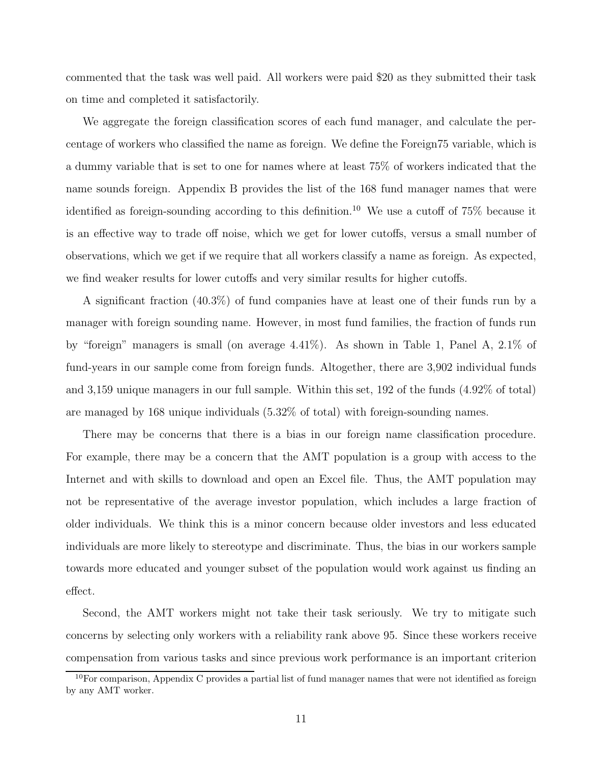commented that the task was well paid. All workers were paid $20 as they submitted their task on time and completed it satisfactorily.

We aggregate the foreign classification scores of each fund manager, and calculate the percentage of workers who classified the name as foreign. We define the Foreign75 variable, which is a dummy variable that is set to one for names where at least 75% of workers indicated that the name sounds foreign. Appendix B provides the list of the 168 fund manager names that were identified as foreign-sounding according to this definition.[10] We use a cutoff of 75% because it is an effective way to trade off noise, which we get for lower cutoffs, versus a small number of observations, which we get if we require that all workers classify a name as foreign. As expected, we find weaker results for lower cutoffs and very similar results for higher cutoffs.

A significant fraction (40.3%) of fund companies have at least one of their funds run by a manager with foreign sounding name. However, in most fund families, the fraction of funds run by "foreign" managers is small (on average 4.41%). As shown in Table 1, Panel A, 2.1% of fund-years in our sample come from foreign funds. Altogether, there are 3,902 individual funds and 3,159 unique managers in our full sample. Within this set, 192 of the funds (4.92% of total) are managed by 168 unique individuals (5.32% of total) with foreign-sounding names.

There may be concerns that there is a bias in our foreign name classification procedure. For example, there may be a concern that the AMT population is a group with access to the Internet and with skills to download and open an Excel file. Thus, the AMT population may not be representative of the average investor population, which includes a large fraction of older individuals. We think this is a minor concern because older investors and less educated individuals are more likely to stereotype and discriminate. Thus, the bias in our workers sample towards more educated and younger subset of the population would work against us finding an effect.

Second, the AMT workers might not take their task seriously. We try to mitigate such concerns by selecting only workers with a reliability rank above 95. Since these workers receive compensation from various tasks and since previous work performance is an important criterion

[10] For comparison, Appendix C provides a partial list of fund manager names that were not identified as foreign by any AMT worker.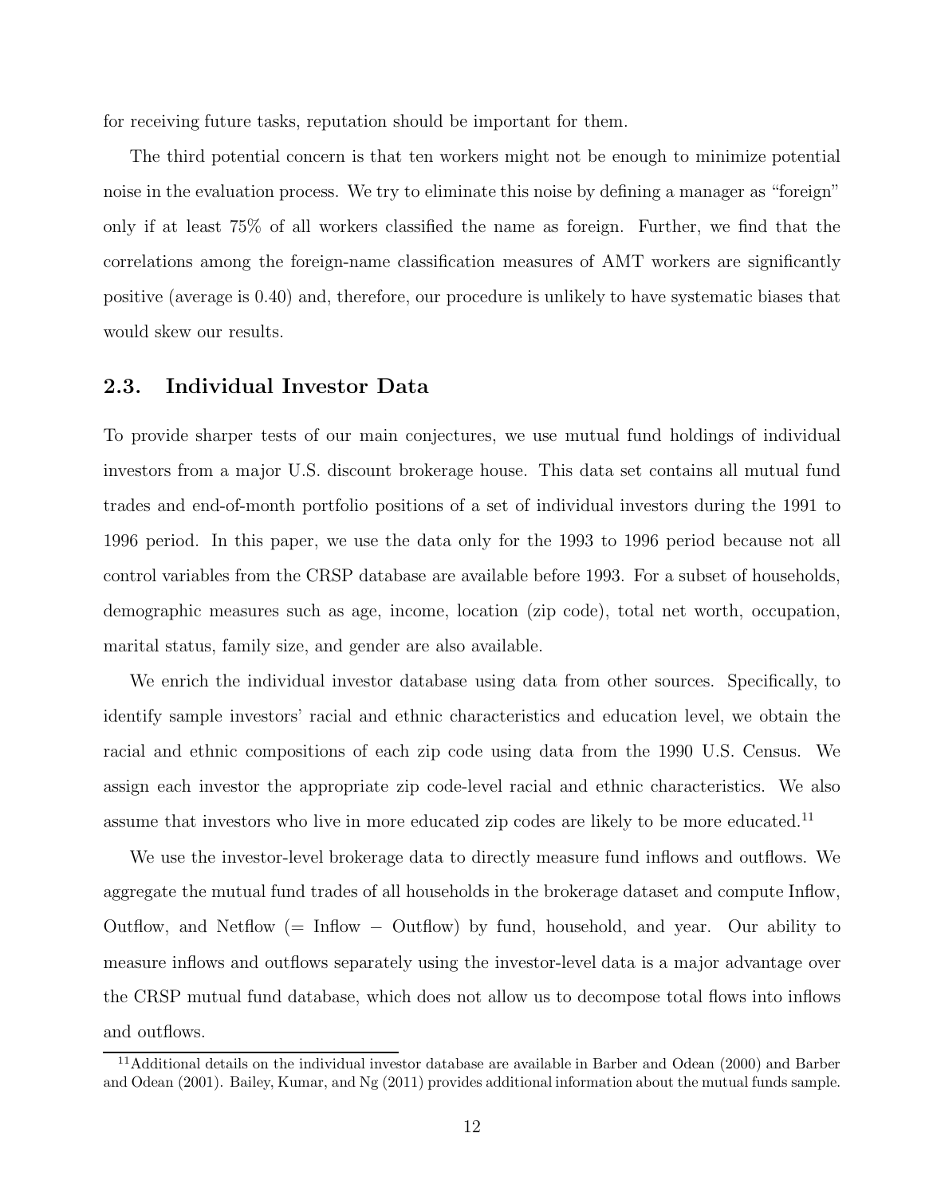for receiving future tasks, reputation should be important for them.

The third potential concern is that ten workers might not be enough to minimize potential noise in the evaluation process. We try to eliminate this noise by defining a manager as "foreign" only if at least 75% of all workers classified the name as foreign. Further, we find that the correlations among the foreign-name classification measures of AMT workers are significantly positive (average is 0.40) and, therefore, our procedure is unlikely to have systematic biases that would skew our results.

## 2.3. Individual Investor Data

To provide sharper tests of our main conjectures, we use mutual fund holdings of individual investors from a major U.S. discount brokerage house. This data set contains all mutual fund trades and end-of-month portfolio positions of a set of individual investors during the 1991 to 1996 period. In this paper, we use the data only for the 1993 to 1996 period because not all control variables from the CRSP database are available before 1993. For a subset of households, demographic measures such as age, income, location (zip code), total net worth, occupation, marital status, family size, and gender are also available.

We enrich the individual investor database using data from other sources. Specifically, to identify sample investors' racial and ethnic characteristics and education level, we obtain the racial and ethnic compositions of each zip code using data from the 1990 U.S. Census. We assign each investor the appropriate zip code-level racial and ethnic characteristics. We also assume that investors who live in more educated zip codes are likely to be more educated.[11]

We use the investor-level brokerage data to directly measure fund inflows and outflows. We aggregate the mutual fund trades of all households in the brokerage dataset and compute Inflow, Outflow, and Netflow (= Inflow − Outflow) by fund, household, and year. Our ability to measure inflows and outflows separately using the investor-level data is a major advantage over the CRSP mutual fund database, which does not allow us to decompose total flows into inflows and outflows.

[11] Additional details on the individual investor database are available in Barber and Odean (2000) and Barber and Odean (2001). Bailey, Kumar, and Ng (2011) provides additional information about the mutual funds sample.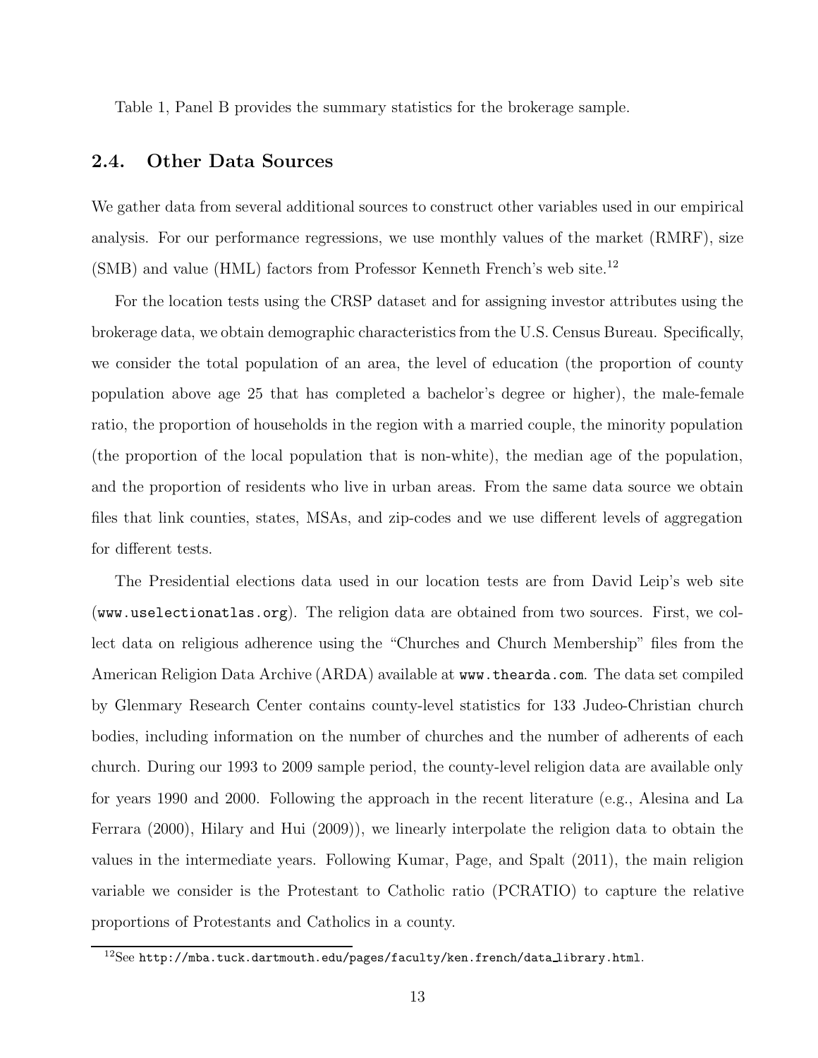Table 1, Panel B provides the summary statistics for the brokerage sample.

## 2.4. Other Data Sources

We gather data from several additional sources to construct other variables used in our empirical analysis. For our performance regressions, we use monthly values of the market (RMRF), size (SMB) and value (HML) factors from Professor Kenneth French's web site.[12]

For the location tests using the CRSP dataset and for assigning investor attributes using the brokerage data, we obtain demographic characteristics from the U.S. Census Bureau. Specifically, we consider the total population of an area, the level of education (the proportion of county population above age 25 that has completed a bachelor's degree or higher), the male-female ratio, the proportion of households in the region with a married couple, the minority population (the proportion of the local population that is non-white), the median age of the population, and the proportion of residents who live in urban areas. From the same data source we obtain files that link counties, states, MSAs, and zip-codes and we use different levels of aggregation for different tests.

The Presidential elections data used in our location tests are from David Leip's web site (`www.uselectionatlas.org`). The religion data are obtained from two sources. First, we collect data on religious adherence using the "Churches and Church Membership" files from the American Religion Data Archive (ARDA) available at `www.thearda.com`. The data set compiled by Glenmary Research Center contains county-level statistics for 133 Judeo-Christian church bodies, including information on the number of churches and the number of adherents of each church. During our 1993 to 2009 sample period, the county-level religion data are available only for years 1990 and 2000. Following the approach in the recent literature (e.g., Alesina and La Ferrara (2000), Hilary and Hui (2009)), we linearly interpolate the religion data to obtain the values in the intermediate years. Following Kumar, Page, and Spalt (2011), the main religion variable we consider is the Protestant to Catholic ratio (PCRATIO) to capture the relative proportions of Protestants and Catholics in a county.

---

[12] See `http://mba.tuck.dartmouth.edu/pages/faculty/ken.french/data_library.html`.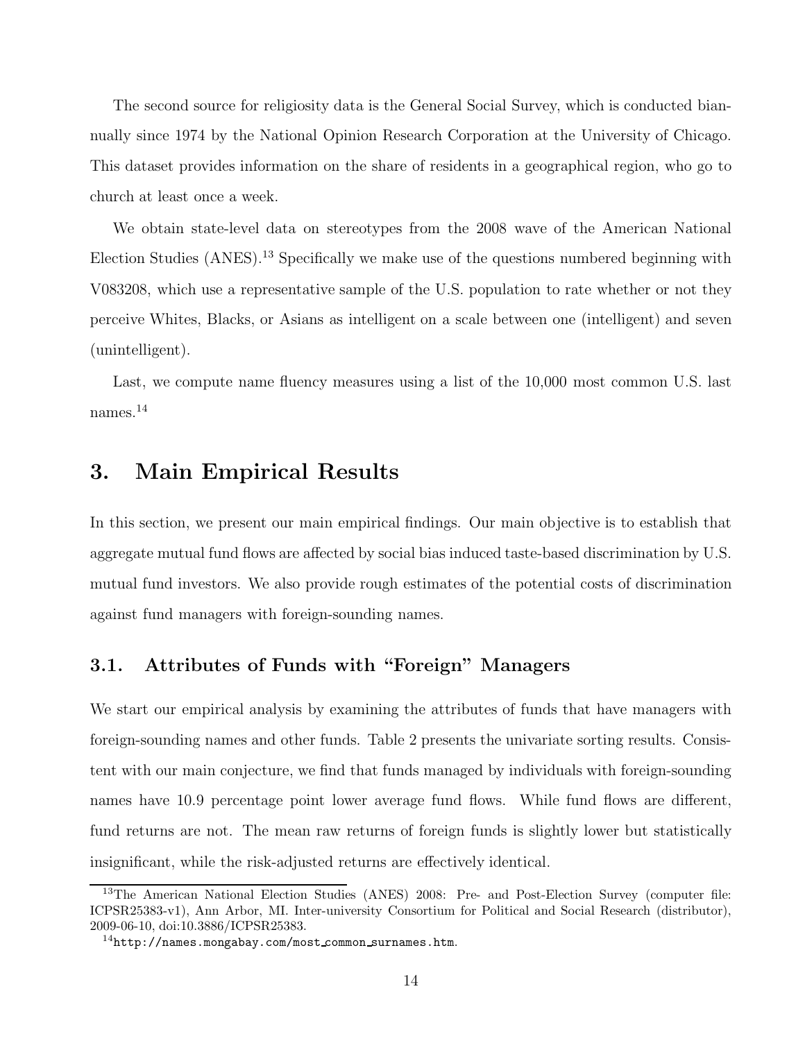The second source for religiosity data is the General Social Survey, which is conducted biannually since 1974 by the National Opinion Research Corporation at the University of Chicago. This dataset provides information on the share of residents in a geographical region, who go to church at least once a week.

We obtain state-level data on stereotypes from the 2008 wave of the American National Election Studies (ANES).[13] Specifically we make use of the questions numbered beginning with V083208, which use a representative sample of the U.S. population to rate whether or not they perceive Whites, Blacks, or Asians as intelligent on a scale between one (intelligent) and seven (unintelligent).

Last, we compute name fluency measures using a list of the 10,000 most common U.S. last names.[14]

# 3. Main Empirical Results

In this section, we present our main empirical findings. Our main objective is to establish that aggregate mutual fund flows are affected by social bias induced taste-based discrimination by U.S. mutual fund investors. We also provide rough estimates of the potential costs of discrimination against fund managers with foreign-sounding names.

## 3.1. Attributes of Funds with "Foreign" Managers

We start our empirical analysis by examining the attributes of funds that have managers with foreign-sounding names and other funds. Table 2 presents the univariate sorting results. Consistent with our main conjecture, we find that funds managed by individuals with foreign-sounding names have 10.9 percentage point lower average fund flows. While fund flows are different, fund returns are not. The mean raw returns of foreign funds is slightly lower but statistically insignificant, while the risk-adjusted returns are effectively identical.

[13] The American National Election Studies (ANES) 2008: Pre- and Post-Election Survey (computer file: ICPSR25383-v1), Ann Arbor, MI. Inter-university Consortium for Political and Social Research (distributor), 2009-06-10, doi:10.3886/ICPSR25383.

[14] http://names.mongabay.com/most_common_surnames.htm.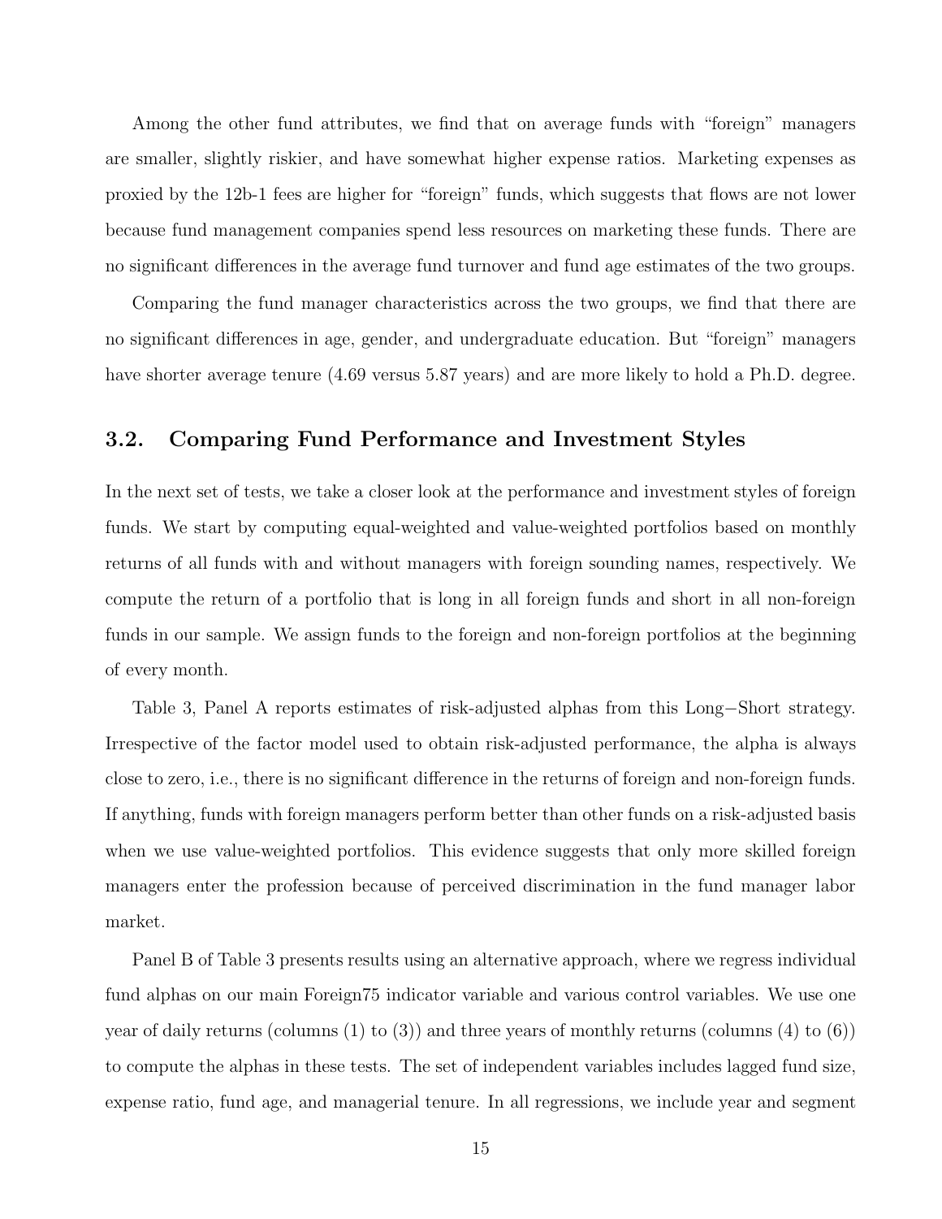Among the other fund attributes, we find that on average funds with "foreign" managers are smaller, slightly riskier, and have somewhat higher expense ratios. Marketing expenses as proxied by the 12b-1 fees are higher for "foreign" funds, which suggests that flows are not lower because fund management companies spend less resources on marketing these funds. There are no significant differences in the average fund turnover and fund age estimates of the two groups.

Comparing the fund manager characteristics across the two groups, we find that there are no significant differences in age, gender, and undergraduate education. But "foreign" managers have shorter average tenure (4.69 versus 5.87 years) and are more likely to hold a Ph.D. degree.

## 3.2. Comparing Fund Performance and Investment Styles

In the next set of tests, we take a closer look at the performance and investment styles of foreign funds. We start by computing equal-weighted and value-weighted portfolios based on monthly returns of all funds with and without managers with foreign sounding names, respectively. We compute the return of a portfolio that is long in all foreign funds and short in all non-foreign funds in our sample. We assign funds to the foreign and non-foreign portfolios at the beginning of every month.

Table 3, Panel A reports estimates of risk-adjusted alphas from this Long−Short strategy. Irrespective of the factor model used to obtain risk-adjusted performance, the alpha is always close to zero, i.e., there is no significant difference in the returns of foreign and non-foreign funds. If anything, funds with foreign managers perform better than other funds on a risk-adjusted basis when we use value-weighted portfolios. This evidence suggests that only more skilled foreign managers enter the profession because of perceived discrimination in the fund manager labor market.

Panel B of Table 3 presents results using an alternative approach, where we regress individual fund alphas on our main Foreign75 indicator variable and various control variables. We use one year of daily returns (columns (1) to (3)) and three years of monthly returns (columns (4) to (6)) to compute the alphas in these tests. The set of independent variables includes lagged fund size, expense ratio, fund age, and managerial tenure. In all regressions, we include year and segment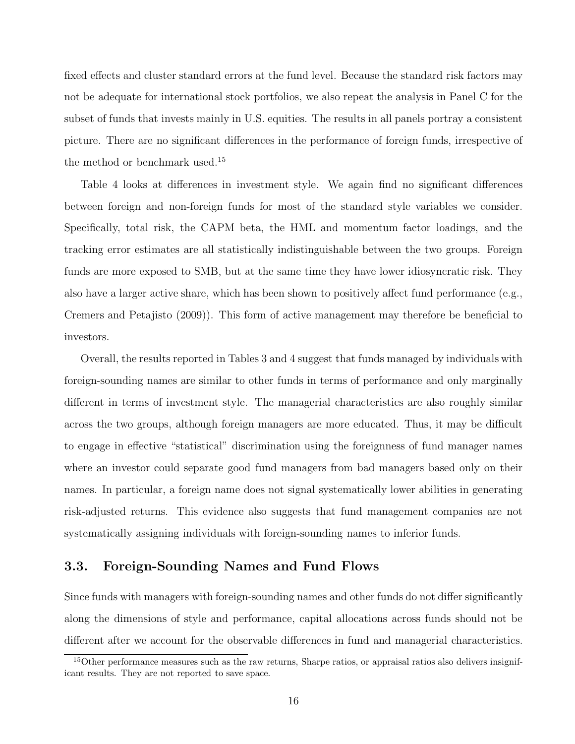fixed effects and cluster standard errors at the fund level. Because the standard risk factors may not be adequate for international stock portfolios, we also repeat the analysis in Panel C for the subset of funds that invests mainly in U.S. equities. The results in all panels portray a consistent picture. There are no significant differences in the performance of foreign funds, irrespective of the method or benchmark used.[15]

Table 4 looks at differences in investment style. We again find no significant differences between foreign and non-foreign funds for most of the standard style variables we consider. Specifically, total risk, the CAPM beta, the HML and momentum factor loadings, and the tracking error estimates are all statistically indistinguishable between the two groups. Foreign funds are more exposed to SMB, but at the same time they have lower idiosyncratic risk. They also have a larger active share, which has been shown to positively affect fund performance (e.g., Cremers and Petajisto (2009)). This form of active management may therefore be beneficial to investors.

Overall, the results reported in Tables 3 and 4 suggest that funds managed by individuals with foreign-sounding names are similar to other funds in terms of performance and only marginally different in terms of investment style. The managerial characteristics are also roughly similar across the two groups, although foreign managers are more educated. Thus, it may be difficult to engage in effective "statistical" discrimination using the foreignness of fund manager names where an investor could separate good fund managers from bad managers based only on their names. In particular, a foreign name does not signal systematically lower abilities in generating risk-adjusted returns. This evidence also suggests that fund management companies are not systematically assigning individuals with foreign-sounding names to inferior funds.

### 3.3. Foreign-Sounding Names and Fund Flows

Since funds with managers with foreign-sounding names and other funds do not differ significantly along the dimensions of style and performance, capital allocations across funds should not be different after we account for the observable differences in fund and managerial characteristics.

[15] Other performance measures such as the raw returns, Sharpe ratios, or appraisal ratios also delivers insignificant results. They are not reported to save space.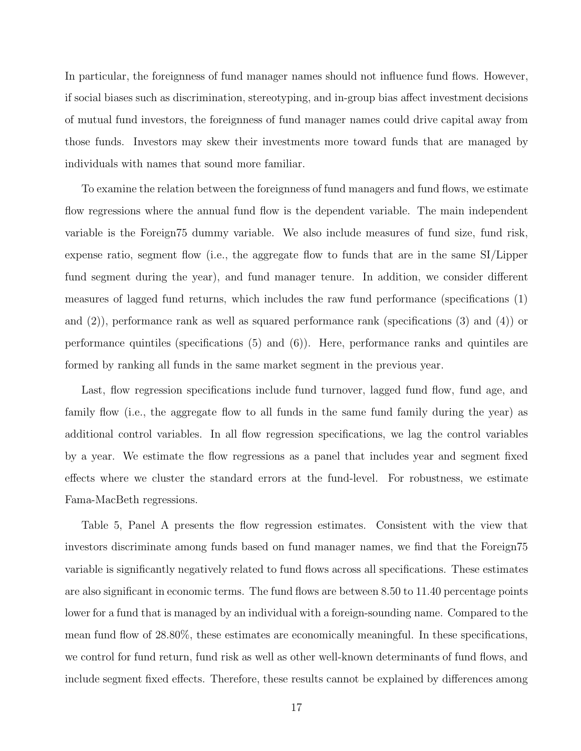In particular, the foreignness of fund manager names should not influence fund flows. However, if social biases such as discrimination, stereotyping, and in-group bias affect investment decisions of mutual fund investors, the foreignness of fund manager names could drive capital away from those funds. Investors may skew their investments more toward funds that are managed by individuals with names that sound more familiar.

To examine the relation between the foreignness of fund managers and fund flows, we estimate flow regressions where the annual fund flow is the dependent variable. The main independent variable is the Foreign75 dummy variable. We also include measures of fund size, fund risk, expense ratio, segment flow (i.e., the aggregate flow to funds that are in the same SI/Lipper fund segment during the year), and fund manager tenure. In addition, we consider different measures of lagged fund returns, which includes the raw fund performance (specifications (1) and (2)), performance rank as well as squared performance rank (specifications (3) and (4)) or performance quintiles (specifications (5) and (6)). Here, performance ranks and quintiles are formed by ranking all funds in the same market segment in the previous year.

Last, flow regression specifications include fund turnover, lagged fund flow, fund age, and family flow (i.e., the aggregate flow to all funds in the same fund family during the year) as additional control variables. In all flow regression specifications, we lag the control variables by a year. We estimate the flow regressions as a panel that includes year and segment fixed effects where we cluster the standard errors at the fund-level. For robustness, we estimate Fama-MacBeth regressions.

Table 5, Panel A presents the flow regression estimates. Consistent with the view that investors discriminate among funds based on fund manager names, we find that the Foreign75 variable is significantly negatively related to fund flows across all specifications. These estimates are also significant in economic terms. The fund flows are between 8.50 to 11.40 percentage points lower for a fund that is managed by an individual with a foreign-sounding name. Compared to the mean fund flow of 28.80%, these estimates are economically meaningful. In these specifications, we control for fund return, fund risk as well as other well-known determinants of fund flows, and include segment fixed effects. Therefore, these results cannot be explained by differences among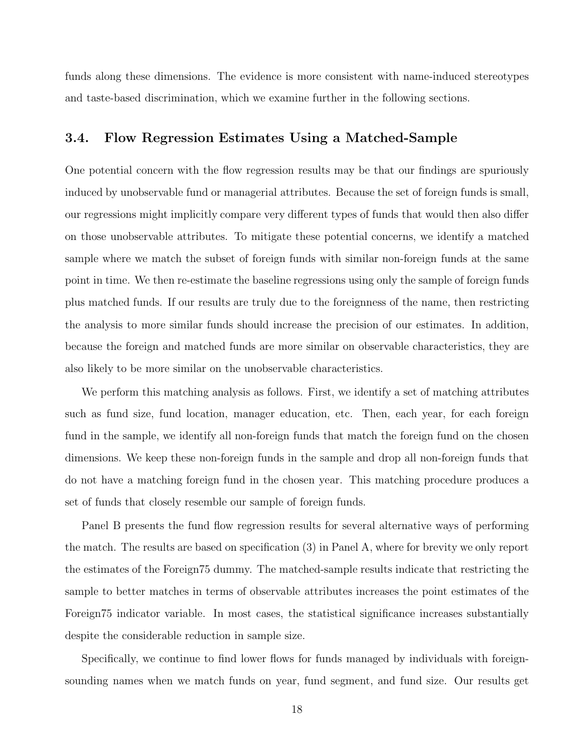funds along these dimensions. The evidence is more consistent with name-induced stereotypes and taste-based discrimination, which we examine further in the following sections.

### 3.4. Flow Regression Estimates Using a Matched-Sample

One potential concern with the flow regression results may be that our findings are spuriously induced by unobservable fund or managerial attributes. Because the set of foreign funds is small, our regressions might implicitly compare very different types of funds that would then also differ on those unobservable attributes. To mitigate these potential concerns, we identify a matched sample where we match the subset of foreign funds with similar non-foreign funds at the same point in time. We then re-estimate the baseline regressions using only the sample of foreign funds plus matched funds. If our results are truly due to the foreignness of the name, then restricting the analysis to more similar funds should increase the precision of our estimates. In addition, because the foreign and matched funds are more similar on observable characteristics, they are also likely to be more similar on the unobservable characteristics.

We perform this matching analysis as follows. First, we identify a set of matching attributes such as fund size, fund location, manager education, etc. Then, each year, for each foreign fund in the sample, we identify all non-foreign funds that match the foreign fund on the chosen dimensions. We keep these non-foreign funds in the sample and drop all non-foreign funds that do not have a matching foreign fund in the chosen year. This matching procedure produces a set of funds that closely resemble our sample of foreign funds.

Panel B presents the fund flow regression results for several alternative ways of performing the match. The results are based on specification (3) in Panel A, where for brevity we only report the estimates of the Foreign75 dummy. The matched-sample results indicate that restricting the sample to better matches in terms of observable attributes increases the point estimates of the Foreign75 indicator variable. In most cases, the statistical significance increases substantially despite the considerable reduction in sample size.

Specifically, we continue to find lower flows for funds managed by individuals with foreign-sounding names when we match funds on year, fund segment, and fund size. Our results get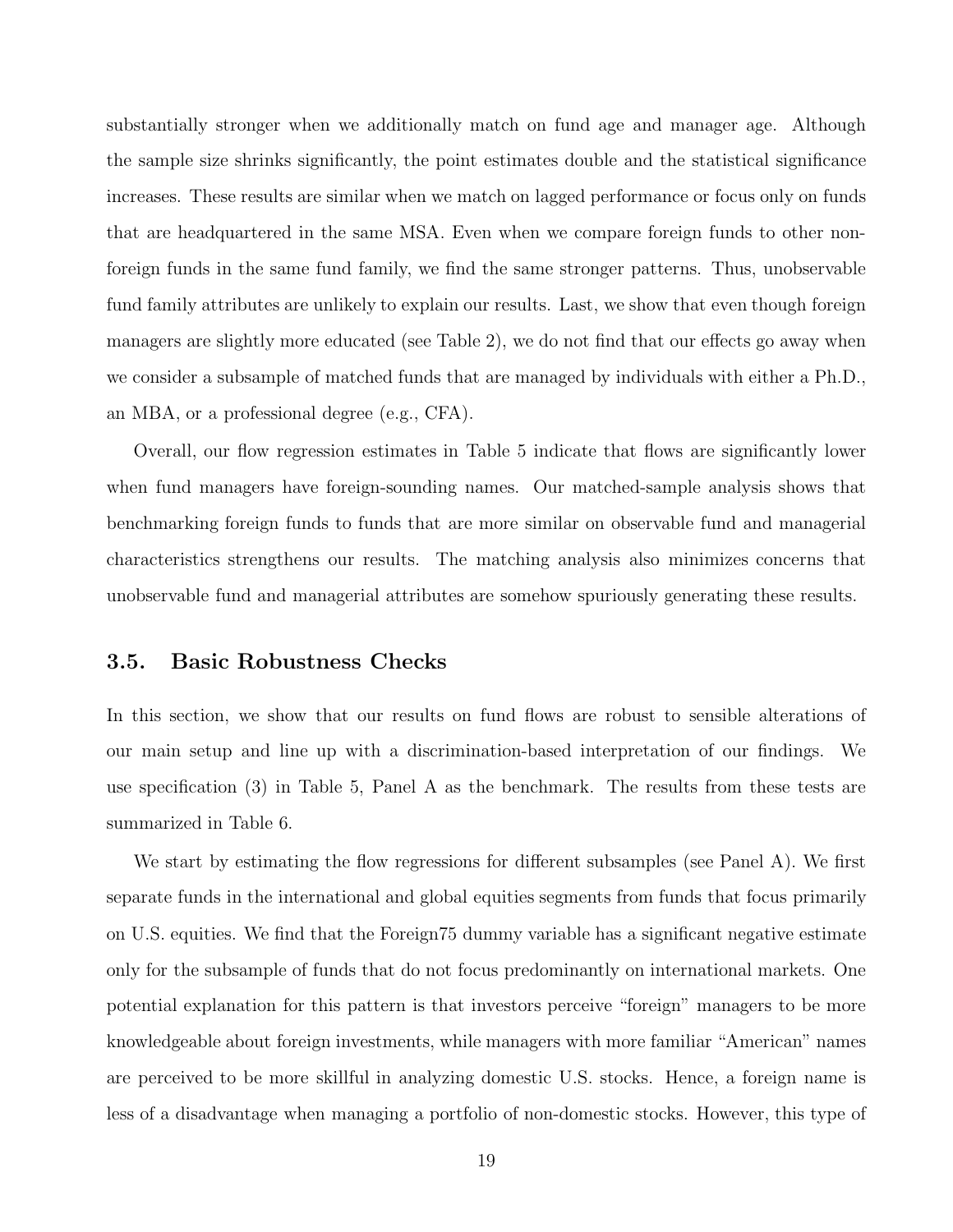substantially stronger when we additionally match on fund age and manager age. Although the sample size shrinks significantly, the point estimates double and the statistical significance increases. These results are similar when we match on lagged performance or focus only on funds that are headquartered in the same MSA. Even when we compare foreign funds to other non-foreign funds in the same fund family, we find the same stronger patterns. Thus, unobservable fund family attributes are unlikely to explain our results. Last, we show that even though foreign managers are slightly more educated (see Table 2), we do not find that our effects go away when we consider a subsample of matched funds that are managed by individuals with either a Ph.D., an MBA, or a professional degree (e.g., CFA).

Overall, our flow regression estimates in Table 5 indicate that flows are significantly lower when fund managers have foreign-sounding names. Our matched-sample analysis shows that benchmarking foreign funds to funds that are more similar on observable fund and managerial characteristics strengthens our results. The matching analysis also minimizes concerns that unobservable fund and managerial attributes are somehow spuriously generating these results.

### 3.5. Basic Robustness Checks

In this section, we show that our results on fund flows are robust to sensible alterations of our main setup and line up with a discrimination-based interpretation of our findings. We use specification (3) in Table 5, Panel A as the benchmark. The results from these tests are summarized in Table 6.

We start by estimating the flow regressions for different subsamples (see Panel A). We first separate funds in the international and global equities segments from funds that focus primarily on U.S. equities. We find that the Foreign75 dummy variable has a significant negative estimate only for the subsample of funds that do not focus predominantly on international markets. One potential explanation for this pattern is that investors perceive "foreign" managers to be more knowledgeable about foreign investments, while managers with more familiar "American" names are perceived to be more skillful in analyzing domestic U.S. stocks. Hence, a foreign name is less of a disadvantage when managing a portfolio of non-domestic stocks. However, this type of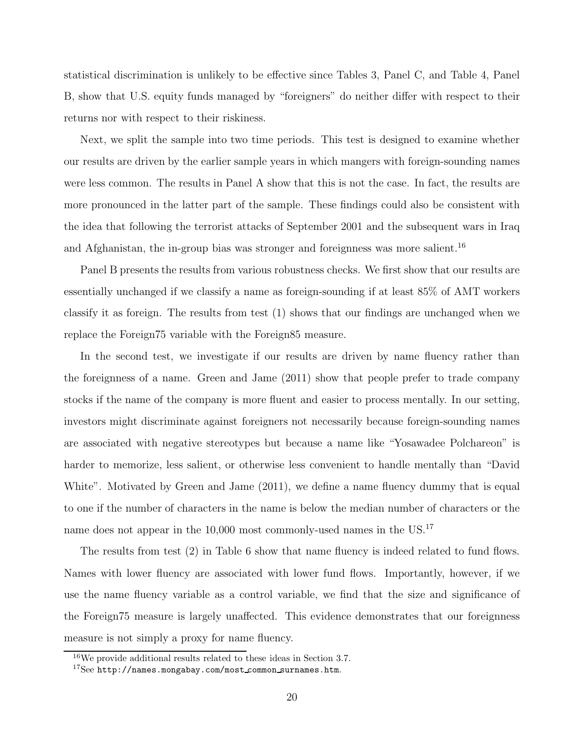statistical discrimination is unlikely to be effective since Tables 3, Panel C, and Table 4, Panel B, show that U.S. equity funds managed by "foreigners" do neither differ with respect to their returns nor with respect to their riskiness.

Next, we split the sample into two time periods. This test is designed to examine whether our results are driven by the earlier sample years in which mangers with foreign-sounding names were less common. The results in Panel A show that this is not the case. In fact, the results are more pronounced in the latter part of the sample. These findings could also be consistent with the idea that following the terrorist attacks of September 2001 and the subsequent wars in Iraq and Afghanistan, the in-group bias was stronger and foreignness was more salient.[16]

Panel B presents the results from various robustness checks. We first show that our results are essentially unchanged if we classify a name as foreign-sounding if at least 85% of AMT workers classify it as foreign. The results from test (1) shows that our findings are unchanged when we replace the Foreign75 variable with the Foreign85 measure.

In the second test, we investigate if our results are driven by name fluency rather than the foreignness of a name. Green and Jame (2011) show that people prefer to trade company stocks if the name of the company is more fluent and easier to process mentally. In our setting, investors might discriminate against foreigners not necessarily because foreign-sounding names are associated with negative stereotypes but because a name like "Yosawadee Polchareon" is harder to memorize, less salient, or otherwise less convenient to handle mentally than "David White". Motivated by Green and Jame (2011), we define a name fluency dummy that is equal to one if the number of characters in the name is below the median number of characters or the name does not appear in the 10,000 most commonly-used names in the US.[17]

The results from test (2) in Table 6 show that name fluency is indeed related to fund flows. Names with lower fluency are associated with lower fund flows. Importantly, however, if we use the name fluency variable as a control variable, we find that the size and significance of the Foreign75 measure is largely unaffected. This evidence demonstrates that our foreignness measure is not simply a proxy for name fluency.

[16] We provide additional results related to these ideas in Section 3.7.

[17] See `http://names.mongabay.com/most_common_surnames.htm`.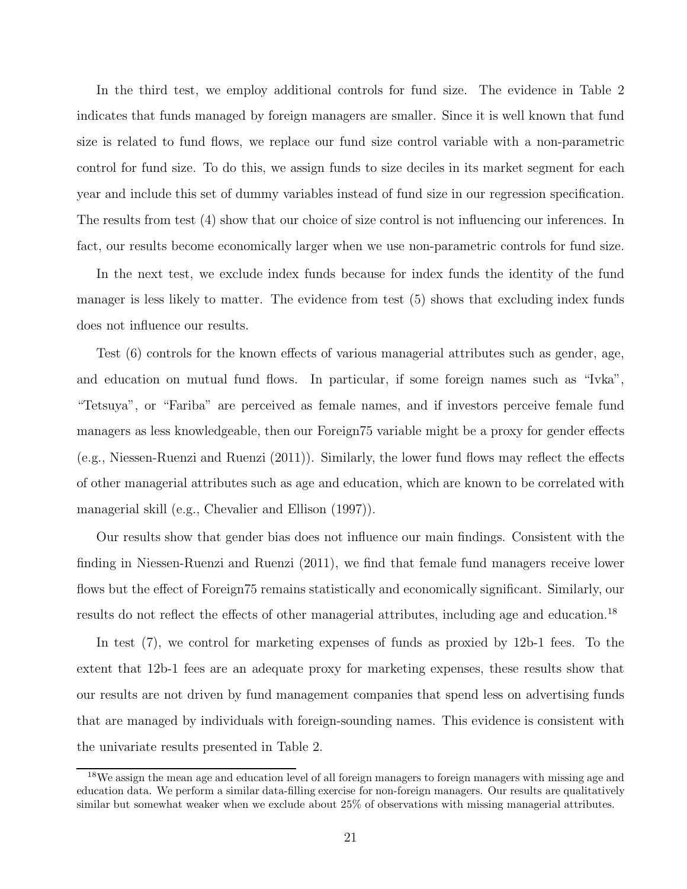In the third test, we employ additional controls for fund size. The evidence in Table 2 indicates that funds managed by foreign managers are smaller. Since it is well known that fund size is related to fund flows, we replace our fund size control variable with a non-parametric control for fund size. To do this, we assign funds to size deciles in its market segment for each year and include this set of dummy variables instead of fund size in our regression specification. The results from test (4) show that our choice of size control is not influencing our inferences. In fact, our results become economically larger when we use non-parametric controls for fund size.

In the next test, we exclude index funds because for index funds the identity of the fund manager is less likely to matter. The evidence from test (5) shows that excluding index funds does not influence our results.

Test (6) controls for the known effects of various managerial attributes such as gender, age, and education on mutual fund flows. In particular, if some foreign names such as "Ivka", "Tetsuya", or "Fariba" are perceived as female names, and if investors perceive female fund managers as less knowledgeable, then our Foreign75 variable might be a proxy for gender effects (e.g., Niessen-Ruenzi and Ruenzi (2011)). Similarly, the lower fund flows may reflect the effects of other managerial attributes such as age and education, which are known to be correlated with managerial skill (e.g., Chevalier and Ellison (1997)).

Our results show that gender bias does not influence our main findings. Consistent with the finding in Niessen-Ruenzi and Ruenzi (2011), we find that female fund managers receive lower flows but the effect of Foreign75 remains statistically and economically significant. Similarly, our results do not reflect the effects of other managerial attributes, including age and education.[18]

In test (7), we control for marketing expenses of funds as proxied by 12b-1 fees. To the extent that 12b-1 fees are an adequate proxy for marketing expenses, these results show that our results are not driven by fund management companies that spend less on advertising funds that are managed by individuals with foreign-sounding names. This evidence is consistent with the univariate results presented in Table 2.

[18] We assign the mean age and education level of all foreign managers to foreign managers with missing age and education data. We perform a similar data-filling exercise for non-foreign managers. Our results are qualitatively similar but somewhat weaker when we exclude about 25% of observations with missing managerial attributes.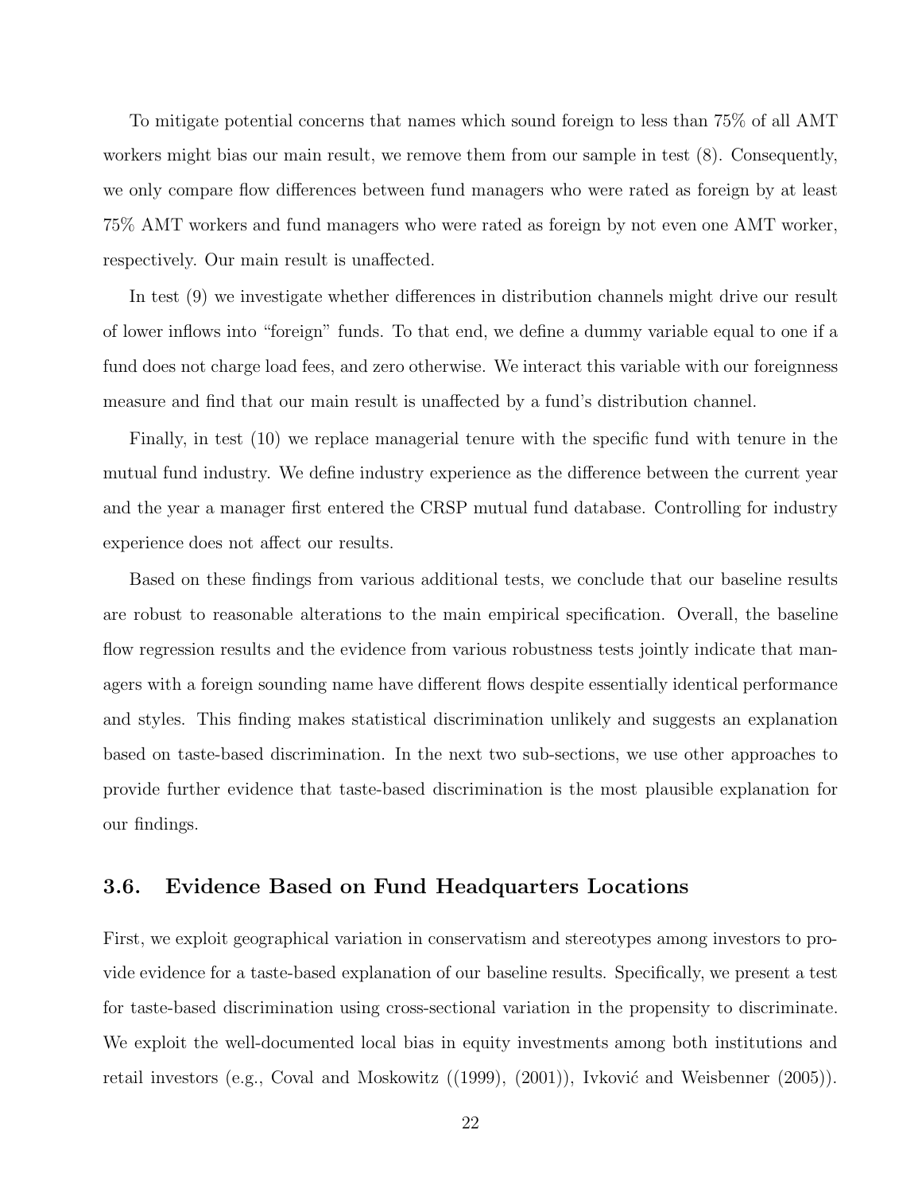To mitigate potential concerns that names which sound foreign to less than 75% of all AMT workers might bias our main result, we remove them from our sample in test (8). Consequently, we only compare flow differences between fund managers who were rated as foreign by at least 75% AMT workers and fund managers who were rated as foreign by not even one AMT worker, respectively. Our main result is unaffected.

In test (9) we investigate whether differences in distribution channels might drive our result of lower inflows into "foreign" funds. To that end, we define a dummy variable equal to one if a fund does not charge load fees, and zero otherwise. We interact this variable with our foreignness measure and find that our main result is unaffected by a fund's distribution channel.

Finally, in test (10) we replace managerial tenure with the specific fund with tenure in the mutual fund industry. We define industry experience as the difference between the current year and the year a manager first entered the CRSP mutual fund database. Controlling for industry experience does not affect our results.

Based on these findings from various additional tests, we conclude that our baseline results are robust to reasonable alterations to the main empirical specification. Overall, the baseline flow regression results and the evidence from various robustness tests jointly indicate that managers with a foreign sounding name have different flows despite essentially identical performance and styles. This finding makes statistical discrimination unlikely and suggests an explanation based on taste-based discrimination. In the next two sub-sections, we use other approaches to provide further evidence that taste-based discrimination is the most plausible explanation for our findings.

### 3.6. Evidence Based on Fund Headquarters Locations

First, we exploit geographical variation in conservatism and stereotypes among investors to provide evidence for a taste-based explanation of our baseline results. Specifically, we present a test for taste-based discrimination using cross-sectional variation in the propensity to discriminate. We exploit the well-documented local bias in equity investments among both institutions and retail investors (e.g., Coval and Moskowitz ((1999), (2001)), Ivković and Weisbenner (2005)).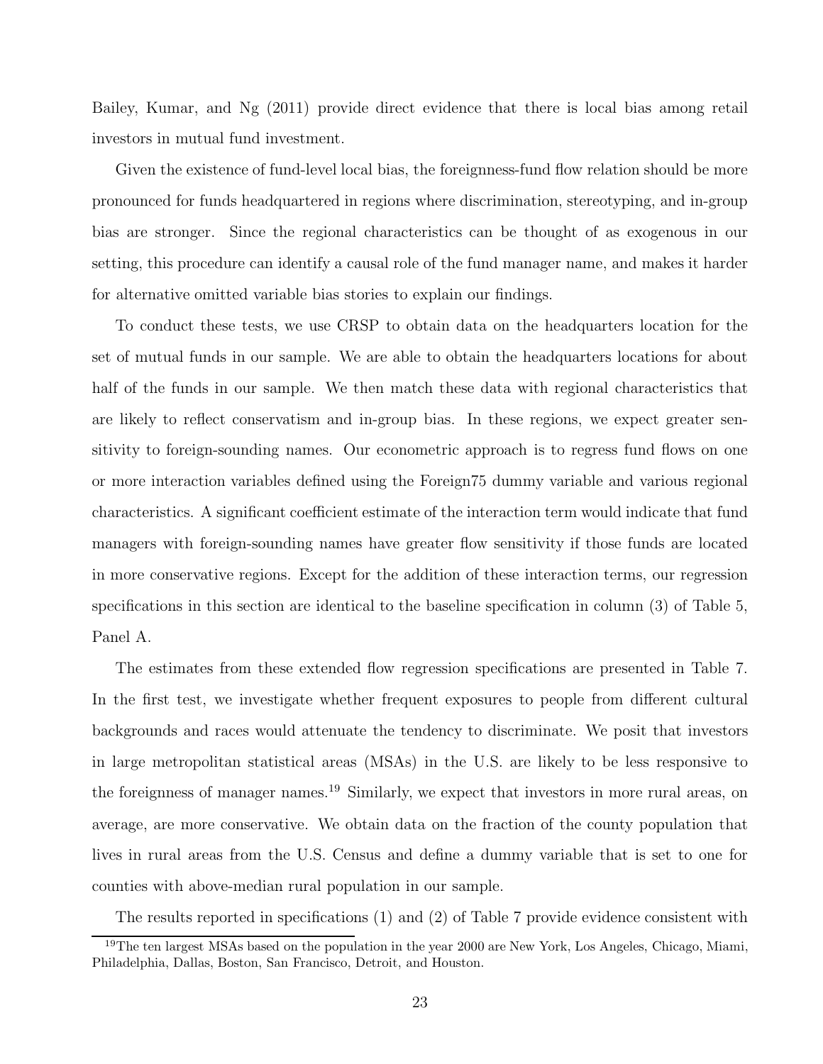Bailey, Kumar, and Ng (2011) provide direct evidence that there is local bias among retail investors in mutual fund investment.

Given the existence of fund-level local bias, the foreignness-fund flow relation should be more pronounced for funds headquartered in regions where discrimination, stereotyping, and in-group bias are stronger. Since the regional characteristics can be thought of as exogenous in our setting, this procedure can identify a causal role of the fund manager name, and makes it harder for alternative omitted variable bias stories to explain our findings.

To conduct these tests, we use CRSP to obtain data on the headquarters location for the set of mutual funds in our sample. We are able to obtain the headquarters locations for about half of the funds in our sample. We then match these data with regional characteristics that are likely to reflect conservatism and in-group bias. In these regions, we expect greater sensitivity to foreign-sounding names. Our econometric approach is to regress fund flows on one or more interaction variables defined using the Foreign75 dummy variable and various regional characteristics. A significant coefficient estimate of the interaction term would indicate that fund managers with foreign-sounding names have greater flow sensitivity if those funds are located in more conservative regions. Except for the addition of these interaction terms, our regression specifications in this section are identical to the baseline specification in column (3) of Table 5, Panel A.

The estimates from these extended flow regression specifications are presented in Table 7. In the first test, we investigate whether frequent exposures to people from different cultural backgrounds and races would attenuate the tendency to discriminate. We posit that investors in large metropolitan statistical areas (MSAs) in the U.S. are likely to be less responsive to the foreignness of manager names.[19] Similarly, we expect that investors in more rural areas, on average, are more conservative. We obtain data on the fraction of the county population that lives in rural areas from the U.S. Census and define a dummy variable that is set to one for counties with above-median rural population in our sample.

The results reported in specifications (1) and (2) of Table 7 provide evidence consistent with

[19] The ten largest MSAs based on the population in the year 2000 are New York, Los Angeles, Chicago, Miami, Philadelphia, Dallas, Boston, San Francisco, Detroit, and Houston.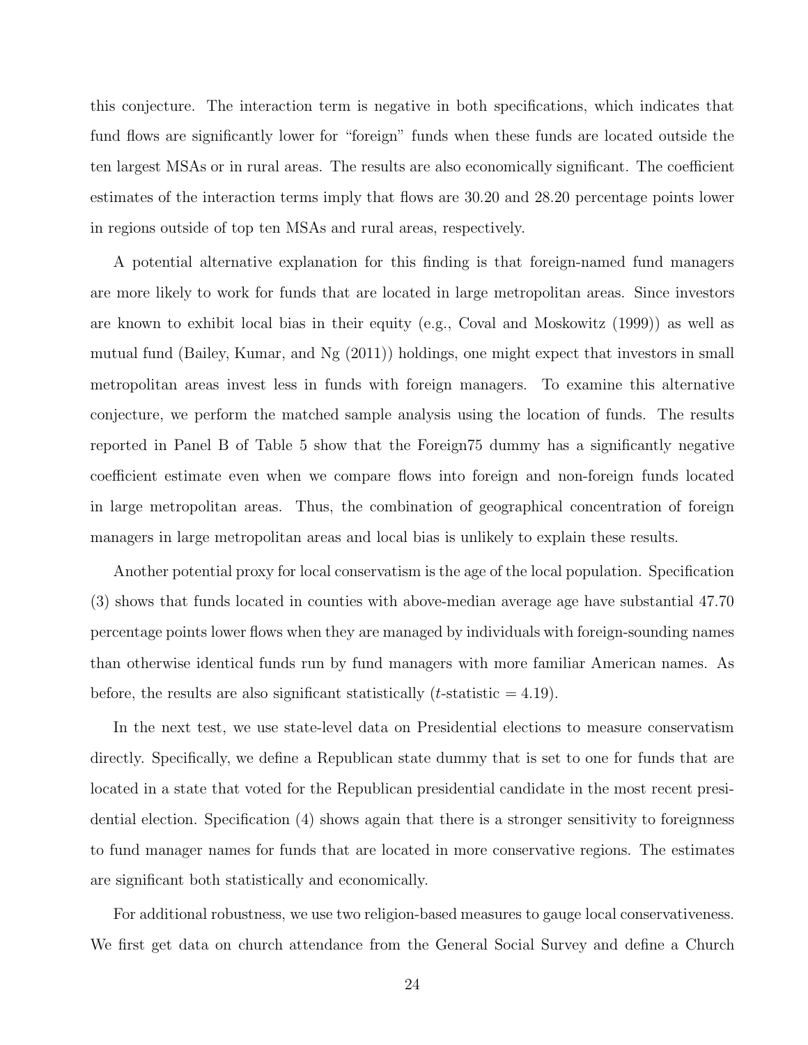this conjecture. The interaction term is negative in both specifications, which indicates that fund flows are significantly lower for "foreign" funds when these funds are located outside the ten largest MSAs or in rural areas. The results are also economically significant. The coefficient estimates of the interaction terms imply that flows are 30.20 and 28.20 percentage points lower in regions outside of top ten MSAs and rural areas, respectively.

A potential alternative explanation for this finding is that foreign-named fund managers are more likely to work for funds that are located in large metropolitan areas. Since investors are known to exhibit local bias in their equity (e.g., Coval and Moskowitz (1999)) as well as mutual fund (Bailey, Kumar, and Ng (2011)) holdings, one might expect that investors in small metropolitan areas invest less in funds with foreign managers. To examine this alternative conjecture, we perform the matched sample analysis using the location of funds. The results reported in Panel B of Table 5 show that the Foreign75 dummy has a significantly negative coefficient estimate even when we compare flows into foreign and non-foreign funds located in large metropolitan areas. Thus, the combination of geographical concentration of foreign managers in large metropolitan areas and local bias is unlikely to explain these results.

Another potential proxy for local conservatism is the age of the local population. Specification (3) shows that funds located in counties with above-median average age have substantial 47.70 percentage points lower flows when they are managed by individuals with foreign-sounding names than otherwise identical funds run by fund managers with more familiar American names. As before, the results are also significant statistically ($t$-statistic = 4.19).

In the next test, we use state-level data on Presidential elections to measure conservatism directly. Specifically, we define a Republican state dummy that is set to one for funds that are located in a state that voted for the Republican presidential candidate in the most recent presidential election. Specification (4) shows again that there is a stronger sensitivity to foreignness to fund manager names for funds that are located in more conservative regions. The estimates are significant both statistically and economically.

For additional robustness, we use two religion-based measures to gauge local conservativeness. We first get data on church attendance from the General Social Survey and define a Church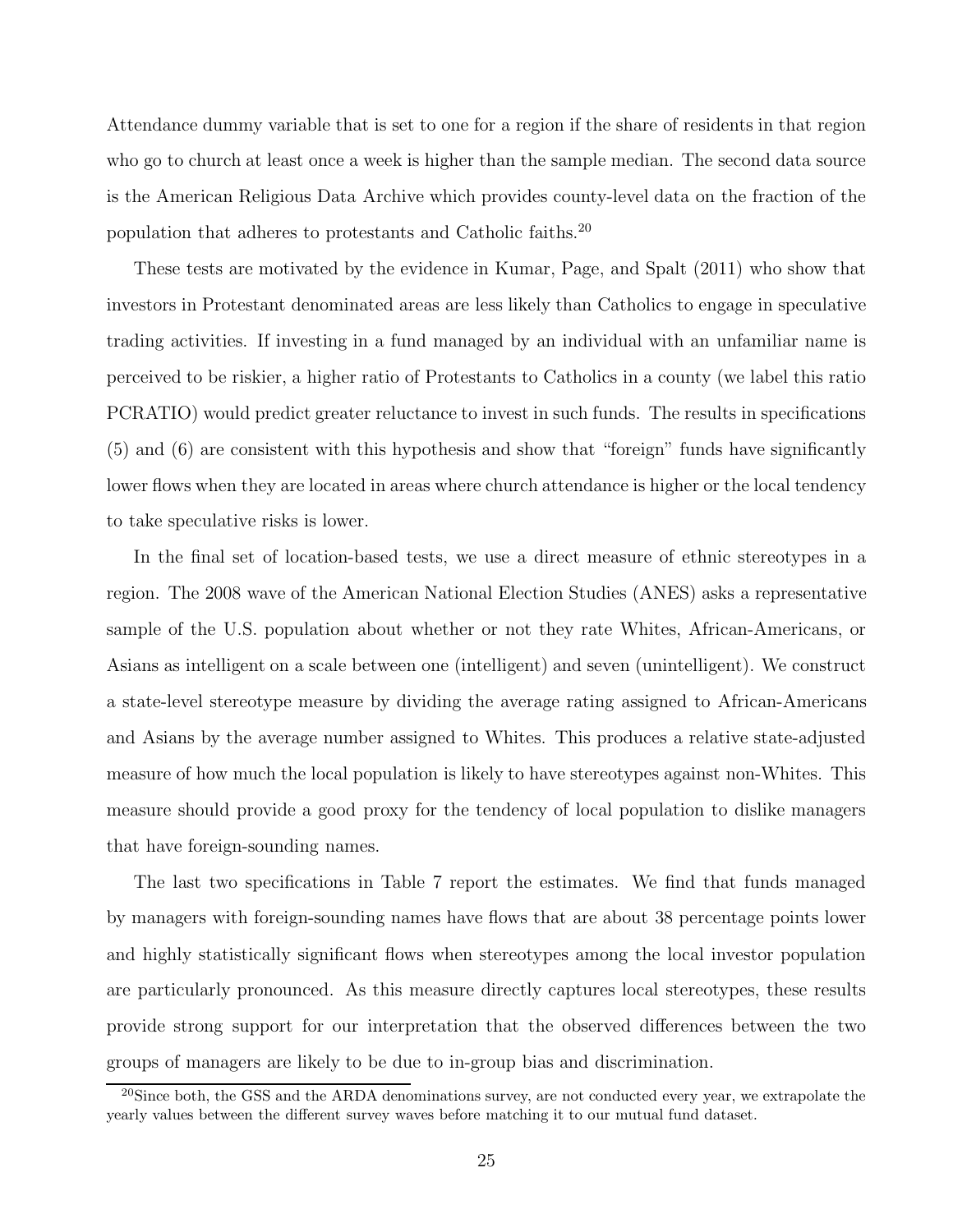Attendance dummy variable that is set to one for a region if the share of residents in that region who go to church at least once a week is higher than the sample median. The second data source is the American Religious Data Archive which provides county-level data on the fraction of the population that adheres to protestants and Catholic faiths.[20]

These tests are motivated by the evidence in Kumar, Page, and Spalt (2011) who show that investors in Protestant denominated areas are less likely than Catholics to engage in speculative trading activities. If investing in a fund managed by an individual with an unfamiliar name is perceived to be riskier, a higher ratio of Protestants to Catholics in a county (we label this ratio PCRATIO) would predict greater reluctance to invest in such funds. The results in specifications (5) and (6) are consistent with this hypothesis and show that "foreign" funds have significantly lower flows when they are located in areas where church attendance is higher or the local tendency to take speculative risks is lower.

In the final set of location-based tests, we use a direct measure of ethnic stereotypes in a region. The 2008 wave of the American National Election Studies (ANES) asks a representative sample of the U.S. population about whether or not they rate Whites, African-Americans, or Asians as intelligent on a scale between one (intelligent) and seven (unintelligent). We construct a state-level stereotype measure by dividing the average rating assigned to African-Americans and Asians by the average number assigned to Whites. This produces a relative state-adjusted measure of how much the local population is likely to have stereotypes against non-Whites. This measure should provide a good proxy for the tendency of local population to dislike managers that have foreign-sounding names.

The last two specifications in Table 7 report the estimates. We find that funds managed by managers with foreign-sounding names have flows that are about 38 percentage points lower and highly statistically significant flows when stereotypes among the local investor population are particularly pronounced. As this measure directly captures local stereotypes, these results provide strong support for our interpretation that the observed differences between the two groups of managers are likely to be due to in-group bias and discrimination.

[20] Since both, the GSS and the ARDA denominations survey, are not conducted every year, we extrapolate the yearly values between the different survey waves before matching it to our mutual fund dataset.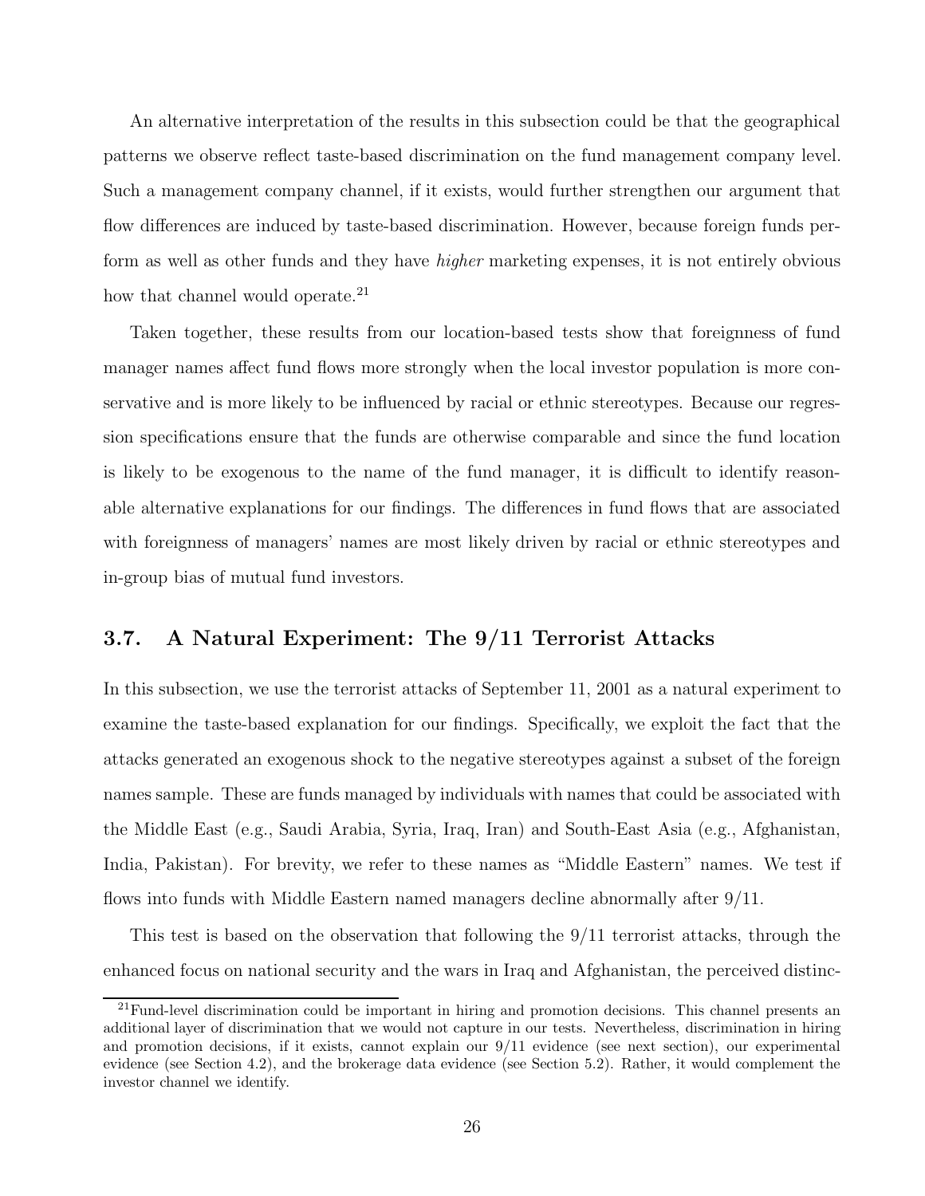An alternative interpretation of the results in this subsection could be that the geographical patterns we observe reflect taste-based discrimination on the fund management company level. Such a management company channel, if it exists, would further strengthen our argument that flow differences are induced by taste-based discrimination. However, because foreign funds perform as well as other funds and they have *higher* marketing expenses, it is not entirely obvious how that channel would operate.[21]

Taken together, these results from our location-based tests show that foreignness of fund manager names affect fund flows more strongly when the local investor population is more conservative and is more likely to be influenced by racial or ethnic stereotypes. Because our regression specifications ensure that the funds are otherwise comparable and since the fund location is likely to be exogenous to the name of the fund manager, it is difficult to identify reasonable alternative explanations for our findings. The differences in fund flows that are associated with foreignness of managers' names are most likely driven by racial or ethnic stereotypes and in-group bias of mutual fund investors.

### 3.7. A Natural Experiment: The 9/11 Terrorist Attacks

In this subsection, we use the terrorist attacks of September 11, 2001 as a natural experiment to examine the taste-based explanation for our findings. Specifically, we exploit the fact that the attacks generated an exogenous shock to the negative stereotypes against a subset of the foreign names sample. These are funds managed by individuals with names that could be associated with the Middle East (e.g., Saudi Arabia, Syria, Iraq, Iran) and South-East Asia (e.g., Afghanistan, India, Pakistan). For brevity, we refer to these names as "Middle Eastern" names. We test if flows into funds with Middle Eastern named managers decline abnormally after 9/11.

This test is based on the observation that following the 9/11 terrorist attacks, through the enhanced focus on national security and the wars in Iraq and Afghanistan, the perceived distinc-

[21] Fund-level discrimination could be important in hiring and promotion decisions. This channel presents an additional layer of discrimination that we would not capture in our tests. Nevertheless, discrimination in hiring and promotion decisions, if it exists, cannot explain our 9/11 evidence (see next section), our experimental evidence (see Section 4.2), and the brokerage data evidence (see Section 5.2). Rather, it would complement the investor channel we identify.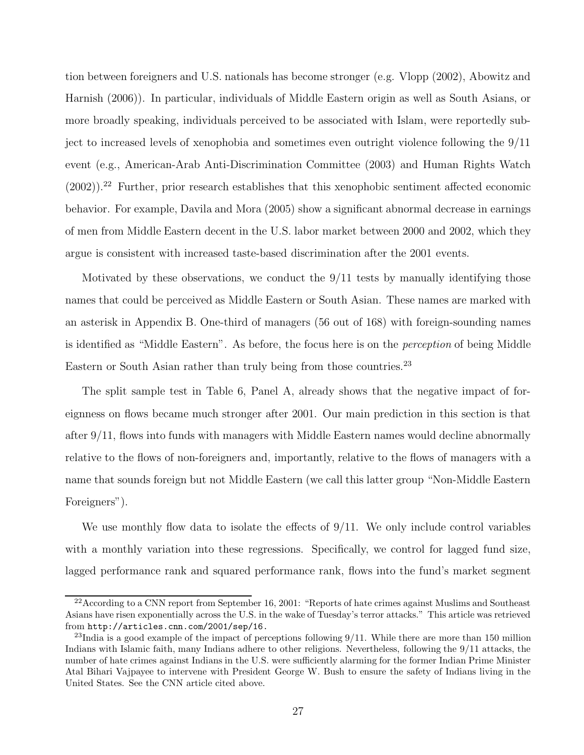tion between foreigners and U.S. nationals has become stronger (e.g. Vlopp (2002), Abowitz and Harnish (2006)). In particular, individuals of Middle Eastern origin as well as South Asians, or more broadly speaking, individuals perceived to be associated with Islam, were reportedly subject to increased levels of xenophobia and sometimes even outright violence following the 9/11 event (e.g., American-Arab Anti-Discrimination Committee (2003) and Human Rights Watch (2002)).[22] Further, prior research establishes that this xenophobic sentiment affected economic behavior. For example, Davila and Mora (2005) show a significant abnormal decrease in earnings of men from Middle Eastern decent in the U.S. labor market between 2000 and 2002, which they argue is consistent with increased taste-based discrimination after the 2001 events.

Motivated by these observations, we conduct the 9/11 tests by manually identifying those names that could be perceived as Middle Eastern or South Asian. These names are marked with an asterisk in Appendix B. One-third of managers (56 out of 168) with foreign-sounding names is identified as "Middle Eastern". As before, the focus here is on the *perception* of being Middle Eastern or South Asian rather than truly being from those countries.[23]

The split sample test in Table 6, Panel A, already shows that the negative impact of foreignness on flows became much stronger after 2001. Our main prediction in this section is that after 9/11, flows into funds with managers with Middle Eastern names would decline abnormally relative to the flows of non-foreigners and, importantly, relative to the flows of managers with a name that sounds foreign but not Middle Eastern (we call this latter group "Non-Middle Eastern Foreigners").

We use monthly flow data to isolate the effects of 9/11. We only include control variables with a monthly variation into these regressions. Specifically, we control for lagged fund size, lagged performance rank and squared performance rank, flows into the fund's market segment

[22] According to a CNN report from September 16, 2001: "Reports of hate crimes against Muslims and Southeast Asians have risen exponentially across the U.S. in the wake of Tuesday's terror attacks." This article was retrieved from http://articles.cnn.com/2001/sep/16.

[23] India is a good example of the impact of perceptions following 9/11. While there are more than 150 million Indians with Islamic faith, many Indians adhere to other religions. Nevertheless, following the 9/11 attacks, the number of hate crimes against Indians in the U.S. were sufficiently alarming for the former Indian Prime Minister Atal Bihari Vajpayee to intervene with President George W. Bush to ensure the safety of Indians living in the United States. See the CNN article cited above.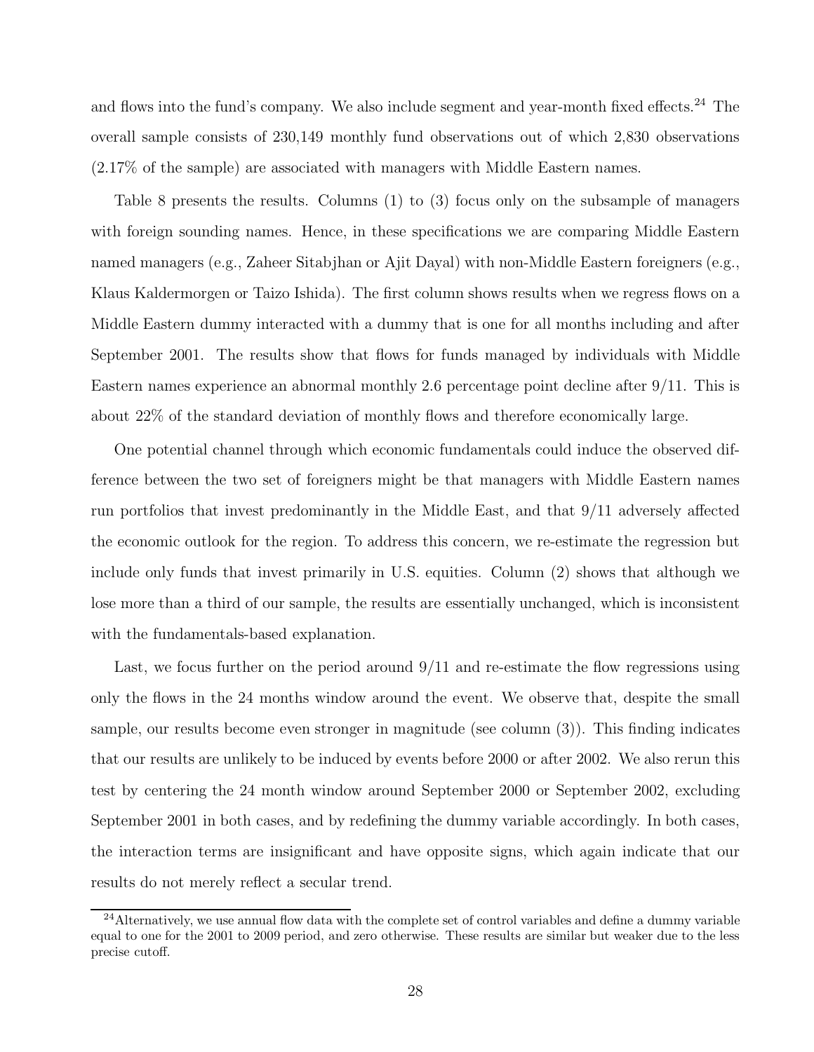and flows into the fund's company. We also include segment and year-month fixed effects.[24] The overall sample consists of 230,149 monthly fund observations out of which 2,830 observations (2.17% of the sample) are associated with managers with Middle Eastern names.

Table 8 presents the results. Columns (1) to (3) focus only on the subsample of managers with foreign sounding names. Hence, in these specifications we are comparing Middle Eastern named managers (e.g., Zaheer Sitabjhan or Ajit Dayal) with non-Middle Eastern foreigners (e.g., Klaus Kaldermorgen or Taizo Ishida). The first column shows results when we regress flows on a Middle Eastern dummy interacted with a dummy that is one for all months including and after September 2001. The results show that flows for funds managed by individuals with Middle Eastern names experience an abnormal monthly 2.6 percentage point decline after 9/11. This is about 22% of the standard deviation of monthly flows and therefore economically large.

One potential channel through which economic fundamentals could induce the observed difference between the two set of foreigners might be that managers with Middle Eastern names run portfolios that invest predominantly in the Middle East, and that 9/11 adversely affected the economic outlook for the region. To address this concern, we re-estimate the regression but include only funds that invest primarily in U.S. equities. Column (2) shows that although we lose more than a third of our sample, the results are essentially unchanged, which is inconsistent with the fundamentals-based explanation.

Last, we focus further on the period around 9/11 and re-estimate the flow regressions using only the flows in the 24 months window around the event. We observe that, despite the small sample, our results become even stronger in magnitude (see column (3)). This finding indicates that our results are unlikely to be induced by events before 2000 or after 2002. We also rerun this test by centering the 24 month window around September 2000 or September 2002, excluding September 2001 in both cases, and by redefining the dummy variable accordingly. In both cases, the interaction terms are insignificant and have opposite signs, which again indicate that our results do not merely reflect a secular trend.

[24] Alternatively, we use annual flow data with the complete set of control variables and define a dummy variable equal to one for the 2001 to 2009 period, and zero otherwise. These results are similar but weaker due to the less precise cutoff.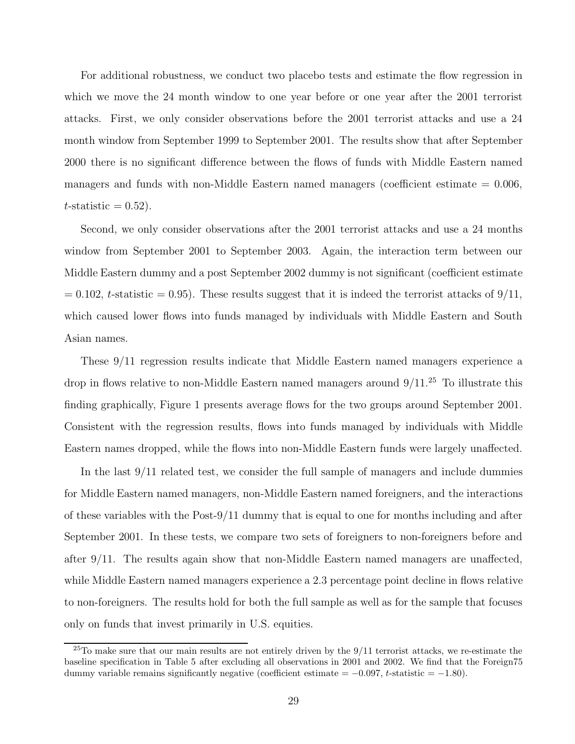For additional robustness, we conduct two placebo tests and estimate the flow regression in which we move the 24 month window to one year before or one year after the 2001 terrorist attacks. First, we only consider observations before the 2001 terrorist attacks and use a 24 month window from September 1999 to September 2001. The results show that after September 2000 there is no significant difference between the flows of funds with Middle Eastern named managers and funds with non-Middle Eastern named managers (coefficient estimate = 0.006, $t$-statistic = 0.52).

Second, we only consider observations after the 2001 terrorist attacks and use a 24 months window from September 2001 to September 2003. Again, the interaction term between our Middle Eastern dummy and a post September 2002 dummy is not significant (coefficient estimate = 0.102, $t$-statistic = 0.95). These results suggest that it is indeed the terrorist attacks of 9/11, which caused lower flows into funds managed by individuals with Middle Eastern and South Asian names.

These 9/11 regression results indicate that Middle Eastern named managers experience a drop in flows relative to non-Middle Eastern named managers around 9/11.[25] To illustrate this finding graphically, Figure 1 presents average flows for the two groups around September 2001. Consistent with the regression results, flows into funds managed by individuals with Middle Eastern names dropped, while the flows into non-Middle Eastern funds were largely unaffected.

In the last 9/11 related test, we consider the full sample of managers and include dummies for Middle Eastern named managers, non-Middle Eastern named foreigners, and the interactions of these variables with the Post-9/11 dummy that is equal to one for months including and after September 2001. In these tests, we compare two sets of foreigners to non-foreigners before and after 9/11. The results again show that non-Middle Eastern named managers are unaffected, while Middle Eastern named managers experience a 2.3 percentage point decline in flows relative to non-foreigners. The results hold for both the full sample as well as for the sample that focuses only on funds that invest primarily in U.S. equities.

[25] To make sure that our main results are not entirely driven by the 9/11 terrorist attacks, we re-estimate the baseline specification in Table 5 after excluding all observations in 2001 and 2002. We find that the Foreign75 dummy variable remains significantly negative (coefficient estimate = −0.097, $t$-statistic = −1.80).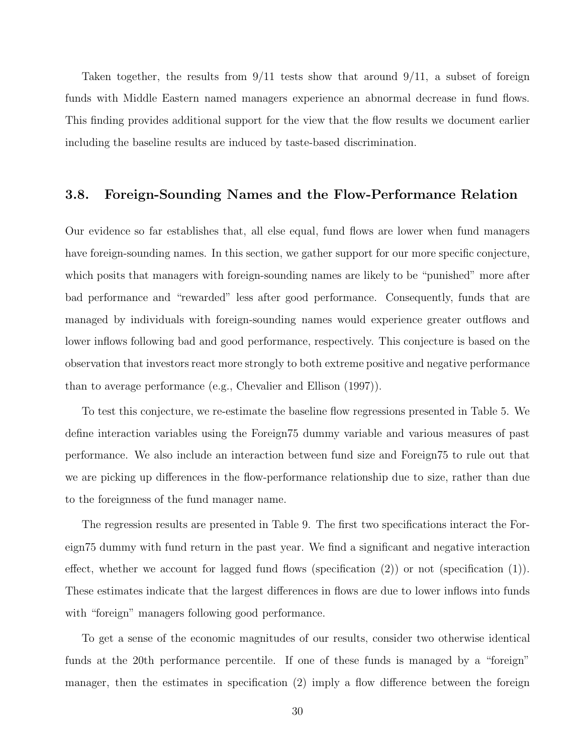Taken together, the results from 9/11 tests show that around 9/11, a subset of foreign funds with Middle Eastern named managers experience an abnormal decrease in fund flows. This finding provides additional support for the view that the flow results we document earlier including the baseline results are induced by taste-based discrimination.

### 3.8. Foreign-Sounding Names and the Flow-Performance Relation

Our evidence so far establishes that, all else equal, fund flows are lower when fund managers have foreign-sounding names. In this section, we gather support for our more specific conjecture, which posits that managers with foreign-sounding names are likely to be "punished" more after bad performance and "rewarded" less after good performance. Consequently, funds that are managed by individuals with foreign-sounding names would experience greater outflows and lower inflows following bad and good performance, respectively. This conjecture is based on the observation that investors react more strongly to both extreme positive and negative performance than to average performance (e.g., Chevalier and Ellison (1997)).

To test this conjecture, we re-estimate the baseline flow regressions presented in Table 5. We define interaction variables using the Foreign75 dummy variable and various measures of past performance. We also include an interaction between fund size and Foreign75 to rule out that we are picking up differences in the flow-performance relationship due to size, rather than due to the foreignness of the fund manager name.

The regression results are presented in Table 9. The first two specifications interact the Foreign75 dummy with fund return in the past year. We find a significant and negative interaction effect, whether we account for lagged fund flows (specification (2)) or not (specification (1)). These estimates indicate that the largest differences in flows are due to lower inflows into funds with "foreign" managers following good performance.

To get a sense of the economic magnitudes of our results, consider two otherwise identical funds at the 20th performance percentile. If one of these funds is managed by a "foreign" manager, then the estimates in specification (2) imply a flow difference between the foreign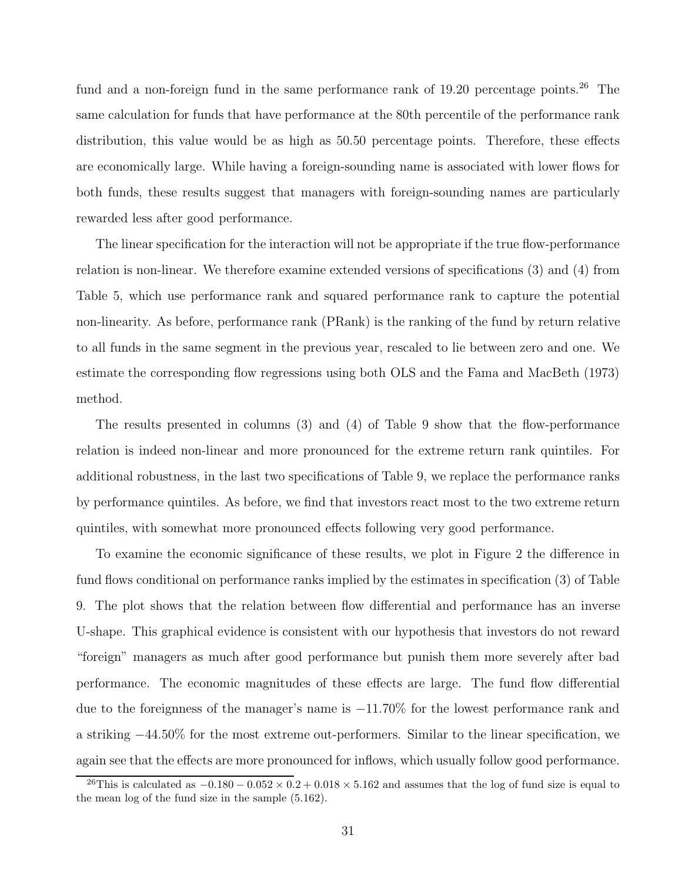fund and a non-foreign fund in the same performance rank of 19.20 percentage points.[26] The same calculation for funds that have performance at the 80th percentile of the performance rank distribution, this value would be as high as 50.50 percentage points. Therefore, these effects are economically large. While having a foreign-sounding name is associated with lower flows for both funds, these results suggest that managers with foreign-sounding names are particularly rewarded less after good performance.

The linear specification for the interaction will not be appropriate if the true flow-performance relation is non-linear. We therefore examine extended versions of specifications (3) and (4) from Table 5, which use performance rank and squared performance rank to capture the potential non-linearity. As before, performance rank (PRank) is the ranking of the fund by return relative to all funds in the same segment in the previous year, rescaled to lie between zero and one. We estimate the corresponding flow regressions using both OLS and the Fama and MacBeth (1973) method.

The results presented in columns (3) and (4) of Table 9 show that the flow-performance relation is indeed non-linear and more pronounced for the extreme return rank quintiles. For additional robustness, in the last two specifications of Table 9, we replace the performance ranks by performance quintiles. As before, we find that investors react most to the two extreme return quintiles, with somewhat more pronounced effects following very good performance.

To examine the economic significance of these results, we plot in Figure 2 the difference in fund flows conditional on performance ranks implied by the estimates in specification (3) of Table 9. The plot shows that the relation between flow differential and performance has an inverse U-shape. This graphical evidence is consistent with our hypothesis that investors do not reward "foreign" managers as much after good performance but punish them more severely after bad performance. The economic magnitudes of these effects are large. The fund flow differential due to the foreignness of the manager's name is $-11.70\%$ for the lowest performance rank and a striking $-44.50\%$ for the most extreme out-performers. Similar to the linear specification, we again see that the effects are more pronounced for inflows, which usually follow good performance.

[26] This is calculated as $-0.180 - 0.052 \times 0.2 + 0.018 \times 5.162$ and assumes that the log of fund size is equal to the mean log of the fund size in the sample (5.162).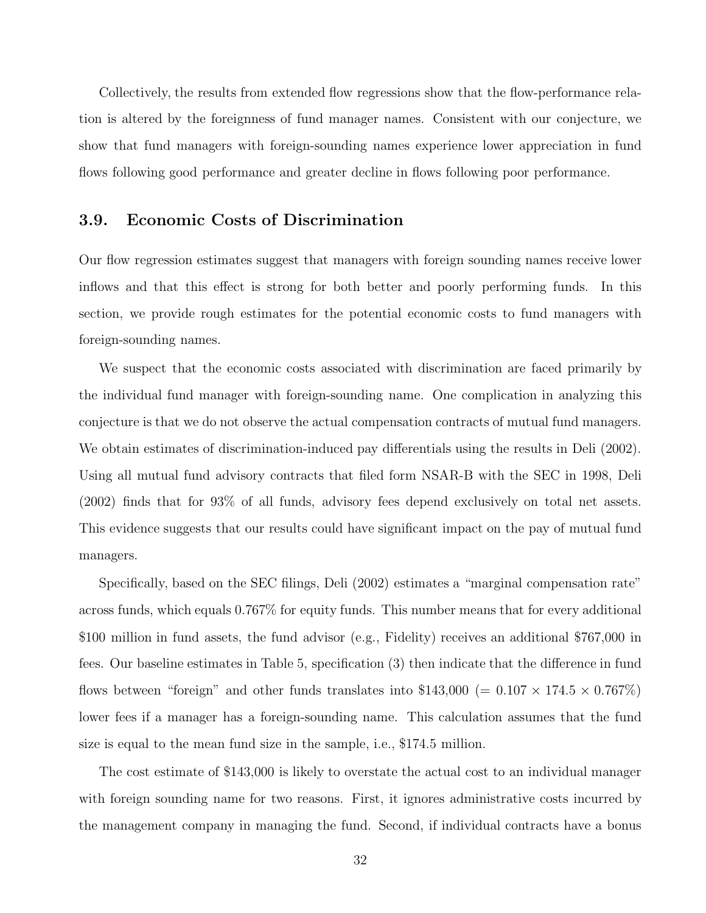Collectively, the results from extended flow regressions show that the flow-performance relation is altered by the foreignness of fund manager names. Consistent with our conjecture, we show that fund managers with foreign-sounding names experience lower appreciation in fund flows following good performance and greater decline in flows following poor performance.

### 3.9. Economic Costs of Discrimination

Our flow regression estimates suggest that managers with foreign sounding names receive lower inflows and that this effect is strong for both better and poorly performing funds. In this section, we provide rough estimates for the potential economic costs to fund managers with foreign-sounding names.

We suspect that the economic costs associated with discrimination are faced primarily by the individual fund manager with foreign-sounding name. One complication in analyzing this conjecture is that we do not observe the actual compensation contracts of mutual fund managers. We obtain estimates of discrimination-induced pay differentials using the results in Deli (2002). Using all mutual fund advisory contracts that filed form NSAR-B with the SEC in 1998, Deli (2002) finds that for 93% of all funds, advisory fees depend exclusively on total net assets. This evidence suggests that our results could have significant impact on the pay of mutual fund managers.

Specifically, based on the SEC filings, Deli (2002) estimates a "marginal compensation rate" across funds, which equals 0.767% for equity funds. This number means that for every additional $100 million in fund assets, the fund advisor (e.g., Fidelity) receives an additional $767,000 in fees. Our baseline estimates in Table 5, specification (3) then indicate that the difference in fund flows between "foreign" and other funds translates into $143,000 (= $0.107 \times 174.5 \times 0.767\%$) lower fees if a manager has a foreign-sounding name. This calculation assumes that the fund size is equal to the mean fund size in the sample, i.e., $174.5 million.

The cost estimate of $143,000 is likely to overstate the actual cost to an individual manager with foreign sounding name for two reasons. First, it ignores administrative costs incurred by the management company in managing the fund. Second, if individual contracts have a bonus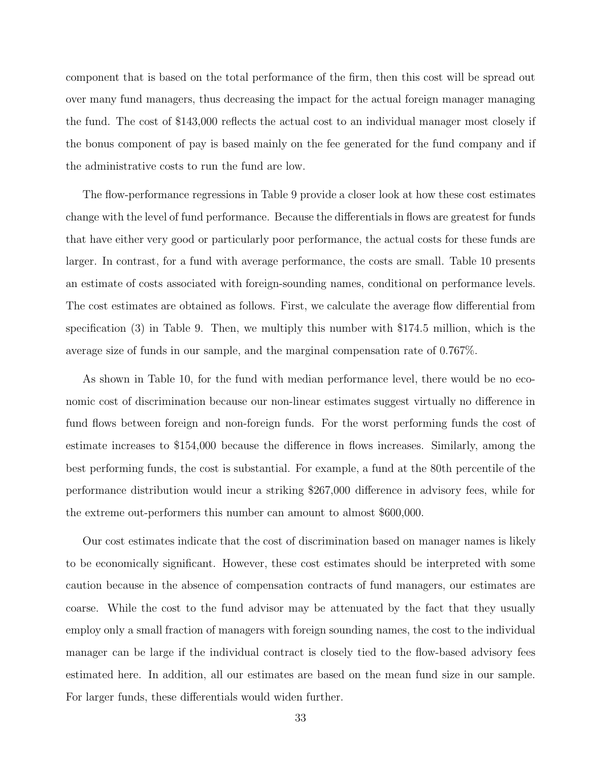component that is based on the total performance of the firm, then this cost will be spread out over many fund managers, thus decreasing the impact for the actual foreign manager managing the fund. The cost of $143,000 reflects the actual cost to an individual manager most closely if the bonus component of pay is based mainly on the fee generated for the fund company and if the administrative costs to run the fund are low.

The flow-performance regressions in Table 9 provide a closer look at how these cost estimates change with the level of fund performance. Because the differentials in flows are greatest for funds that have either very good or particularly poor performance, the actual costs for these funds are larger. In contrast, for a fund with average performance, the costs are small. Table 10 presents an estimate of costs associated with foreign-sounding names, conditional on performance levels. The cost estimates are obtained as follows. First, we calculate the average flow differential from specification (3) in Table 9. Then, we multiply this number with $174.5 million, which is the average size of funds in our sample, and the marginal compensation rate of 0.767%.

As shown in Table 10, for the fund with median performance level, there would be no economic cost of discrimination because our non-linear estimates suggest virtually no difference in fund flows between foreign and non-foreign funds. For the worst performing funds the cost of estimate increases to $154,000 because the difference in flows increases. Similarly, among the best performing funds, the cost is substantial. For example, a fund at the 80th percentile of the performance distribution would incur a striking $267,000 difference in advisory fees, while for the extreme out-performers this number can amount to almost $600,000.

Our cost estimates indicate that the cost of discrimination based on manager names is likely to be economically significant. However, these cost estimates should be interpreted with some caution because in the absence of compensation contracts of fund managers, our estimates are coarse. While the cost to the fund advisor may be attenuated by the fact that they usually employ only a small fraction of managers with foreign sounding names, the cost to the individual manager can be large if the individual contract is closely tied to the flow-based advisory fees estimated here. In addition, all our estimates are based on the mean fund size in our sample. For larger funds, these differentials would widen further.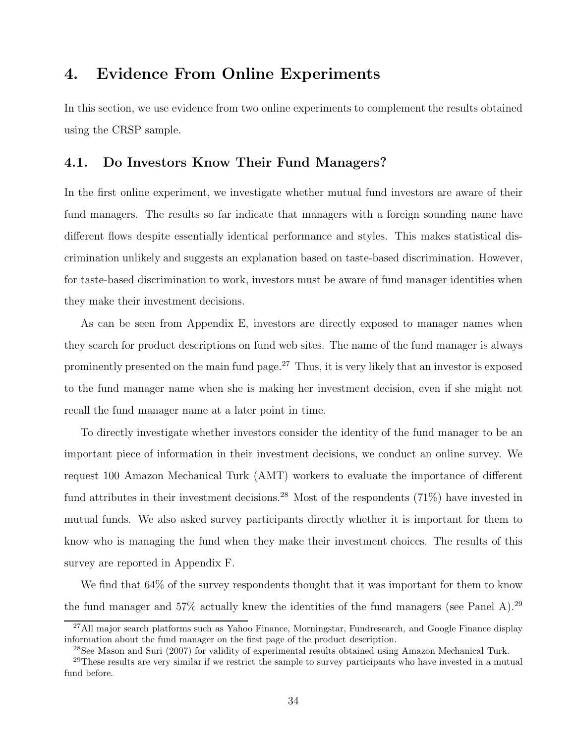# 4. Evidence From Online Experiments

In this section, we use evidence from two online experiments to complement the results obtained using the CRSP sample.

## 4.1. Do Investors Know Their Fund Managers?

In the first online experiment, we investigate whether mutual fund investors are aware of their fund managers. The results so far indicate that managers with a foreign sounding name have different flows despite essentially identical performance and styles. This makes statistical discrimination unlikely and suggests an explanation based on taste-based discrimination. However, for taste-based discrimination to work, investors must be aware of fund manager identities when they make their investment decisions.

As can be seen from Appendix E, investors are directly exposed to manager names when they search for product descriptions on fund web sites. The name of the fund manager is always prominently presented on the main fund page.[27] Thus, it is very likely that an investor is exposed to the fund manager name when she is making her investment decision, even if she might not recall the fund manager name at a later point in time.

To directly investigate whether investors consider the identity of the fund manager to be an important piece of information in their investment decisions, we conduct an online survey. We request 100 Amazon Mechanical Turk (AMT) workers to evaluate the importance of different fund attributes in their investment decisions.[28] Most of the respondents (71%) have invested in mutual funds. We also asked survey participants directly whether it is important for them to know who is managing the fund when they make their investment choices. The results of this survey are reported in Appendix F.

We find that 64% of the survey respondents thought that it was important for them to know the fund manager and 57% actually knew the identities of the fund managers (see Panel A).[29]

[27] All major search platforms such as Yahoo Finance, Morningstar, Fundresearch, and Google Finance display information about the fund manager on the first page of the product description.

[28] See Mason and Suri (2007) for validity of experimental results obtained using Amazon Mechanical Turk.

[29] These results are very similar if we restrict the sample to survey participants who have invested in a mutual fund before.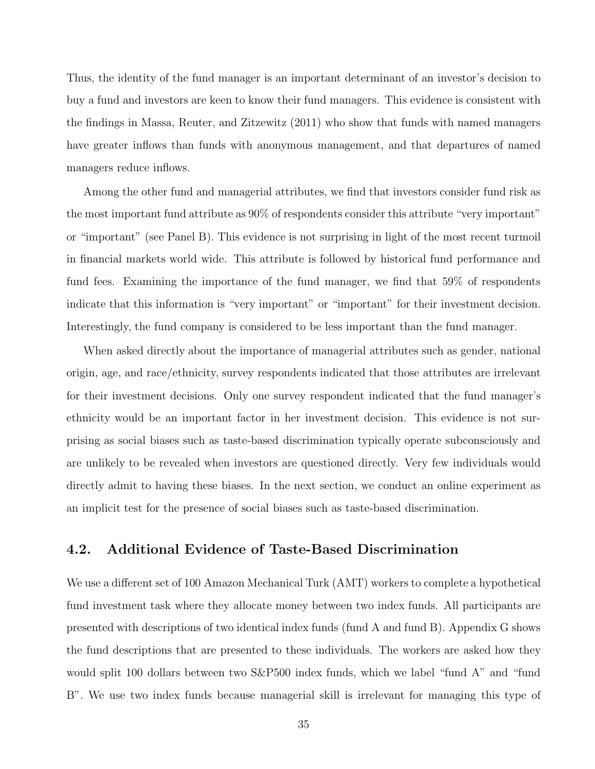Thus, the identity of the fund manager is an important determinant of an investor's decision to buy a fund and investors are keen to know their fund managers. This evidence is consistent with the findings in Massa, Reuter, and Zitzewitz (2011) who show that funds with named managers have greater inflows than funds with anonymous management, and that departures of named managers reduce inflows.

Among the other fund and managerial attributes, we find that investors consider fund risk as the most important fund attribute as 90% of respondents consider this attribute "very important" or "important" (see Panel B). This evidence is not surprising in light of the most recent turmoil in financial markets world wide. This attribute is followed by historical fund performance and fund fees. Examining the importance of the fund manager, we find that 59% of respondents indicate that this information is "very important" or "important" for their investment decision. Interestingly, the fund company is considered to be less important than the fund manager.

When asked directly about the importance of managerial attributes such as gender, national origin, age, and race/ethnicity, survey respondents indicated that those attributes are irrelevant for their investment decisions. Only one survey respondent indicated that the fund manager's ethnicity would be an important factor in her investment decision. This evidence is not surprising as social biases such as taste-based discrimination typically operate subconsciously and are unlikely to be revealed when investors are questioned directly. Very few individuals would directly admit to having these biases. In the next section, we conduct an online experiment as an implicit test for the presence of social biases such as taste-based discrimination.

## 4.2. Additional Evidence of Taste-Based Discrimination

We use a different set of 100 Amazon Mechanical Turk (AMT) workers to complete a hypothetical fund investment task where they allocate money between two index funds. All participants are presented with descriptions of two identical index funds (fund A and fund B). Appendix G shows the fund descriptions that are presented to these individuals. The workers are asked how they would split 100 dollars between two S&P500 index funds, which we label "fund A" and "fund B". We use two index funds because managerial skill is irrelevant for managing this type of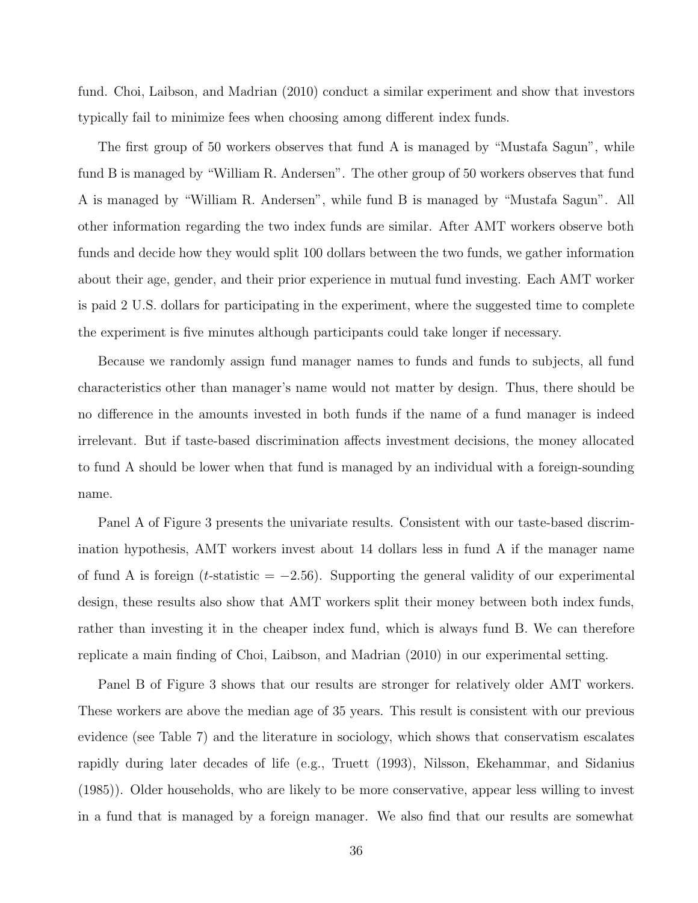fund. Choi, Laibson, and Madrian (2010) conduct a similar experiment and show that investors typically fail to minimize fees when choosing among different index funds.

The first group of 50 workers observes that fund A is managed by "Mustafa Sagun", while fund B is managed by "William R. Andersen". The other group of 50 workers observes that fund A is managed by "William R. Andersen", while fund B is managed by "Mustafa Sagun". All other information regarding the two index funds are similar. After AMT workers observe both funds and decide how they would split 100 dollars between the two funds, we gather information about their age, gender, and their prior experience in mutual fund investing. Each AMT worker is paid 2 U.S. dollars for participating in the experiment, where the suggested time to complete the experiment is five minutes although participants could take longer if necessary.

Because we randomly assign fund manager names to funds and funds to subjects, all fund characteristics other than manager's name would not matter by design. Thus, there should be no difference in the amounts invested in both funds if the name of a fund manager is indeed irrelevant. But if taste-based discrimination affects investment decisions, the money allocated to fund A should be lower when that fund is managed by an individual with a foreign-sounding name.

Panel A of Figure 3 presents the univariate results. Consistent with our taste-based discrimination hypothesis, AMT workers invest about 14 dollars less in fund A if the manager name of fund A is foreign ($t$-statistic = $-2.56$). Supporting the general validity of our experimental design, these results also show that AMT workers split their money between both index funds, rather than investing it in the cheaper index fund, which is always fund B. We can therefore replicate a main finding of Choi, Laibson, and Madrian (2010) in our experimental setting.

Panel B of Figure 3 shows that our results are stronger for relatively older AMT workers. These workers are above the median age of 35 years. This result is consistent with our previous evidence (see Table 7) and the literature in sociology, which shows that conservatism escalates rapidly during later decades of life (e.g., Truett (1993), Nilsson, Ekehammar, and Sidanius (1985)). Older households, who are likely to be more conservative, appear less willing to invest in a fund that is managed by a foreign manager. We also find that our results are somewhat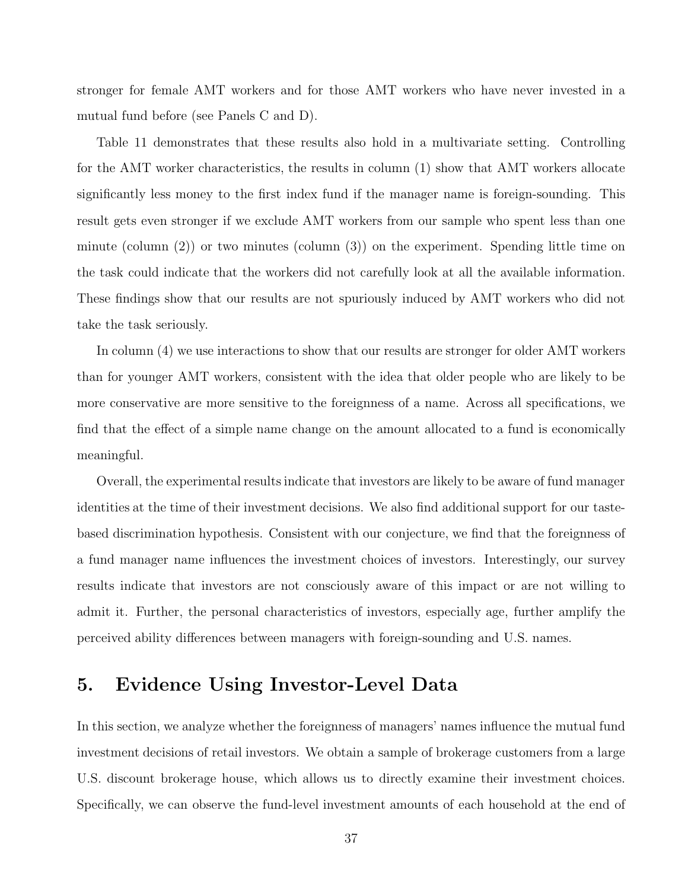stronger for female AMT workers and for those AMT workers who have never invested in a mutual fund before (see Panels C and D).

Table 11 demonstrates that these results also hold in a multivariate setting. Controlling for the AMT worker characteristics, the results in column (1) show that AMT workers allocate significantly less money to the first index fund if the manager name is foreign-sounding. This result gets even stronger if we exclude AMT workers from our sample who spent less than one minute (column (2)) or two minutes (column (3)) on the experiment. Spending little time on the task could indicate that the workers did not carefully look at all the available information. These findings show that our results are not spuriously induced by AMT workers who did not take the task seriously.

In column (4) we use interactions to show that our results are stronger for older AMT workers than for younger AMT workers, consistent with the idea that older people who are likely to be more conservative are more sensitive to the foreignness of a name. Across all specifications, we find that the effect of a simple name change on the amount allocated to a fund is economically meaningful.

Overall, the experimental results indicate that investors are likely to be aware of fund manager identities at the time of their investment decisions. We also find additional support for our taste-based discrimination hypothesis. Consistent with our conjecture, we find that the foreignness of a fund manager name influences the investment choices of investors. Interestingly, our survey results indicate that investors are not consciously aware of this impact or are not willing to admit it. Further, the personal characteristics of investors, especially age, further amplify the perceived ability differences between managers with foreign-sounding and U.S. names.

# 5. Evidence Using Investor-Level Data

In this section, we analyze whether the foreignness of managers' names influence the mutual fund investment decisions of retail investors. We obtain a sample of brokerage customers from a large U.S. discount brokerage house, which allows us to directly examine their investment choices. Specifically, we can observe the fund-level investment amounts of each household at the end of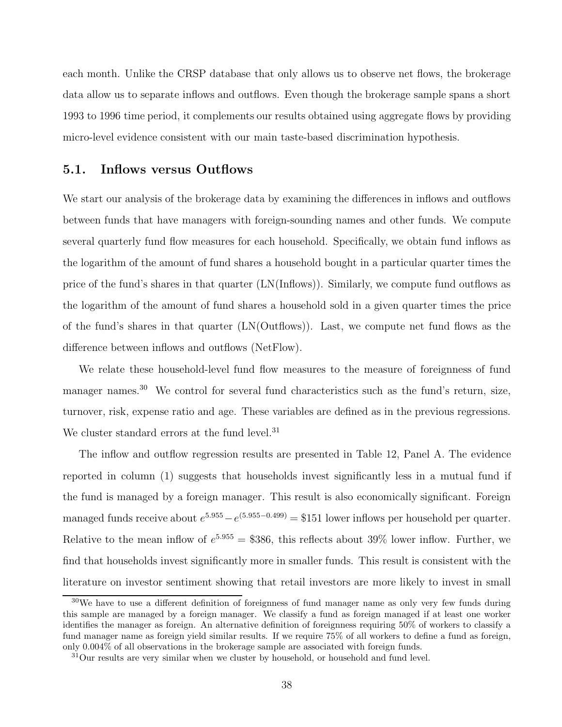each month. Unlike the CRSP database that only allows us to observe net flows, the brokerage data allow us to separate inflows and outflows. Even though the brokerage sample spans a short 1993 to 1996 time period, it complements our results obtained using aggregate flows by providing micro-level evidence consistent with our main taste-based discrimination hypothesis.

## 5.1. Inflows versus Outflows

We start our analysis of the brokerage data by examining the differences in inflows and outflows between funds that have managers with foreign-sounding names and other funds. We compute several quarterly fund flow measures for each household. Specifically, we obtain fund inflows as the logarithm of the amount of fund shares a household bought in a particular quarter times the price of the fund's shares in that quarter (LN(Inflows)). Similarly, we compute fund outflows as the logarithm of the amount of fund shares a household sold in a given quarter times the price of the fund's shares in that quarter (LN(Outflows)). Last, we compute net fund flows as the difference between inflows and outflows (NetFlow).

We relate these household-level fund flow measures to the measure of foreignness of fund manager names.[30] We control for several fund characteristics such as the fund's return, size, turnover, risk, expense ratio and age. These variables are defined as in the previous regressions. We cluster standard errors at the fund level.[31]

The inflow and outflow regression results are presented in Table 12, Panel A. The evidence reported in column (1) suggests that households invest significantly less in a mutual fund if the fund is managed by a foreign manager. This result is also economically significant. Foreign managed funds receive about $e^{5.955} - e^{(5.955-0.499)} = \$151$ lower inflows per household per quarter. Relative to the mean inflow of $e^{5.955} = \$386$, this reflects about 39% lower inflow. Further, we find that households invest significantly more in smaller funds. This result is consistent with the literature on investor sentiment showing that retail investors are more likely to invest in small

[30] We have to use a different definition of foreignness of fund manager name as only very few funds during this sample are managed by a foreign manager. We classify a fund as foreign managed if at least one worker identifies the manager as foreign. An alternative definition of foreignness requiring 50% of workers to classify a fund manager name as foreign yield similar results. If we require 75% of all workers to define a fund as foreign, only 0.004% of all observations in the brokerage sample are associated with foreign funds.

[31] Our results are very similar when we cluster by household, or household and fund level.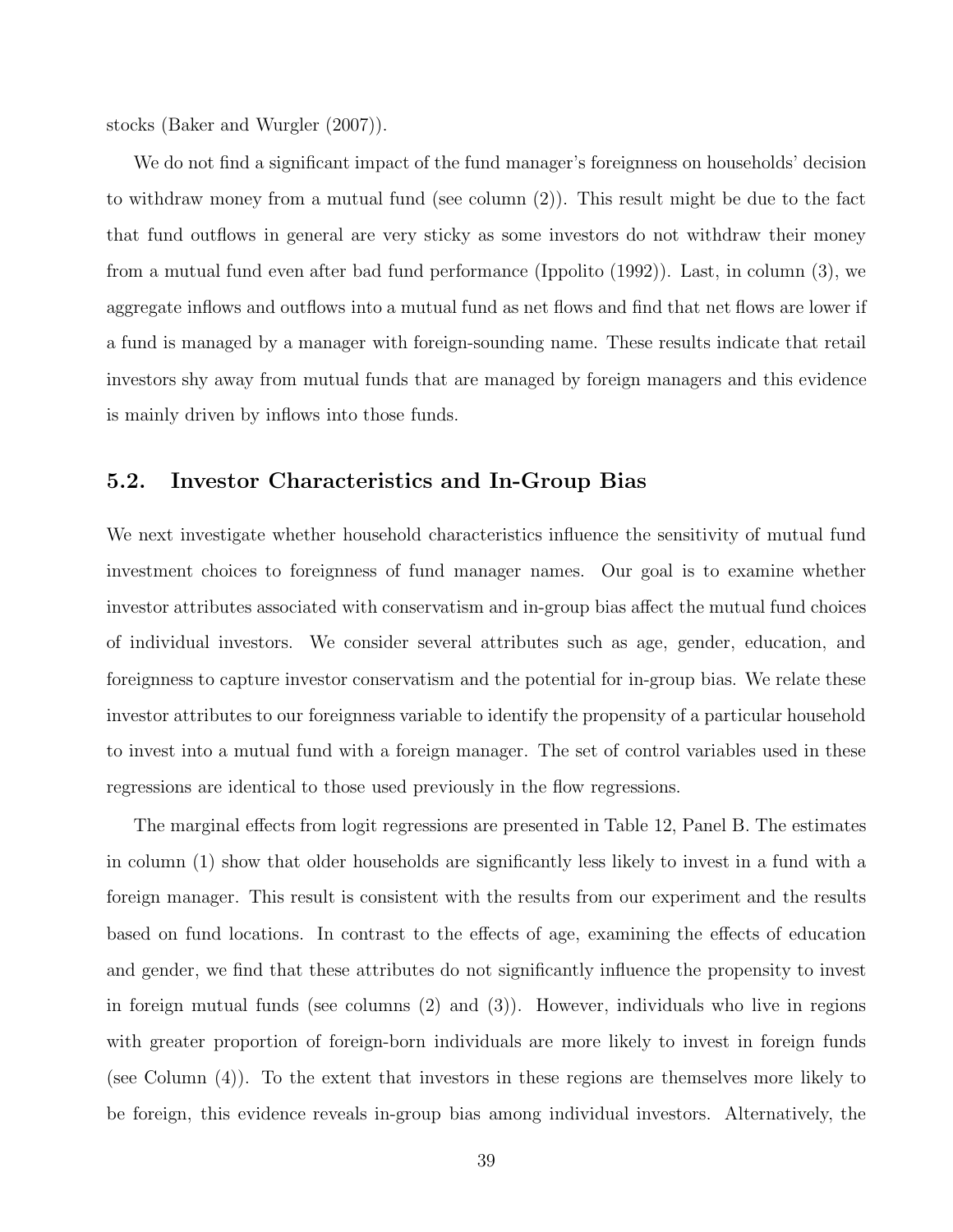stocks (Baker and Wurgler (2007)).

We do not find a significant impact of the fund manager's foreignness on households' decision to withdraw money from a mutual fund (see column (2)). This result might be due to the fact that fund outflows in general are very sticky as some investors do not withdraw their money from a mutual fund even after bad fund performance (Ippolito (1992)). Last, in column (3), we aggregate inflows and outflows into a mutual fund as net flows and find that net flows are lower if a fund is managed by a manager with foreign-sounding name. These results indicate that retail investors shy away from mutual funds that are managed by foreign managers and this evidence is mainly driven by inflows into those funds.

## 5.2. Investor Characteristics and In-Group Bias

We next investigate whether household characteristics influence the sensitivity of mutual fund investment choices to foreignness of fund manager names. Our goal is to examine whether investor attributes associated with conservatism and in-group bias affect the mutual fund choices of individual investors. We consider several attributes such as age, gender, education, and foreignness to capture investor conservatism and the potential for in-group bias. We relate these investor attributes to our foreignness variable to identify the propensity of a particular household to invest into a mutual fund with a foreign manager. The set of control variables used in these regressions are identical to those used previously in the flow regressions.

The marginal effects from logit regressions are presented in Table 12, Panel B. The estimates in column (1) show that older households are significantly less likely to invest in a fund with a foreign manager. This result is consistent with the results from our experiment and the results based on fund locations. In contrast to the effects of age, examining the effects of education and gender, we find that these attributes do not significantly influence the propensity to invest in foreign mutual funds (see columns (2) and (3)). However, individuals who live in regions with greater proportion of foreign-born individuals are more likely to invest in foreign funds (see Column (4)). To the extent that investors in these regions are themselves more likely to be foreign, this evidence reveals in-group bias among individual investors. Alternatively, the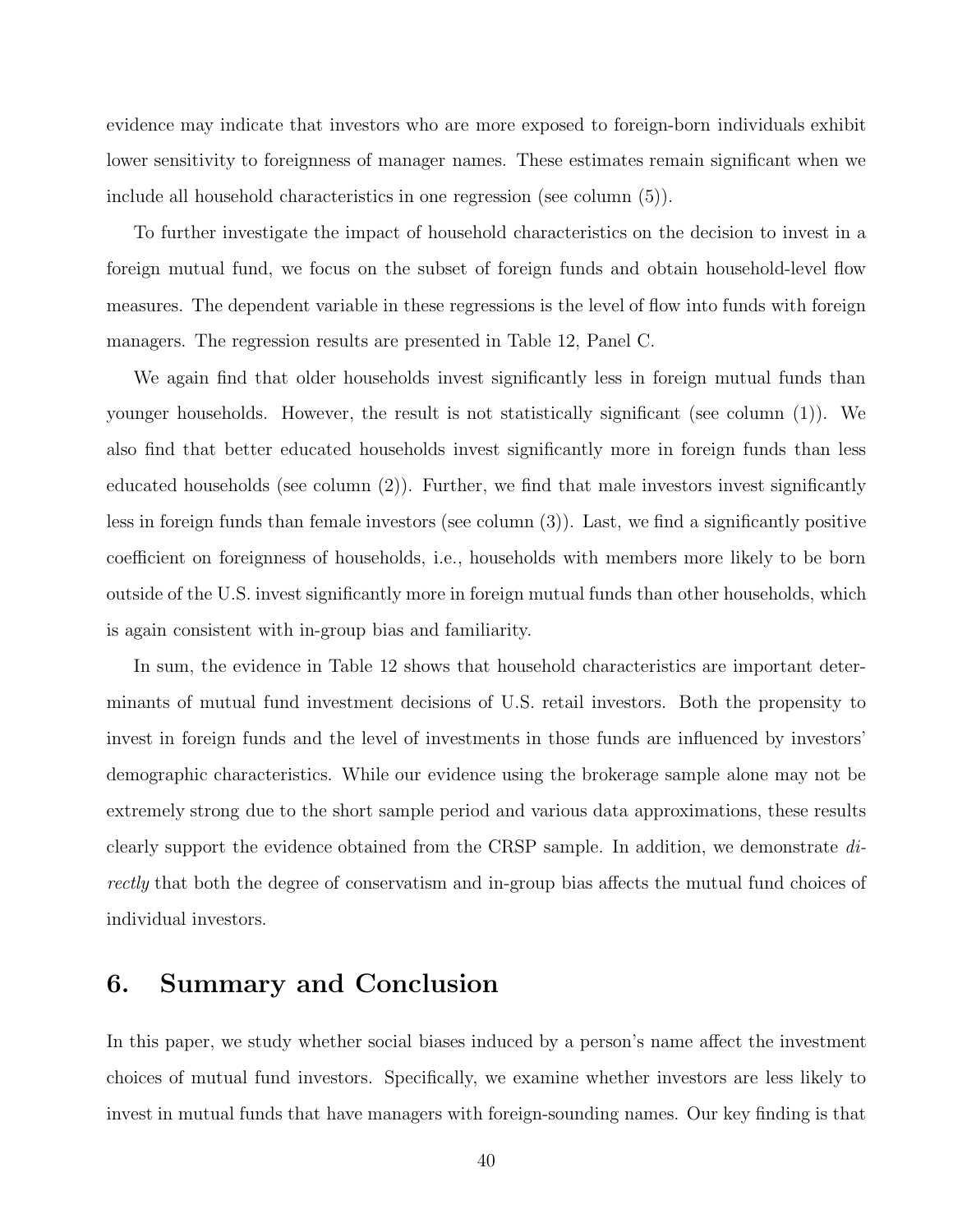evidence may indicate that investors who are more exposed to foreign-born individuals exhibit lower sensitivity to foreignness of manager names. These estimates remain significant when we include all household characteristics in one regression (see column (5)).

To further investigate the impact of household characteristics on the decision to invest in a foreign mutual fund, we focus on the subset of foreign funds and obtain household-level flow measures. The dependent variable in these regressions is the level of flow into funds with foreign managers. The regression results are presented in Table 12, Panel C.

We again find that older households invest significantly less in foreign mutual funds than younger households. However, the result is not statistically significant (see column (1)). We also find that better educated households invest significantly more in foreign funds than less educated households (see column (2)). Further, we find that male investors invest significantly less in foreign funds than female investors (see column (3)). Last, we find a significantly positive coefficient on foreignness of households, i.e., households with members more likely to be born outside of the U.S. invest significantly more in foreign mutual funds than other households, which is again consistent with in-group bias and familiarity.

In sum, the evidence in Table 12 shows that household characteristics are important determinants of mutual fund investment decisions of U.S. retail investors. Both the propensity to invest in foreign funds and the level of investments in those funds are influenced by investors' demographic characteristics. While our evidence using the brokerage sample alone may not be extremely strong due to the short sample period and various data approximations, these results clearly support the evidence obtained from the CRSP sample. In addition, we demonstrate *directly* that both the degree of conservatism and in-group bias affects the mutual fund choices of individual investors.

## 6. Summary and Conclusion

In this paper, we study whether social biases induced by a person's name affect the investment choices of mutual fund investors. Specifically, we examine whether investors are less likely to invest in mutual funds that have managers with foreign-sounding names. Our key finding is that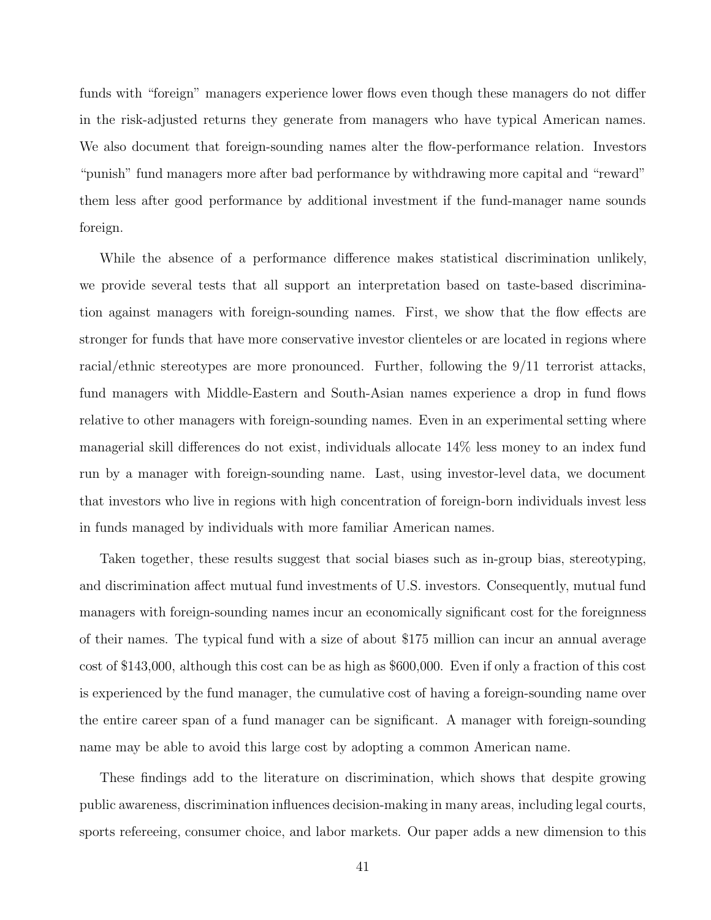funds with "foreign" managers experience lower flows even though these managers do not differ in the risk-adjusted returns they generate from managers who have typical American names. We also document that foreign-sounding names alter the flow-performance relation. Investors "punish" fund managers more after bad performance by withdrawing more capital and "reward" them less after good performance by additional investment if the fund-manager name sounds foreign.

While the absence of a performance difference makes statistical discrimination unlikely, we provide several tests that all support an interpretation based on taste-based discrimination against managers with foreign-sounding names. First, we show that the flow effects are stronger for funds that have more conservative investor clienteles or are located in regions where racial/ethnic stereotypes are more pronounced. Further, following the 9/11 terrorist attacks, fund managers with Middle-Eastern and South-Asian names experience a drop in fund flows relative to other managers with foreign-sounding names. Even in an experimental setting where managerial skill differences do not exist, individuals allocate 14% less money to an index fund run by a manager with foreign-sounding name. Last, using investor-level data, we document that investors who live in regions with high concentration of foreign-born individuals invest less in funds managed by individuals with more familiar American names.

Taken together, these results suggest that social biases such as in-group bias, stereotyping, and discrimination affect mutual fund investments of U.S. investors. Consequently, mutual fund managers with foreign-sounding names incur an economically significant cost for the foreignness of their names. The typical fund with a size of about $175 million can incur an annual average cost of $143,000, although this cost can be as high as $600,000. Even if only a fraction of this cost is experienced by the fund manager, the cumulative cost of having a foreign-sounding name over the entire career span of a fund manager can be significant. A manager with foreign-sounding name may be able to avoid this large cost by adopting a common American name.

These findings add to the literature on discrimination, which shows that despite growing public awareness, discrimination influences decision-making in many areas, including legal courts, sports refereeing, consumer choice, and labor markets. Our paper adds a new dimension to this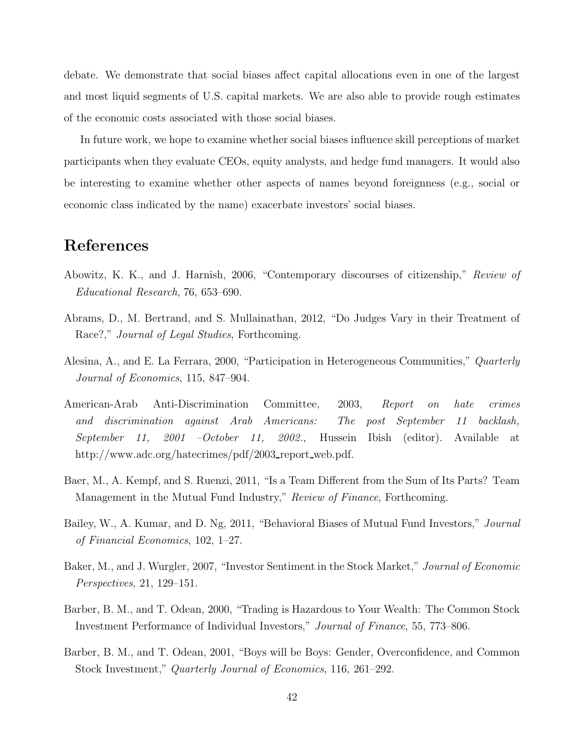debate. We demonstrate that social biases affect capital allocations even in one of the largest and most liquid segments of U.S. capital markets. We are also able to provide rough estimates of the economic costs associated with those social biases.

In future work, we hope to examine whether social biases influence skill perceptions of market participants when they evaluate CEOs, equity analysts, and hedge fund managers. It would also be interesting to examine whether other aspects of names beyond foreignness (e.g., social or economic class indicated by the name) exacerbate investors' social biases.

# References

Abowitz, K. K., and J. Harnish, 2006, "Contemporary discourses of citizenship," *Review of Educational Research*, 76, 653–690.

Abrams, D., M. Bertrand, and S. Mullainathan, 2012, "Do Judges Vary in their Treatment of Race?," *Journal of Legal Studies*, Forthcoming.

Alesina, A., and E. La Ferrara, 2000, "Participation in Heterogeneous Communities," *Quarterly Journal of Economics*, 115, 847–904.

American-Arab Anti-Discrimination Committee, 2003, *Report on hate crimes and discrimination against Arab Americans: The post September 11 backlash, September 11, 2001 –October 11, 2002.*, Hussein Ibish (editor). Available at http://www.adc.org/hatecrimes/pdf/2003_report_web.pdf.

Baer, M., A. Kempf, and S. Ruenzi, 2011, "Is a Team Different from the Sum of Its Parts? Team Management in the Mutual Fund Industry," *Review of Finance*, Forthcoming.

Bailey, W., A. Kumar, and D. Ng, 2011, "Behavioral Biases of Mutual Fund Investors," *Journal of Financial Economics*, 102, 1–27.

Baker, M., and J. Wurgler, 2007, "Investor Sentiment in the Stock Market," *Journal of Economic Perspectives*, 21, 129–151.

Barber, B. M., and T. Odean, 2000, "Trading is Hazardous to Your Wealth: The Common Stock Investment Performance of Individual Investors," *Journal of Finance*, 55, 773–806.

Barber, B. M., and T. Odean, 2001, "Boys will be Boys: Gender, Overconfidence, and Common Stock Investment," *Quarterly Journal of Economics*, 116, 261–292.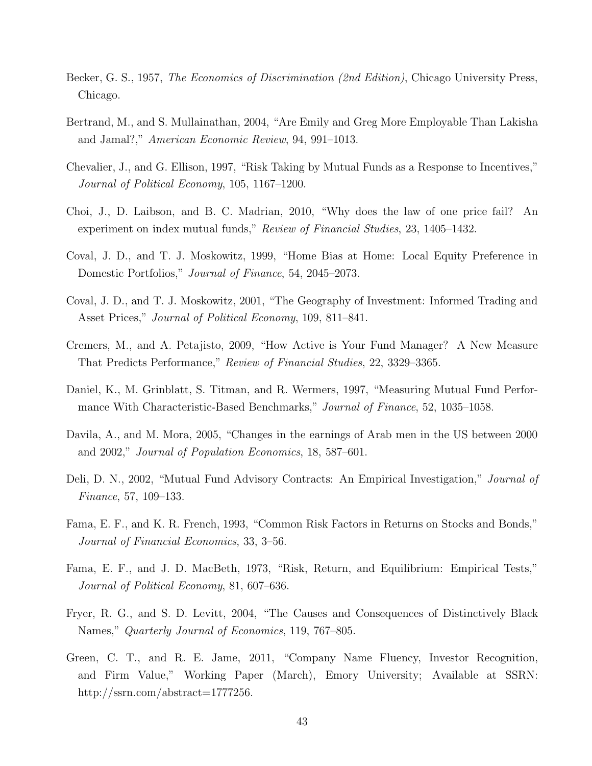Becker, G. S., 1957, *The Economics of Discrimination (2nd Edition)*, Chicago University Press, Chicago.

Bertrand, M., and S. Mullainathan, 2004, "Are Emily and Greg More Employable Than Lakisha and Jamal?," *American Economic Review*, 94, 991–1013.

Chevalier, J., and G. Ellison, 1997, "Risk Taking by Mutual Funds as a Response to Incentives," *Journal of Political Economy*, 105, 1167–1200.

Choi, J., D. Laibson, and B. C. Madrian, 2010, "Why does the law of one price fail? An experiment on index mutual funds," *Review of Financial Studies*, 23, 1405–1432.

Coval, J. D., and T. J. Moskowitz, 1999, "Home Bias at Home: Local Equity Preference in Domestic Portfolios," *Journal of Finance*, 54, 2045–2073.

Coval, J. D., and T. J. Moskowitz, 2001, "The Geography of Investment: Informed Trading and Asset Prices," *Journal of Political Economy*, 109, 811–841.

Cremers, M., and A. Petajisto, 2009, "How Active is Your Fund Manager? A New Measure That Predicts Performance," *Review of Financial Studies*, 22, 3329–3365.

Daniel, K., M. Grinblatt, S. Titman, and R. Wermers, 1997, "Measuring Mutual Fund Performance With Characteristic-Based Benchmarks," *Journal of Finance*, 52, 1035–1058.

Davila, A., and M. Mora, 2005, "Changes in the earnings of Arab men in the US between 2000 and 2002," *Journal of Population Economics*, 18, 587–601.

Deli, D. N., 2002, "Mutual Fund Advisory Contracts: An Empirical Investigation," *Journal of Finance*, 57, 109–133.

Fama, E. F., and K. R. French, 1993, "Common Risk Factors in Returns on Stocks and Bonds," *Journal of Financial Economics*, 33, 3–56.

Fama, E. F., and J. D. MacBeth, 1973, "Risk, Return, and Equilibrium: Empirical Tests," *Journal of Political Economy*, 81, 607–636.

Fryer, R. G., and S. D. Levitt, 2004, "The Causes and Consequences of Distinctively Black Names," *Quarterly Journal of Economics*, 119, 767–805.

Green, C. T., and R. E. Jame, 2011, "Company Name Fluency, Investor Recognition, and Firm Value," Working Paper (March), Emory University; Available at SSRN: http://ssrn.com/abstract=1777256.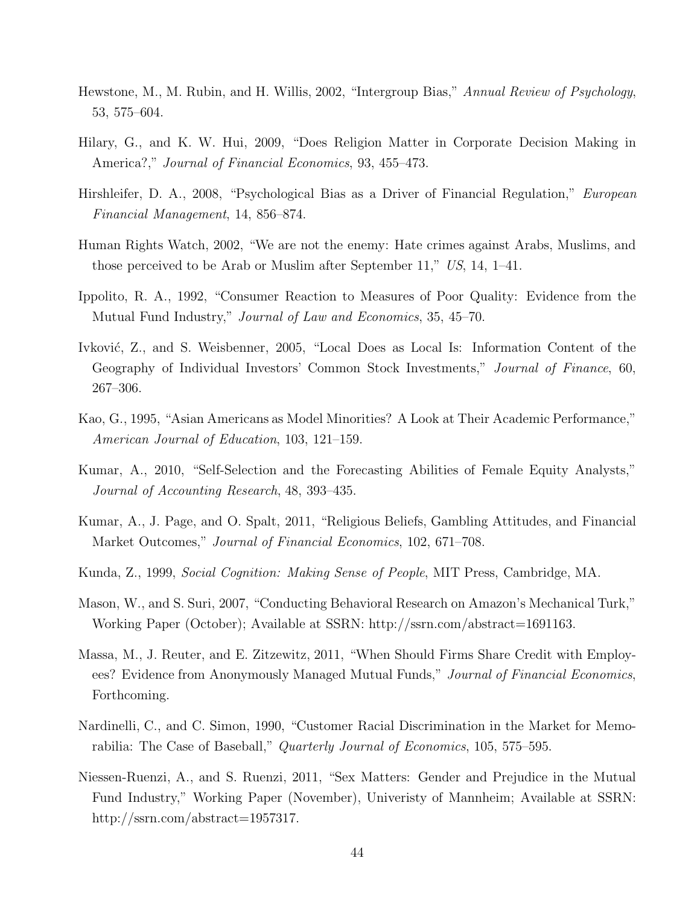Hewstone, M., M. Rubin, and H. Willis, 2002, "Intergroup Bias," *Annual Review of Psychology*, 53, 575–604.

Hilary, G., and K. W. Hui, 2009, "Does Religion Matter in Corporate Decision Making in America?," *Journal of Financial Economics*, 93, 455–473.

Hirshleifer, D. A., 2008, "Psychological Bias as a Driver of Financial Regulation," *European Financial Management*, 14, 856–874.

Human Rights Watch, 2002, "We are not the enemy: Hate crimes against Arabs, Muslims, and those perceived to be Arab or Muslim after September 11," *US*, 14, 1–41.

Ippolito, R. A., 1992, "Consumer Reaction to Measures of Poor Quality: Evidence from the Mutual Fund Industry," *Journal of Law and Economics*, 35, 45–70.

Ivković, Z., and S. Weisbenner, 2005, "Local Does as Local Is: Information Content of the Geography of Individual Investors' Common Stock Investments," *Journal of Finance*, 60, 267–306.

Kao, G., 1995, "Asian Americans as Model Minorities? A Look at Their Academic Performance," *American Journal of Education*, 103, 121–159.

Kumar, A., 2010, "Self-Selection and the Forecasting Abilities of Female Equity Analysts," *Journal of Accounting Research*, 48, 393–435.

Kumar, A., J. Page, and O. Spalt, 2011, "Religious Beliefs, Gambling Attitudes, and Financial Market Outcomes," *Journal of Financial Economics*, 102, 671–708.

Kunda, Z., 1999, *Social Cognition: Making Sense of People*, MIT Press, Cambridge, MA.

Mason, W., and S. Suri, 2007, "Conducting Behavioral Research on Amazon's Mechanical Turk," Working Paper (October); Available at SSRN: http://ssrn.com/abstract=1691163.

Massa, M., J. Reuter, and E. Zitzewitz, 2011, "When Should Firms Share Credit with Employees? Evidence from Anonymously Managed Mutual Funds," *Journal of Financial Economics*, Forthcoming.

Nardinelli, C., and C. Simon, 1990, "Customer Racial Discrimination in the Market for Memorabilia: The Case of Baseball," *Quarterly Journal of Economics*, 105, 575–595.

Niessen-Ruenzi, A., and S. Ruenzi, 2011, "Sex Matters: Gender and Prejudice in the Mutual Fund Industry," Working Paper (November), Univeristy of Mannheim; Available at SSRN: http://ssrn.com/abstract=1957317.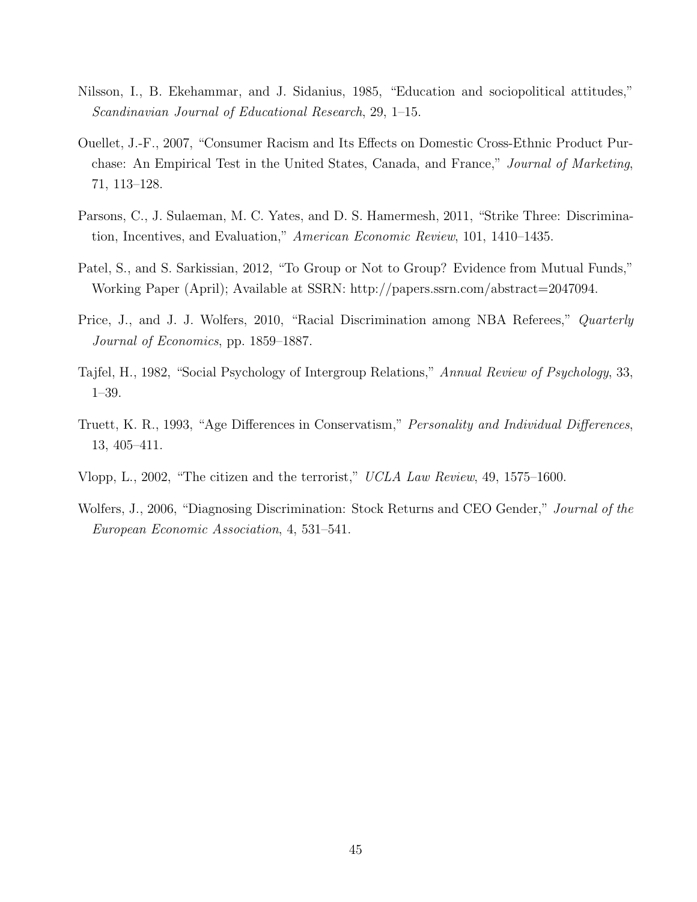Nilsson, I., B. Ekehammar, and J. Sidanius, 1985, "Education and sociopolitical attitudes," *Scandinavian Journal of Educational Research*, 29, 1–15.

Ouellet, J.-F., 2007, "Consumer Racism and Its Effects on Domestic Cross-Ethnic Product Purchase: An Empirical Test in the United States, Canada, and France," *Journal of Marketing*, 71, 113–128.

Parsons, C., J. Sulaeman, M. C. Yates, and D. S. Hamermesh, 2011, "Strike Three: Discrimination, Incentives, and Evaluation," *American Economic Review*, 101, 1410–1435.

Patel, S., and S. Sarkissian, 2012, "To Group or Not to Group? Evidence from Mutual Funds," Working Paper (April); Available at SSRN: http://papers.ssrn.com/abstract=2047094.

Price, J., and J. J. Wolfers, 2010, "Racial Discrimination among NBA Referees," *Quarterly Journal of Economics*, pp. 1859–1887.

Tajfel, H., 1982, "Social Psychology of Intergroup Relations," *Annual Review of Psychology*, 33, 1–39.

Truett, K. R., 1993, "Age Differences in Conservatism," *Personality and Individual Differences*, 13, 405–411.

Vlopp, L., 2002, "The citizen and the terrorist," *UCLA Law Review*, 49, 1575–1600.

Wolfers, J., 2006, "Diagnosing Discrimination: Stock Returns and CEO Gender," *Journal of the European Economic Association*, 4, 531–541.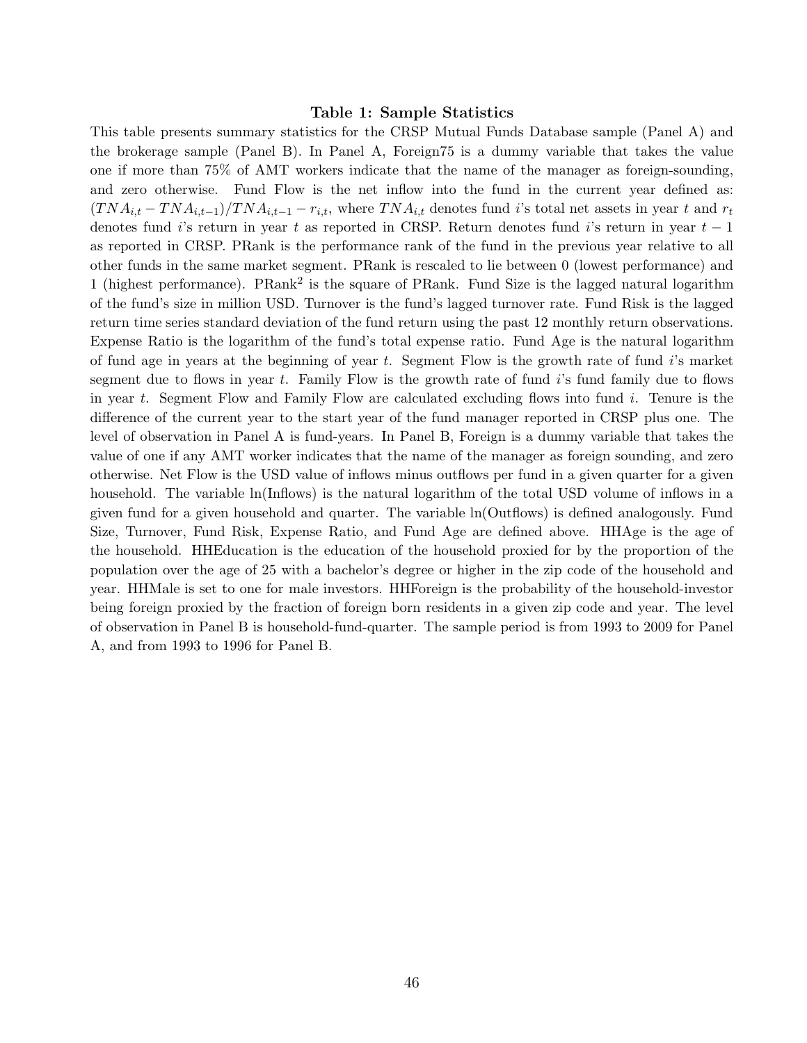**Table 1: Sample Statistics**

This table presents summary statistics for the CRSP Mutual Funds Database sample (Panel A) and the brokerage sample (Panel B). In Panel A, Foreign75 is a dummy variable that takes the value one if more than 75% of AMT workers indicate that the name of the manager as foreign-sounding, and zero otherwise. Fund Flow is the net inflow into the fund in the current year defined as: $(TNA_{i,t} - TNA_{i,t-1})/TNA_{i,t-1} - r_{i,t}$, where $TNA_{i,t}$ denotes fund $i$'s total net assets in year $t$ and $r_t$ denotes fund $i$'s return in year $t$ as reported in CRSP. Return denotes fund $i$'s return in year $t-1$ as reported in CRSP. PRank is the performance rank of the fund in the previous year relative to all other funds in the same market segment. PRank is rescaled to lie between 0 (lowest performance) and 1 (highest performance). $\text{PRank}^2$ is the square of PRank. Fund Size is the lagged natural logarithm of the fund's size in million USD. Turnover is the fund's lagged turnover rate. Fund Risk is the lagged return time series standard deviation of the fund return using the past 12 monthly return observations. Expense Ratio is the logarithm of the fund's total expense ratio. Fund Age is the natural logarithm of fund age in years at the beginning of year $t$. Segment Flow is the growth rate of fund $i$'s market segment due to flows in year $t$. Family Flow is the growth rate of fund $i$'s fund family due to flows in year $t$. Segment Flow and Family Flow are calculated excluding flows into fund $i$. Tenure is the difference of the current year to the start year of the fund manager reported in CRSP plus one. The level of observation in Panel A is fund-years. In Panel B, Foreign is a dummy variable that takes the value of one if any AMT worker indicates that the name of the manager as foreign sounding, and zero otherwise. Net Flow is the USD value of inflows minus outflows per fund in a given quarter for a given household. The variable ln(Inflows) is the natural logarithm of the total USD volume of inflows in a given fund for a given household and quarter. The variable ln(Outflows) is defined analogously. Fund Size, Turnover, Fund Risk, Expense Ratio, and Fund Age are defined above. HHAge is the age of the household. HHEducation is the education of the household proxied for by the proportion of the population over the age of 25 with a bachelor's degree or higher in the zip code of the household and year. HHMale is set to one for male investors. HHForeign is the probability of the household-investor being foreign proxied by the fraction of foreign born residents in a given zip code and year. The level of observation in Panel B is household-fund-quarter. The sample period is from 1993 to 2009 for Panel A, and from 1993 to 1996 for Panel B.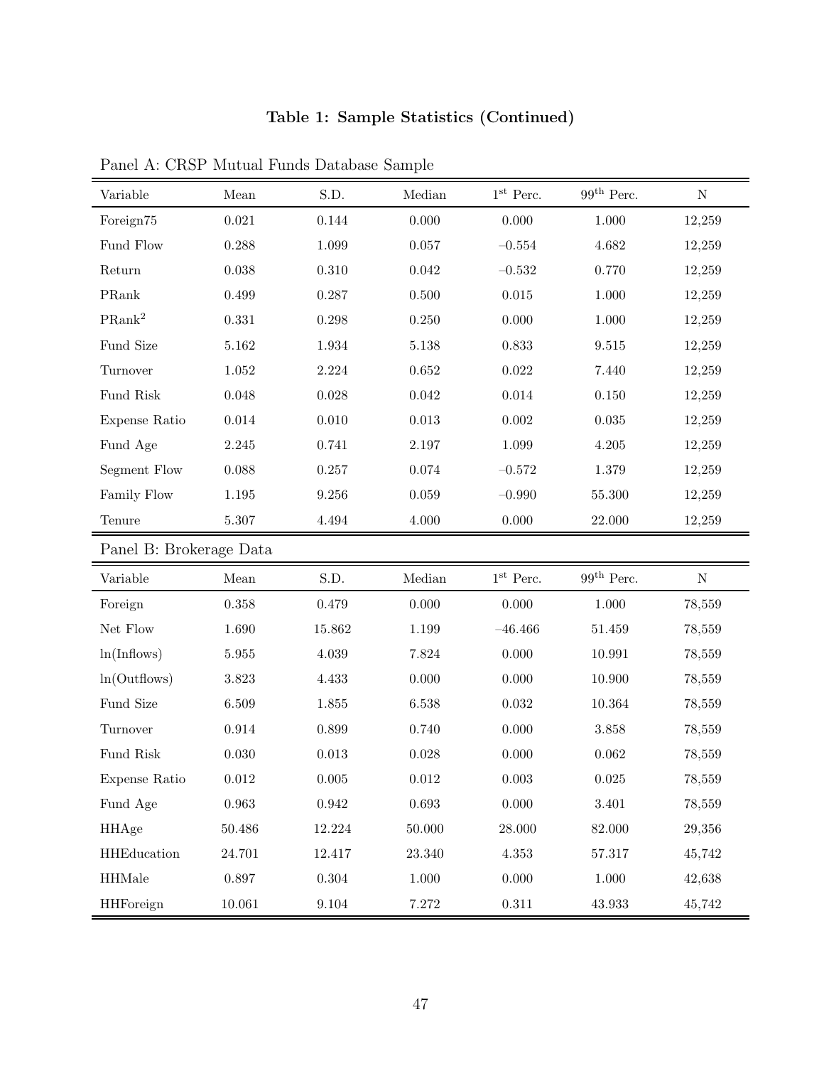### Table 1: Sample Statistics (Continued)

Panel A: CRSP Mutual Funds Database Sample

| Variable | Mean | S.D. | Median | $1^{st}$ Perc. | $99^{th}$ Perc. | N |
|---|---|---|---|---|---|---|
| Foreign75 | 0.021 | 0.144 | 0.000 | 0.000 | 1.000 | 12,259 |
| Fund Flow | 0.288 | 1.099 | 0.057 | –0.554 | 4.682 | 12,259 |
| Return | 0.038 | 0.310 | 0.042 | –0.532 | 0.770 | 12,259 |
| PRank | 0.499 | 0.287 | 0.500 | 0.015 | 1.000 | 12,259 |
| $\text{PRank}^2$ | 0.331 | 0.298 | 0.250 | 0.000 | 1.000 | 12,259 |
| Fund Size | 5.162 | 1.934 | 5.138 | 0.833 | 9.515 | 12,259 |
| Turnover | 1.052 | 2.224 | 0.652 | 0.022 | 7.440 | 12,259 |
| Fund Risk | 0.048 | 0.028 | 0.042 | 0.014 | 0.150 | 12,259 |
| Expense Ratio | 0.014 | 0.010 | 0.013 | 0.002 | 0.035 | 12,259 |
| Fund Age | 2.245 | 0.741 | 2.197 | 1.099 | 4.205 | 12,259 |
| Segment Flow | 0.088 | 0.257 | 0.074 | –0.572 | 1.379 | 12,259 |
| Family Flow | 1.195 | 9.256 | 0.059 | –0.990 | 55.300 | 12,259 |
| Tenure | 5.307 | 4.494 | 4.000 | 0.000 | 22.000 | 12,259 |

Panel B: Brokerage Data

| Variable | Mean | S.D. | Median | $1^{st}$ Perc. | $99^{th}$ Perc. | N |
|---|---|---|---|---|---|---|
| Foreign | 0.358 | 0.479 | 0.000 | 0.000 | 1.000 | 78,559 |
| Net Flow | 1.690 | 15.862 | 1.199 | –46.466 | 51.459 | 78,559 |
| ln(Inflows) | 5.955 | 4.039 | 7.824 | 0.000 | 10.991 | 78,559 |
| ln(Outflows) | 3.823 | 4.433 | 0.000 | 0.000 | 10.900 | 78,559 |
| Fund Size | 6.509 | 1.855 | 6.538 | 0.032 | 10.364 | 78,559 |
| Turnover | 0.914 | 0.899 | 0.740 | 0.000 | 3.858 | 78,559 |
| Fund Risk | 0.030 | 0.013 | 0.028 | 0.000 | 0.062 | 78,559 |
| Expense Ratio | 0.012 | 0.005 | 0.012 | 0.003 | 0.025 | 78,559 |
| Fund Age | 0.963 | 0.942 | 0.693 | 0.000 | 3.401 | 78,559 |
| HHAge | 50.486 | 12.224 | 50.000 | 28.000 | 82.000 | 29,356 |
| HHEducation | 24.701 | 12.417 | 23.340 | 4.353 | 57.317 | 45,742 |
| HHMale | 0.897 | 0.304 | 1.000 | 0.000 | 1.000 | 42,638 |
| HHForeign | 10.061 | 9.104 | 7.272 | 0.311 | 43.933 | 45,742 |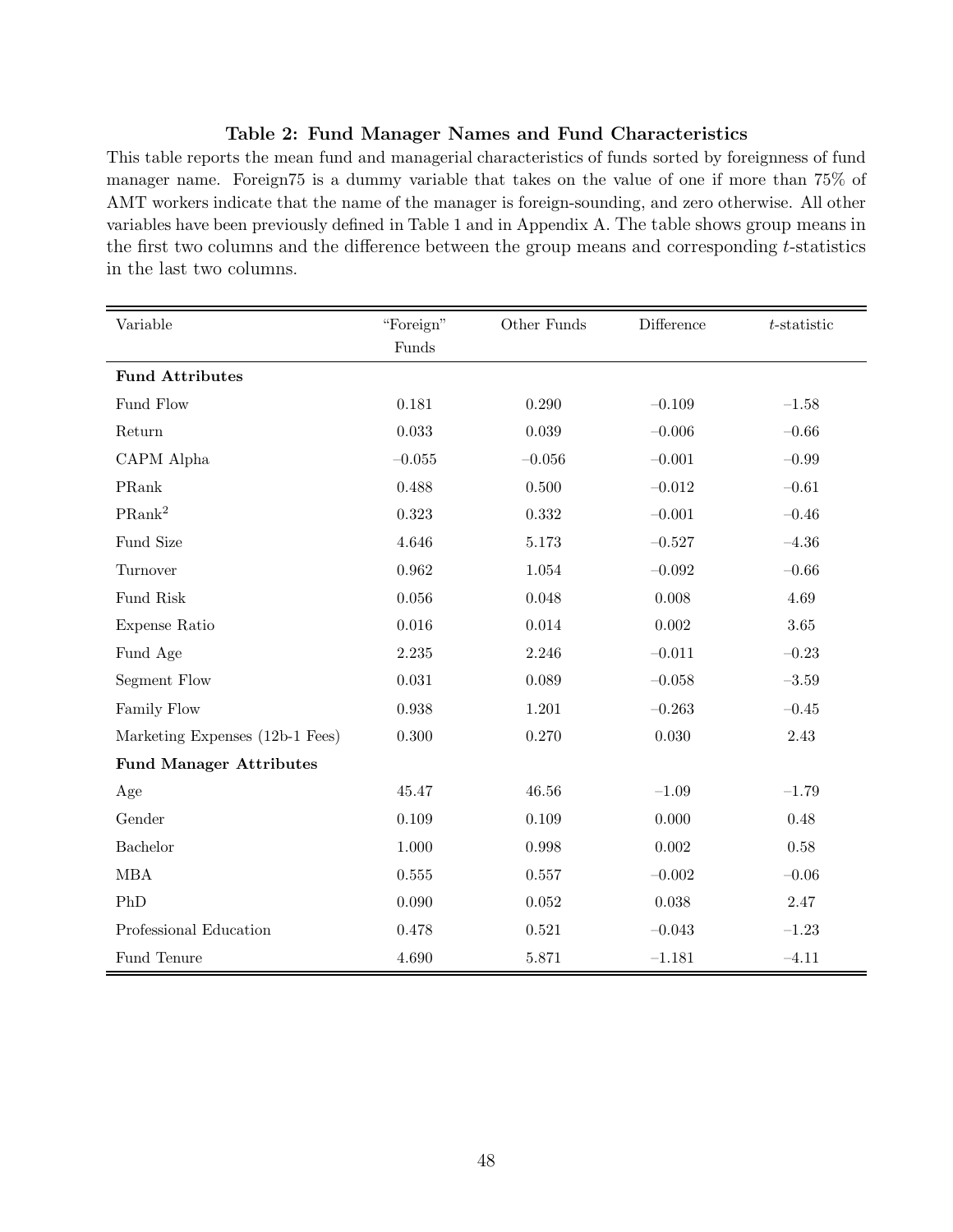**Table 2: Fund Manager Names and Fund Characteristics**

This table reports the mean fund and managerial characteristics of funds sorted by foreignness of fund manager name. Foreign75 is a dummy variable that takes on the value of one if more than 75% of AMT workers indicate that the name of the manager is foreign-sounding, and zero otherwise. All other variables have been previously defined in Table 1 and in Appendix A. The table shows group means in the first two columns and the difference between the group means and corresponding $t$-statistics in the last two columns.

| Variable | "Foreign" Funds | Other Funds | Difference | $t$-statistic |
|---|---|---|---|---|
| **Fund Attributes** | | | | |
| Fund Flow | 0.181 | 0.290 | −0.109 | −1.58 |
| Return | 0.033 | 0.039 | −0.006 | −0.66 |
| CAPM Alpha | −0.055 | −0.056 | −0.001 | −0.99 |
| PRank | 0.488 | 0.500 | −0.012 | −0.61 |
| $\text{PRank}^2$ | 0.323 | 0.332 | −0.001 | −0.46 |
| Fund Size | 4.646 | 5.173 | −0.527 | −4.36 |
| Turnover | 0.962 | 1.054 | −0.092 | −0.66 |
| Fund Risk | 0.056 | 0.048 | 0.008 | 4.69 |
| Expense Ratio | 0.016 | 0.014 | 0.002 | 3.65 |
| Fund Age | 2.235 | 2.246 | −0.011 | −0.23 |
| Segment Flow | 0.031 | 0.089 | −0.058 | −3.59 |
| Family Flow | 0.938 | 1.201 | −0.263 | −0.45 |
| Marketing Expenses (12b-1 Fees) | 0.300 | 0.270 | 0.030 | 2.43 |
| **Fund Manager Attributes** | | | | |
| Age | 45.47 | 46.56 | −1.09 | −1.79 |
| Gender | 0.109 | 0.109 | 0.000 | 0.48 |
| Bachelor | 1.000 | 0.998 | 0.002 | 0.58 |
| MBA | 0.555 | 0.557 | −0.002 | −0.06 |
| PhD | 0.090 | 0.052 | 0.038 | 2.47 |
| Professional Education | 0.478 | 0.521 | −0.043 | −1.23 |
| Fund Tenure | 4.690 | 5.871 | −1.181 | −4.11 |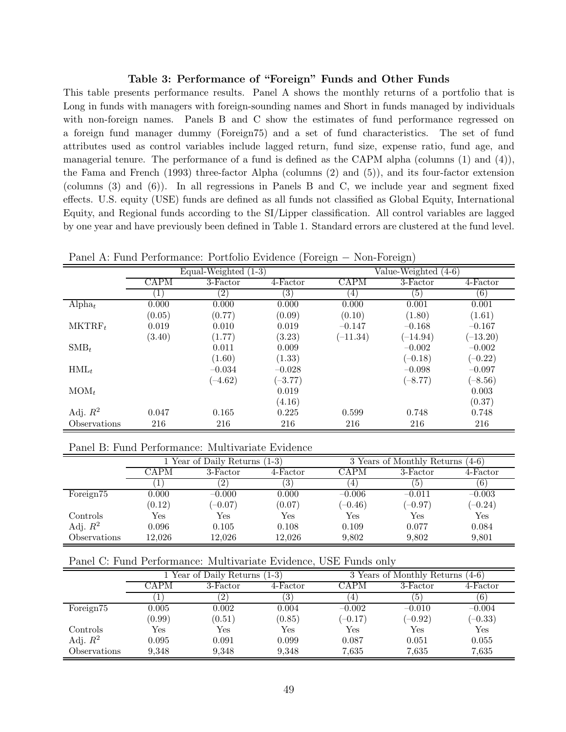**Table 3: Performance of "Foreign" Funds and Other Funds**

This table presents performance results. Panel A shows the monthly returns of a portfolio that is Long in funds with managers with foreign-sounding names and Short in funds managed by individuals with non-foreign names. Panels B and C show the estimates of fund performance regressed on a foreign fund manager dummy (Foreign75) and a set of fund characteristics. The set of fund attributes used as control variables include lagged return, fund size, expense ratio, fund age, and managerial tenure. The performance of a fund is defined as the CAPM alpha (columns (1) and (4)), the Fama and French (1993) three-factor Alpha (columns (2) and (5)), and its four-factor extension (columns (3) and (6)). In all regressions in Panels B and C, we include year and segment fixed effects. U.S. equity (USE) funds are defined as all funds not classified as Global Equity, International Equity, and Regional funds according to the SI/Lipper classification. All control variables are lagged by one year and have previously been defined in Table 1. Standard errors are clustered at the fund level.

Panel A: Fund Performance: Portfolio Evidence (Foreign − Non-Foreign)

| | Equal-Weighted (1-3) | | | Value-Weighted (4-6) | | |
|---|---|---|---|---|---|---|
| | CAPM | 3-Factor | 4-Factor | CAPM | 3-Factor | 4-Factor |
| | (1) | (2) | (3) | (4) | (5) | (6) |
| $\text{Alpha}_t$ | 0.000 | 0.000 | 0.000 | 0.000 | 0.001 | 0.001 |
| | (0.05) | (0.77) | (0.09) | (0.10) | (1.80) | (1.61) |
| $\text{MKTRF}_t$ | 0.019 | 0.010 | 0.019 | −0.147 | −0.168 | −0.167 |
| | (3.40) | (1.77) | (3.23) | (−11.34) | (−14.94) | (−13.20) |
| $\text{SMB}_t$ | | 0.011 | 0.009 | | −0.002 | −0.002 |
| | | (1.60) | (1.33) | | (−0.18) | (−0.22) |
| $\text{HML}_t$ | | −0.034 | −0.028 | | −0.098 | −0.097 |
| | | (−4.62) | (−3.77) | | (−8.77) | (−8.56) |
| $\text{MOM}_t$ | | | 0.019 | | | 0.003 |
| | | | (4.16) | | | (0.37) |
| Adj. $R^2$ | 0.047 | 0.165 | 0.225 | 0.599 | 0.748 | 0.748 |
| Observations | 216 | 216 | 216 | 216 | 216 | 216 |

Panel B: Fund Performance: Multivariate Evidence

| | 1 Year of Daily Returns (1-3) | | | 3 Years of Monthly Returns (4-6) | | |
|---|---|---|---|---|---|---|
| | CAPM | 3-Factor | 4-Factor | CAPM | 3-Factor | 4-Factor |
| | (1) | (2) | (3) | (4) | (5) | (6) |
| Foreign75 | 0.000 | −0.000 | 0.000 | −0.006 | −0.011 | −0.003 |
| | (0.12) | (−0.07) | (0.07) | (−0.46) | (−0.97) | (−0.24) |
| Controls | Yes | Yes | Yes | Yes | Yes | Yes |
| Adj. $R^2$ | 0.096 | 0.105 | 0.108 | 0.109 | 0.077 | 0.084 |
| Observations | 12,026 | 12,026 | 12,026 | 9,802 | 9,802 | 9,801 |

Panel C: Fund Performance: Multivariate Evidence, USE Funds only

| | 1 Year of Daily Returns (1-3) | | | 3 Years of Monthly Returns (4-6) | | |
|---|---|---|---|---|---|---|
| | CAPM | 3-Factor | 4-Factor | CAPM | 3-Factor | 4-Factor |
| | (1) | (2) | (3) | (4) | (5) | (6) |
| Foreign75 | 0.005 | 0.002 | 0.004 | −0.002 | −0.010 | −0.004 |
| | (0.99) | (0.51) | (0.85) | (−0.17) | (−0.92) | (−0.33) |
| Controls | Yes | Yes | Yes | Yes | Yes | Yes |
| Adj. $R^2$ | 0.095 | 0.091 | 0.099 | 0.087 | 0.051 | 0.055 |
| Observations | 9,348 | 9,348 | 9,348 | 7,635 | 7,635 | 7,635 |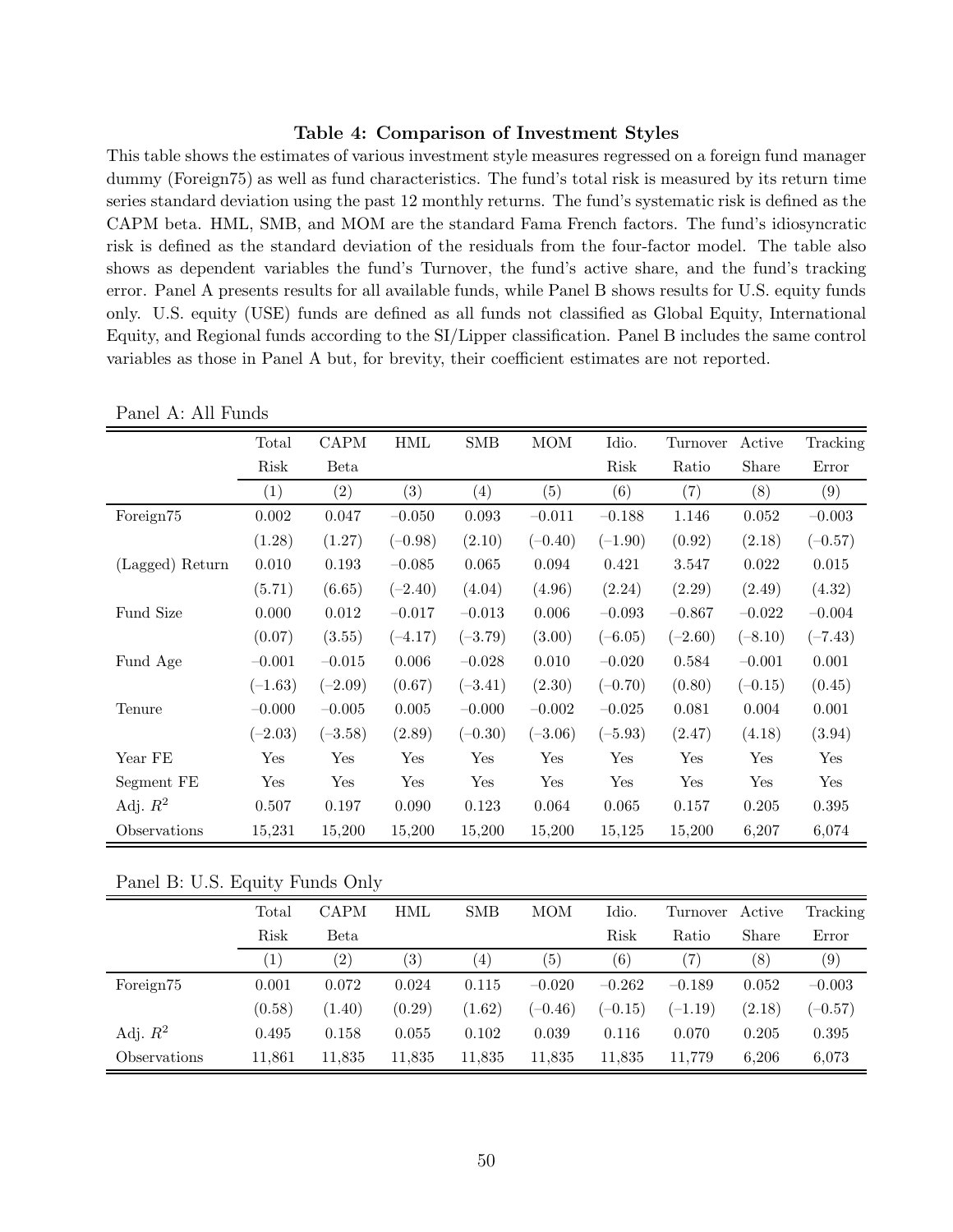**Table 4: Comparison of Investment Styles**

This table shows the estimates of various investment style measures regressed on a foreign fund manager dummy (Foreign75) as well as fund characteristics. The fund's total risk is measured by its return time series standard deviation using the past 12 monthly returns. The fund's systematic risk is defined as the CAPM beta. HML, SMB, and MOM are the standard Fama French factors. The fund's idiosyncratic risk is defined as the standard deviation of the residuals from the four-factor model. The table also shows as dependent variables the fund's Turnover, the fund's active share, and the fund's tracking error. Panel A presents results for all available funds, while Panel B shows results for U.S. equity funds only. U.S. equity (USE) funds are defined as all funds not classified as Global Equity, International Equity, and Regional funds according to the SI/Lipper classification. Panel B includes the same control variables as those in Panel A but, for brevity, their coefficient estimates are not reported.

Panel A: All Funds

| | Total Risk | CAPM Beta | HML | SMB | MOM | Idio. Risk | Turnover Ratio | Active Share | Tracking Error |
|---|---|---|---|---|---|---|---|---|---|
| | (1) | (2) | (3) | (4) | (5) | (6) | (7) | (8) | (9) |
| Foreign75 | 0.002 | 0.047 | −0.050 | 0.093 | −0.011 | −0.188 | 1.146 | 0.052 | −0.003 |
| | (1.28) | (1.27) | (−0.98) | (2.10) | (−0.40) | (−1.90) | (0.92) | (2.18) | (−0.57) |
| (Lagged) Return | 0.010 | 0.193 | −0.085 | 0.065 | 0.094 | 0.421 | 3.547 | 0.022 | 0.015 |
| | (5.71) | (6.65) | (−2.40) | (4.04) | (4.96) | (2.24) | (2.29) | (2.49) | (4.32) |
| Fund Size | 0.000 | 0.012 | −0.017 | −0.013 | 0.006 | −0.093 | −0.867 | −0.022 | −0.004 |
| | (0.07) | (3.55) | (−4.17) | (−3.79) | (3.00) | (−6.05) | (−2.60) | (−8.10) | (−7.43) |
| Fund Age | −0.001 | −0.015 | 0.006 | −0.028 | 0.010 | −0.020 | 0.584 | −0.001 | 0.001 |
| | (−1.63) | (−2.09) | (0.67) | (−3.41) | (2.30) | (−0.70) | (0.80) | (−0.15) | (0.45) |
| Tenure | −0.000 | −0.005 | 0.005 | −0.000 | −0.002 | −0.025 | 0.081 | 0.004 | 0.001 |
| | (−2.03) | (−3.58) | (2.89) | (−0.30) | (−3.06) | (−5.93) | (2.47) | (4.18) | (3.94) |
| Year FE | Yes | Yes | Yes | Yes | Yes | Yes | Yes | Yes | Yes |
| Segment FE | Yes | Yes | Yes | Yes | Yes | Yes | Yes | Yes | Yes |
| Adj. $R^2$ | 0.507 | 0.197 | 0.090 | 0.123 | 0.064 | 0.065 | 0.157 | 0.205 | 0.395 |
| Observations | 15,231 | 15,200 | 15,200 | 15,200 | 15,200 | 15,125 | 15,200 | 6,207 | 6,074 |

Panel B: U.S. Equity Funds Only

| | Total Risk | CAPM Beta | HML | SMB | MOM | Idio. Risk | Turnover Ratio | Active Share | Tracking Error |
|---|---|---|---|---|---|---|---|---|---|
| | (1) | (2) | (3) | (4) | (5) | (6) | (7) | (8) | (9) |
| Foreign75 | 0.001 | 0.072 | 0.024 | 0.115 | −0.020 | −0.262 | −0.189 | 0.052 | −0.003 |
| | (0.58) | (1.40) | (0.29) | (1.62) | (−0.46) | (−0.15) | (−1.19) | (2.18) | (−0.57) |
| Adj. $R^2$ | 0.495 | 0.158 | 0.055 | 0.102 | 0.039 | 0.116 | 0.070 | 0.205 | 0.395 |
| Observations | 11,861 | 11,835 | 11,835 | 11,835 | 11,835 | 11,835 | 11,779 | 6,206 | 6,073 |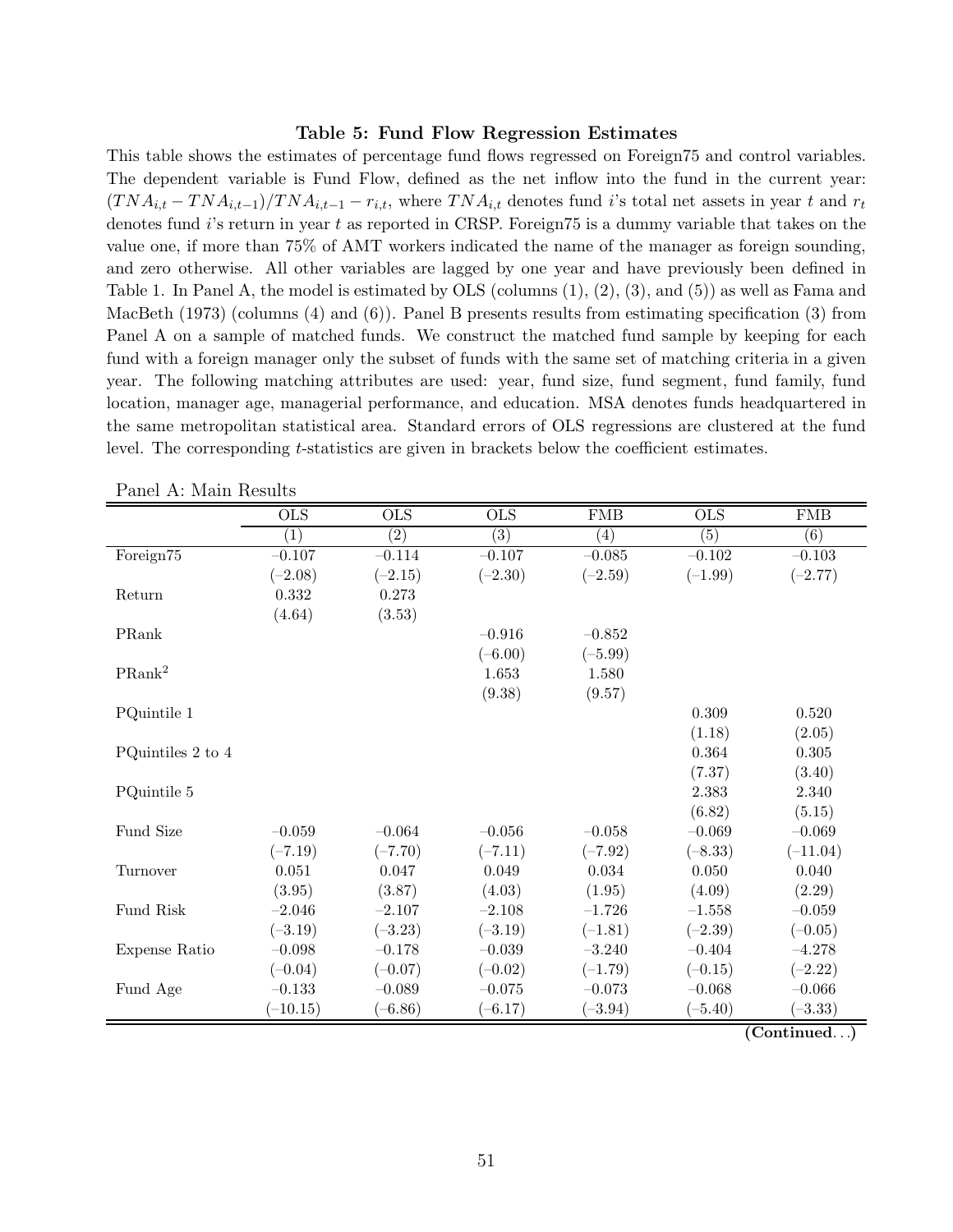### Table 5: Fund Flow Regression Estimates

This table shows the estimates of percentage fund flows regressed on Foreign75 and control variables. The dependent variable is Fund Flow, defined as the net inflow into the fund in the current year: $(TNA_{i,t} - TNA_{i,t-1})/TNA_{i,t-1} - r_{i,t}$, where $TNA_{i,t}$ denotes fund $i$'s total net assets in year $t$ and $r_t$ denotes fund $i$'s return in year $t$ as reported in CRSP. Foreign75 is a dummy variable that takes on the value one, if more than 75% of AMT workers indicated the name of the manager as foreign sounding, and zero otherwise. All other variables are lagged by one year and have previously been defined in Table 1. In Panel A, the model is estimated by OLS (columns (1), (2), (3), and (5)) as well as Fama and MacBeth (1973) (columns (4) and (6)). Panel B presents results from estimating specification (3) from Panel A on a sample of matched funds. We construct the matched fund sample by keeping for each fund with a foreign manager only the subset of funds with the same set of matching criteria in a given year. The following matching attributes are used: year, fund size, fund segment, fund family, fund location, manager age, managerial performance, and education. MSA denotes funds headquartered in the same metropolitan statistical area. Standard errors of OLS regressions are clustered at the fund level. The corresponding $t$-statistics are given in brackets below the coefficient estimates.

Panel A: Main Results

| | OLS | OLS | OLS | FMB | OLS | FMB |
|---|---|---|---|---|---|---|
| | (1) | (2) | (3) | (4) | (5) | (6) |
| Foreign75 | −0.107 | −0.114 | −0.107 | −0.085 | −0.102 | −0.103 |
| | (−2.08) | (−2.15) | (−2.30) | (−2.59) | (−1.99) | (−2.77) |
| Return | 0.332 | 0.273 | | | | |
| | (4.64) | (3.53) | | | | |
| PRank | | | −0.916 | −0.852 | | |
| | | | (−6.00) | (−5.99) | | |
| $\text{PRank}^2$ | | | 1.653 | 1.580 | | |
| | | | (9.38) | (9.57) | | |
| PQuintile 1 | | | | | 0.309 | 0.520 |
| | | | | | (1.18) | (2.05) |
| PQuintiles 2 to 4 | | | | | 0.364 | 0.305 |
| | | | | | (7.37) | (3.40) |
| PQuintile 5 | | | | | 2.383 | 2.340 |
| | | | | | (6.82) | (5.15) |
| Fund Size | −0.059 | −0.064 | −0.056 | −0.058 | −0.069 | −0.069 |
| | (−7.19) | (−7.70) | (−7.11) | (−7.92) | (−8.33) | (−11.04) |
| Turnover | 0.051 | 0.047 | 0.049 | 0.034 | 0.050 | 0.040 |
| | (3.95) | (3.87) | (4.03) | (1.95) | (4.09) | (2.29) |
| Fund Risk | −2.046 | −2.107 | −2.108 | −1.726 | −1.558 | −0.059 |
| | (−3.19) | (−3.23) | (−3.19) | (−1.81) | (−2.39) | (−0.05) |
| Expense Ratio | −0.098 | −0.178 | −0.039 | −3.240 | −0.404 | −4.278 |
| | (−0.04) | (−0.07) | (−0.02) | (−1.79) | (−0.15) | (−2.22) |
| Fund Age | −0.133 | −0.089 | −0.075 | −0.073 | −0.068 | −0.066 |
| | (−10.15) | (−6.86) | (−6.17) | (−3.94) | (−5.40) | (−3.33) |

**(Continued...)**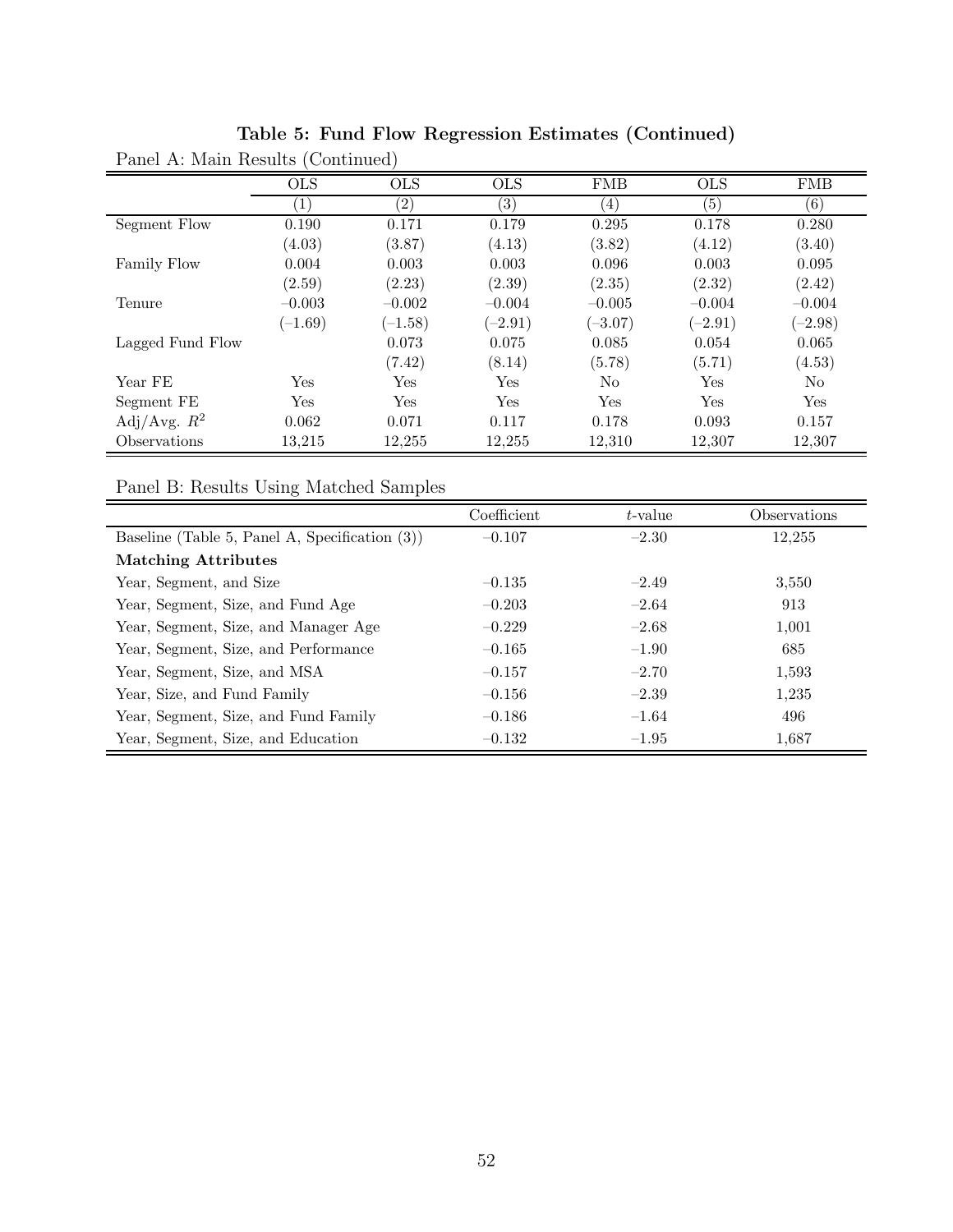**Table 5: Fund Flow Regression Estimates (Continued)**

Panel A: Main Results (Continued)

| | OLS | OLS | OLS | FMB | OLS | FMB |
|---|---|---|---|---|---|---|
| | (1) | (2) | (3) | (4) | (5) | (6) |
| Segment Flow | 0.190 | 0.171 | 0.179 | 0.295 | 0.178 | 0.280 |
| | (4.03) | (3.87) | (4.13) | (3.82) | (4.12) | (3.40) |
| Family Flow | 0.004 | 0.003 | 0.003 | 0.096 | 0.003 | 0.095 |
| | (2.59) | (2.23) | (2.39) | (2.35) | (2.32) | (2.42) |
| Tenure | −0.003 | −0.002 | −0.004 | −0.005 | −0.004 | −0.004 |
| | (−1.69) | (−1.58) | (−2.91) | (−3.07) | (−2.91) | (−2.98) |
| Lagged Fund Flow | | 0.073 | 0.075 | 0.085 | 0.054 | 0.065 |
| | | (7.42) | (8.14) | (5.78) | (5.71) | (4.53) |
| Year FE | Yes | Yes | Yes | No | Yes | No |
| Segment FE | Yes | Yes | Yes | Yes | Yes | Yes |
| Adj/Avg. $R^2$ | 0.062 | 0.071 | 0.117 | 0.178 | 0.093 | 0.157 |
| Observations | 13,215 | 12,255 | 12,255 | 12,310 | 12,307 | 12,307 |

Panel B: Results Using Matched Samples

| | Coefficient | $t$-value | Observations |
|---|---|---|---|
| Baseline (Table 5, Panel A, Specification (3)) | −0.107 | −2.30 | 12,255 |
| **Matching Attributes** | | | |
| Year, Segment, and Size | −0.135 | −2.49 | 3,550 |
| Year, Segment, Size, and Fund Age | −0.203 | −2.64 | 913 |
| Year, Segment, Size, and Manager Age | −0.229 | −2.68 | 1,001 |
| Year, Segment, Size, and Performance | −0.165 | −1.90 | 685 |
| Year, Segment, Size, and MSA | −0.157 | −2.70 | 1,593 |
| Year, Size, and Fund Family | −0.156 | −2.39 | 1,235 |
| Year, Segment, Size, and Fund Family | −0.186 | −1.64 | 496 |
| Year, Segment, Size, and Education | −0.132 | −1.95 | 1,687 |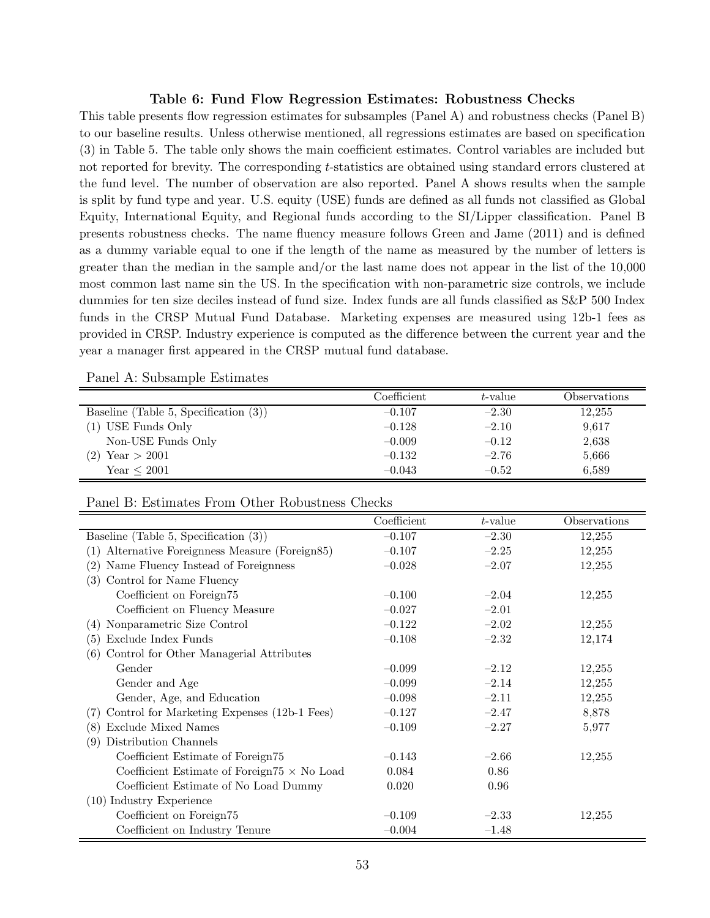**Table 6: Fund Flow Regression Estimates: Robustness Checks**

This table presents flow regression estimates for subsamples (Panel A) and robustness checks (Panel B) to our baseline results. Unless otherwise mentioned, all regressions estimates are based on specification (3) in Table 5. The table only shows the main coefficient estimates. Control variables are included but not reported for brevity. The corresponding $t$-statistics are obtained using standard errors clustered at the fund level. The number of observation are also reported. Panel A shows results when the sample is split by fund type and year. U.S. equity (USE) funds are defined as all funds not classified as Global Equity, International Equity, and Regional funds according to the SI/Lipper classification. Panel B presents robustness checks. The name fluency measure follows Green and Jame (2011) and is defined as a dummy variable equal to one if the length of the name as measured by the number of letters is greater than the median in the sample and/or the last name does not appear in the list of the 10,000 most common last name sin the US. In the specification with non-parametric size controls, we include dummies for ten size deciles instead of fund size. Index funds are all funds classified as S&P 500 Index funds in the CRSP Mutual Fund Database. Marketing expenses are measured using 12b-1 fees as provided in CRSP. Industry experience is computed as the difference between the current year and the year a manager first appeared in the CRSP mutual fund database.

Panel A: Subsample Estimates

| | Coefficient | $t$-value | Observations |
|---|---|---|---|
| Baseline (Table 5, Specification (3)) | −0.107 | −2.30 | 12,255 |
| (1) USE Funds Only | −0.128 | −2.10 | 9,617 |
| Non-USE Funds Only | −0.009 | −0.12 | 2,638 |
| (2) Year > 2001 | −0.132 | −2.76 | 5,666 |
| Year ≤ 2001 | −0.043 | −0.52 | 6,589 |

Panel B: Estimates From Other Robustness Checks

| | Coefficient | $t$-value | Observations |
|---|---|---|---|
| Baseline (Table 5, Specification (3)) | −0.107 | −2.30 | 12,255 |
| (1) Alternative Foreignness Measure (Foreign85) | −0.107 | −2.25 | 12,255 |
| (2) Name Fluency Instead of Foreignness | −0.028 | −2.07 | 12,255 |
| (3) Control for Name Fluency | | | |
| Coefficient on Foreign75 | −0.100 | −2.04 | 12,255 |
| Coefficient on Fluency Measure | −0.027 | −2.01 | |
| (4) Nonparametric Size Control | −0.122 | −2.02 | 12,255 |
| (5) Exclude Index Funds | −0.108 | −2.32 | 12,174 |
| (6) Control for Other Managerial Attributes | | | |
| Gender | −0.099 | −2.12 | 12,255 |
| Gender and Age | −0.099 | −2.14 | 12,255 |
| Gender, Age, and Education | −0.098 | −2.11 | 12,255 |
| (7) Control for Marketing Expenses (12b-1 Fees) | −0.127 | −2.47 | 8,878 |
| (8) Exclude Mixed Names | −0.109 | −2.27 | 5,977 |
| (9) Distribution Channels | | | |
| Coefficient Estimate of Foreign75 | −0.143 | −2.66 | 12,255 |
| Coefficient Estimate of Foreign75 × No Load | 0.084 | 0.86 | |
| Coefficient Estimate of No Load Dummy | 0.020 | 0.96 | |
| (10) Industry Experience | | | |
| Coefficient on Foreign75 | −0.109 | −2.33 | 12,255 |
| Coefficient on Industry Tenure | −0.004 | −1.48 | |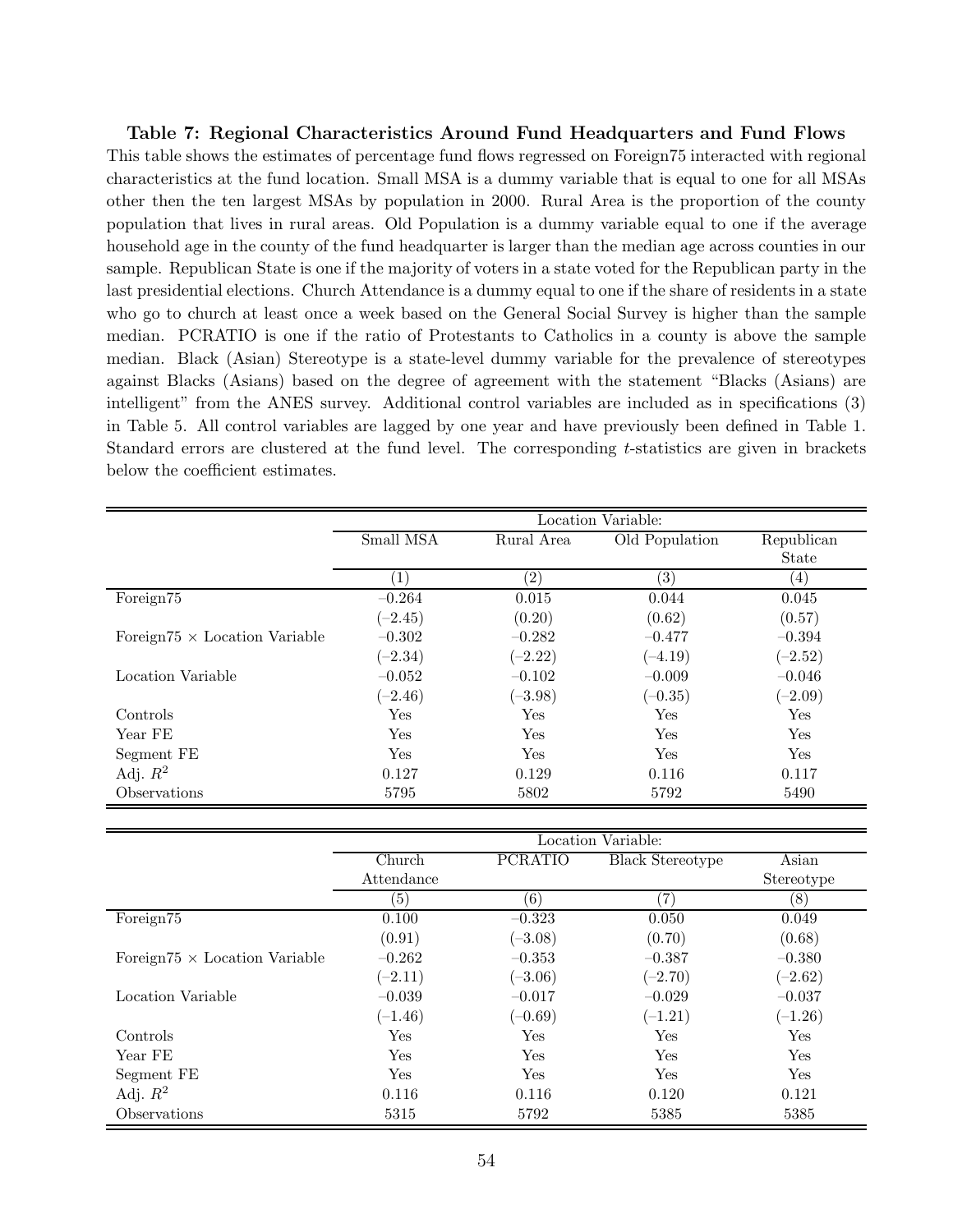**Table 7: Regional Characteristics Around Fund Headquarters and Fund Flows**

This table shows the estimates of percentage fund flows regressed on Foreign75 interacted with regional characteristics at the fund location. Small MSA is a dummy variable that is equal to one for all MSAs other then the ten largest MSAs by population in 2000. Rural Area is the proportion of the county population that lives in rural areas. Old Population is a dummy variable equal to one if the average household age in the county of the fund headquarter is larger than the median age across counties in our sample. Republican State is one if the majority of voters in a state voted for the Republican party in the last presidential elections. Church Attendance is a dummy equal to one if the share of residents in a state who go to church at least once a week based on the General Social Survey is higher than the sample median. PCRATIO is one if the ratio of Protestants to Catholics in a county is above the sample median. Black (Asian) Stereotype is a state-level dummy variable for the prevalence of stereotypes against Blacks (Asians) based on the degree of agreement with the statement "Blacks (Asians) are intelligent" from the ANES survey. Additional control variables are included as in specifications (3) in Table 5. All control variables are lagged by one year and have previously been defined in Table 1. Standard errors are clustered at the fund level. The corresponding $t$-statistics are given in brackets below the coefficient estimates.

| | Location Variable: | | | |
|---|---|---|---|---|
| | Small MSA | Rural Area | Old Population | Republican State |
| | (1) | (2) | (3) | (4) |
| Foreign75 | −0.264 | 0.015 | 0.044 | 0.045 |
| | (−2.45) | (0.20) | (0.62) | (0.57) |
| Foreign75 × Location Variable | −0.302 | −0.282 | −0.477 | −0.394 |
| | (−2.34) | (−2.22) | (−4.19) | (−2.52) |
| Location Variable | −0.052 | −0.102 | −0.009 | −0.046 |
| | (−2.46) | (−3.98) | (−0.35) | (−2.09) |
| Controls | Yes | Yes | Yes | Yes |
| Year FE | Yes | Yes | Yes | Yes |
| Segment FE | Yes | Yes | Yes | Yes |
| Adj. $R^2$ | 0.127 | 0.129 | 0.116 | 0.117 |
| Observations | 5795 | 5802 | 5792 | 5490 |

| | Location Variable: | | | |
|---|---|---|---|---|
| | Church Attendance | PCRATIO | Black Stereotype | Asian Stereotype |
| | (5) | (6) | (7) | (8) |
| Foreign75 | 0.100 | −0.323 | 0.050 | 0.049 |
| | (0.91) | (−3.08) | (0.70) | (0.68) |
| Foreign75 × Location Variable | −0.262 | −0.353 | −0.387 | −0.380 |
| | (−2.11) | (−3.06) | (−2.70) | (−2.62) |
| Location Variable | −0.039 | −0.017 | −0.029 | −0.037 |
| | (−1.46) | (−0.69) | (−1.21) | (−1.26) |
| Controls | Yes | Yes | Yes | Yes |
| Year FE | Yes | Yes | Yes | Yes |
| Segment FE | Yes | Yes | Yes | Yes |
| Adj. $R^2$ | 0.116 | 0.116 | 0.120 | 0.121 |
| Observations | 5315 | 5792 | 5385 | 5385 |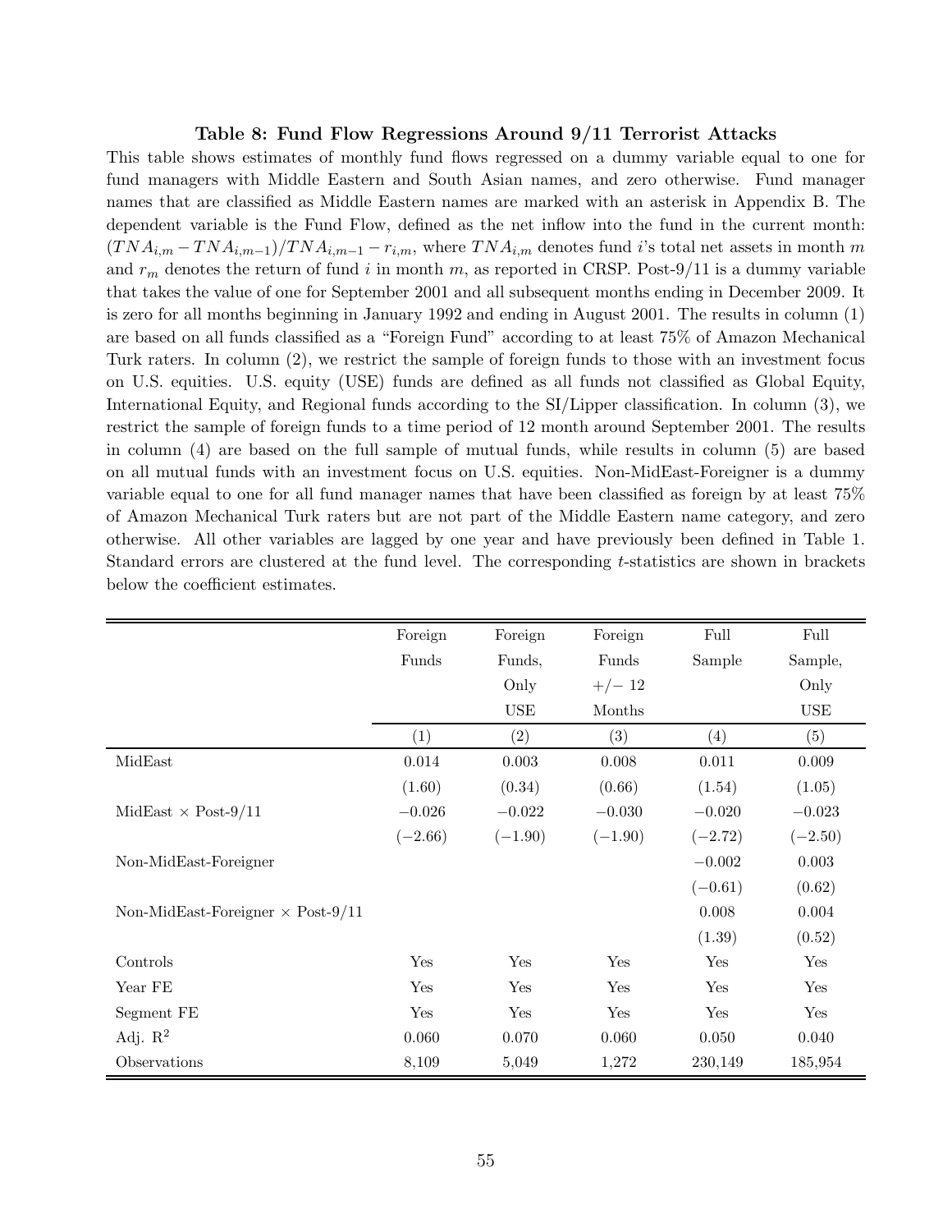**Table 8: Fund Flow Regressions Around 9/11 Terrorist Attacks**

This table shows estimates of monthly fund flows regressed on a dummy variable equal to one for fund managers with Middle Eastern and South Asian names, and zero otherwise. Fund manager names that are classified as Middle Eastern names are marked with an asterisk in Appendix B. The dependent variable is the Fund Flow, defined as the net inflow into the fund in the current month: $(TNA_{i,m} - TNA_{i,m-1})/TNA_{i,m-1} - r_{i,m}$, where $TNA_{i,m}$ denotes fund $i$'s total net assets in month $m$ and $r_m$ denotes the return of fund $i$ in month $m$, as reported in CRSP. Post-9/11 is a dummy variable that takes the value of one for September 2001 and all subsequent months ending in December 2009. It is zero for all months beginning in January 1992 and ending in August 2001. The results in column (1) are based on all funds classified as a "Foreign Fund" according to at least 75% of Amazon Mechanical Turk raters. In column (2), we restrict the sample of foreign funds to those with an investment focus on U.S. equities. U.S. equity (USE) funds are defined as all funds not classified as Global Equity, International Equity, and Regional funds according to the SI/Lipper classification. In column (3), we restrict the sample of foreign funds to a time period of 12 month around September 2001. The results in column (4) are based on the full sample of mutual funds, while results in column (5) are based on all mutual funds with an investment focus on U.S. equities. Non-MidEast-Foreigner is a dummy variable equal to one for all fund manager names that have been classified as foreign by at least 75% of Amazon Mechanical Turk raters but are not part of the Middle Eastern name category, and zero otherwise. All other variables are lagged by one year and have previously been defined in Table 1. Standard errors are clustered at the fund level. The corresponding $t$-statistics are shown in brackets below the coefficient estimates.

| | Foreign Funds | Foreign Funds, Only USE | Foreign Funds +/− 12 Months | Full Sample | Full Sample, Only USE |
|---|---|---|---|---|---|
| | (1) | (2) | (3) | (4) | (5) |
| MidEast | 0.014 | 0.003 | 0.008 | 0.011 | 0.009 |
| | (1.60) | (0.34) | (0.66) | (1.54) | (1.05) |
| MidEast × Post-9/11 | −0.026 | −0.022 | −0.030 | −0.020 | −0.023 |
| | (−2.66) | (−1.90) | (−1.90) | (−2.72) | (−2.50) |
| Non-MidEast-Foreigner | | | | −0.002 | 0.003 |
| | | | | (−0.61) | (0.62) |
| Non-MidEast-Foreigner × Post-9/11 | | | | 0.008 | 0.004 |
| | | | | (1.39) | (0.52) |
| Controls | Yes | Yes | Yes | Yes | Yes |
| Year FE | Yes | Yes | Yes | Yes | Yes |
| Segment FE | Yes | Yes | Yes | Yes | Yes |
| Adj. $R^2$ | 0.060 | 0.070 | 0.060 | 0.050 | 0.040 |
| Observations | 8,109 | 5,049 | 1,272 | 230,149 | 185,954 |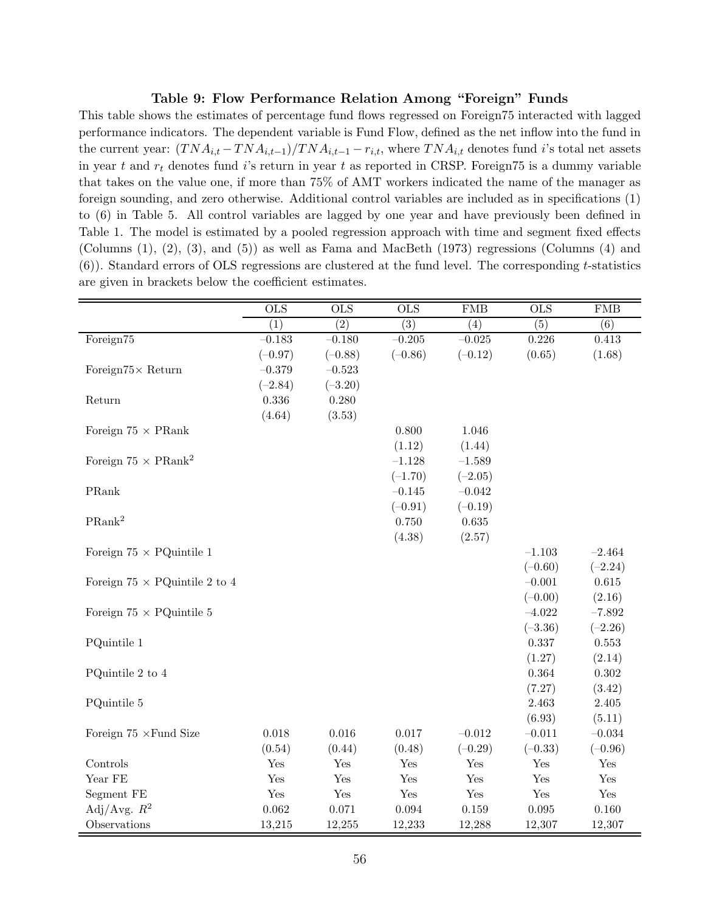### Table 9: Flow Performance Relation Among "Foreign" Funds

This table shows the estimates of percentage fund flows regressed on Foreign75 interacted with lagged performance indicators. The dependent variable is Fund Flow, defined as the net inflow into the fund in the current year: $(TNA_{i,t} - TNA_{i,t-1})/TNA_{i,t-1} - r_{i,t}$, where $TNA_{i,t}$ denotes fund $i$'s total net assets in year $t$ and $r_t$ denotes fund $i$'s return in year $t$ as reported in CRSP. Foreign75 is a dummy variable that takes on the value one, if more than 75% of AMT workers indicated the name of the manager as foreign sounding, and zero otherwise. Additional control variables are included as in specifications (1) to (6) in Table 5. All control variables are lagged by one year and have previously been defined in Table 1. The model is estimated by a pooled regression approach with time and segment fixed effects (Columns (1), (2), (3), and (5)) as well as Fama and MacBeth (1973) regressions (Columns (4) and (6)). Standard errors of OLS regressions are clustered at the fund level. The corresponding $t$-statistics are given in brackets below the coefficient estimates.

| | OLS | OLS | OLS | FMB | OLS | FMB |
|---|---|---|---|---|---|---|
| | (1) | (2) | (3) | (4) | (5) | (6) |
| Foreign75 | −0.183 | −0.180 | −0.205 | −0.025 | 0.226 | 0.413 |
| | (−0.97) | (−0.88) | (−0.86) | (−0.12) | (0.65) | (1.68) |
| Foreign75× Return | −0.379 | −0.523 | | | | |
| | (−2.84) | (−3.20) | | | | |
| Return | 0.336 | 0.280 | | | | |
| | (4.64) | (3.53) | | | | |
| Foreign 75 × PRank | | | 0.800 | 1.046 | | |
| | | | (1.12) | (1.44) | | |
| Foreign 75 × PRank$^2$ | | | −1.128 | −1.589 | | |
| | | | (−1.70) | (−2.05) | | |
| PRank | | | −0.145 | −0.042 | | |
| | | | (−0.91) | (−0.19) | | |
| PRank$^2$ | | | 0.750 | 0.635 | | |
| | | | (4.38) | (2.57) | | |
| Foreign 75 × PQuintile 1 | | | | | −1.103 | −2.464 |
| | | | | | (−0.60) | (−2.24) |
| Foreign 75 × PQuintile 2 to 4 | | | | | −0.001 | 0.615 |
| | | | | | (−0.00) | (2.16) |
| Foreign 75 × PQuintile 5 | | | | | −4.022 | −7.892 |
| | | | | | (−3.36) | (−2.26) |
| PQuintile 1 | | | | | 0.337 | 0.553 |
| | | | | | (1.27) | (2.14) |
| PQuintile 2 to 4 | | | | | 0.364 | 0.302 |
| | | | | | (7.27) | (3.42) |
| PQuintile 5 | | | | | 2.463 | 2.405 |
| | | | | | (6.93) | (5.11) |
| Foreign 75 ×Fund Size | 0.018 | 0.016 | 0.017 | −0.012 | −0.011 | −0.034 |
| | (0.54) | (0.44) | (0.48) | (−0.29) | (−0.33) | (−0.96) |
| Controls | Yes | Yes | Yes | Yes | Yes | Yes |
| Year FE | Yes | Yes | Yes | Yes | Yes | Yes |
| Segment FE | Yes | Yes | Yes | Yes | Yes | Yes |
| Adj/Avg. $R^2$ | 0.062 | 0.071 | 0.094 | 0.159 | 0.095 | 0.160 |
| Observations | 13,215 | 12,255 | 12,233 | 12,288 | 12,307 | 12,307 |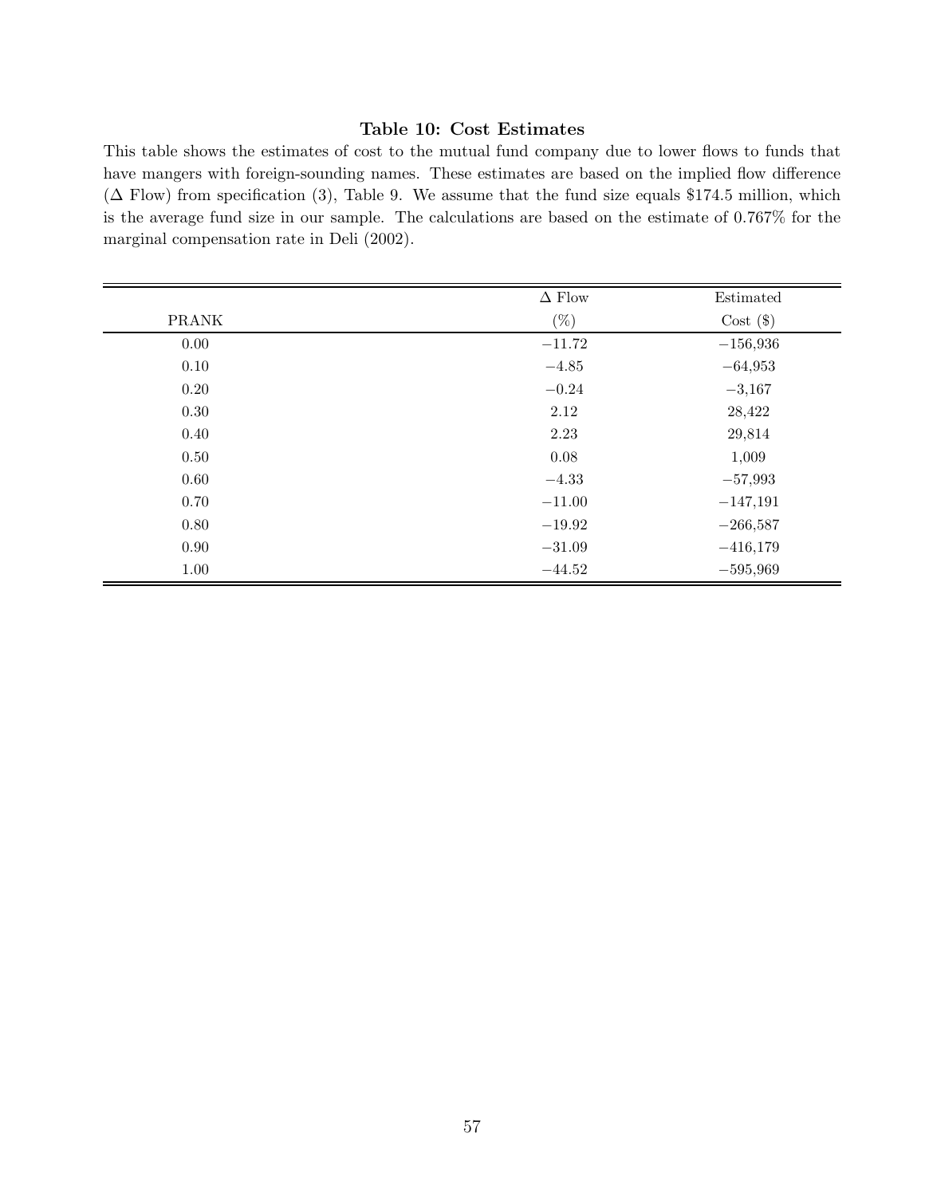### Table 10: Cost Estimates

This table shows the estimates of cost to the mutual fund company due to lower flows to funds that have mangers with foreign-sounding names. These estimates are based on the implied flow difference (Δ Flow) from specification (3), Table 9. We assume that the fund size equals \$174.5 million, which is the average fund size in our sample. The calculations are based on the estimate of 0.767% for the marginal compensation rate in Deli (2002).

| PRANK | Δ Flow (%) | Estimated Cost (\$) |
|---|---|---|
| 0.00 | −11.72 | −156,936 |
| 0.10 | −4.85 | −64,953 |
| 0.20 | −0.24 | −3,167 |
| 0.30 | 2.12 | 28,422 |
| 0.40 | 2.23 | 29,814 |
| 0.50 | 0.08 | 1,009 |
| 0.60 | −4.33 | −57,993 |
| 0.70 | −11.00 | −147,191 |
| 0.80 | −19.92 | −266,587 |
| 0.90 | −31.09 | −416,179 |
| 1.00 | −44.52 | −595,969 |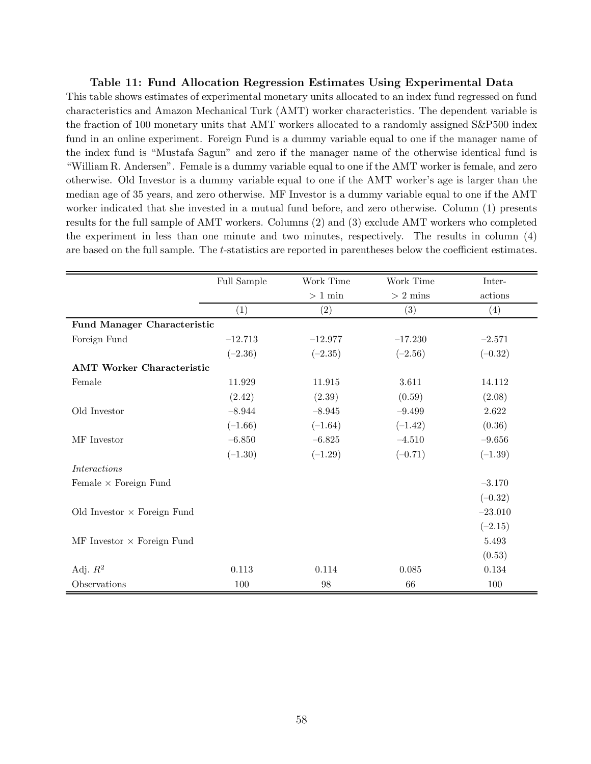**Table 11: Fund Allocation Regression Estimates Using Experimental Data**

This table shows estimates of experimental monetary units allocated to an index fund regressed on fund characteristics and Amazon Mechanical Turk (AMT) worker characteristics. The dependent variable is the fraction of 100 monetary units that AMT workers allocated to a randomly assigned S&P500 index fund in an online experiment. Foreign Fund is a dummy variable equal to one if the manager name of the index fund is "Mustafa Sagun" and zero if the manager name of the otherwise identical fund is "William R. Andersen". Female is a dummy variable equal to one if the AMT worker is female, and zero otherwise. Old Investor is a dummy variable equal to one if the AMT worker's age is larger than the median age of 35 years, and zero otherwise. MF Investor is a dummy variable equal to one if the AMT worker indicated that she invested in a mutual fund before, and zero otherwise. Column (1) presents results for the full sample of AMT workers. Columns (2) and (3) exclude AMT workers who completed the experiment in less than one minute and two minutes, respectively. The results in column (4) are based on the full sample. The $t$-statistics are reported in parentheses below the coefficient estimates.

| | Full Sample | Work Time > 1 min | Work Time > 2 mins | Interactions |
|---|---|---|---|---|
| | (1) | (2) | (3) | (4) |
| **Fund Manager Characteristic** | | | | |
| Foreign Fund | –12.713 | –12.977 | –17.230 | –2.571 |
| | (–2.36) | (–2.35) | (–2.56) | (–0.32) |
| **AMT Worker Characteristic** | | | | |
| Female | 11.929 | 11.915 | 3.611 | 14.112 |
| | (2.42) | (2.39) | (0.59) | (2.08) |
| Old Investor | –8.944 | –8.945 | –9.499 | 2.622 |
| | (–1.66) | (–1.64) | (–1.42) | (0.36) |
| MF Investor | –6.850 | –6.825 | –4.510 | –9.656 |
| | (–1.30) | (–1.29) | (–0.71) | (–1.39) |
| *Interactions* | | | | |
| Female × Foreign Fund | | | | –3.170 |
| | | | | (–0.32) |
| Old Investor × Foreign Fund | | | | –23.010 |
| | | | | (–2.15) |
| MF Investor × Foreign Fund | | | | 5.493 |
| | | | | (0.53) |
| Adj. $R^2$ | 0.113 | 0.114 | 0.085 | 0.134 |
| Observations | 100 | 98 | 66 | 100 |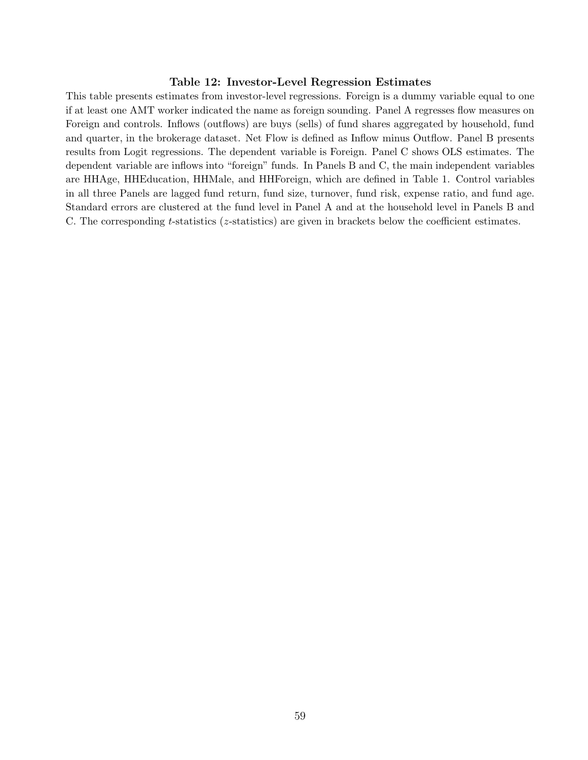**Table 12: Investor-Level Regression Estimates**

This table presents estimates from investor-level regressions. Foreign is a dummy variable equal to one if at least one AMT worker indicated the name as foreign sounding. Panel A regresses flow measures on Foreign and controls. Inflows (outflows) are buys (sells) of fund shares aggregated by household, fund and quarter, in the brokerage dataset. Net Flow is defined as Inflow minus Outflow. Panel B presents results from Logit regressions. The dependent variable is Foreign. Panel C shows OLS estimates. The dependent variable are inflows into "foreign" funds. In Panels B and C, the main independent variables are HHAge, HHEducation, HHMale, and HHForeign, which are defined in Table 1. Control variables in all three Panels are lagged fund return, fund size, turnover, fund risk, expense ratio, and fund age. Standard errors are clustered at the fund level in Panel A and at the household level in Panels B and C. The corresponding $t$-statistics ($z$-statistics) are given in brackets below the coefficient estimates.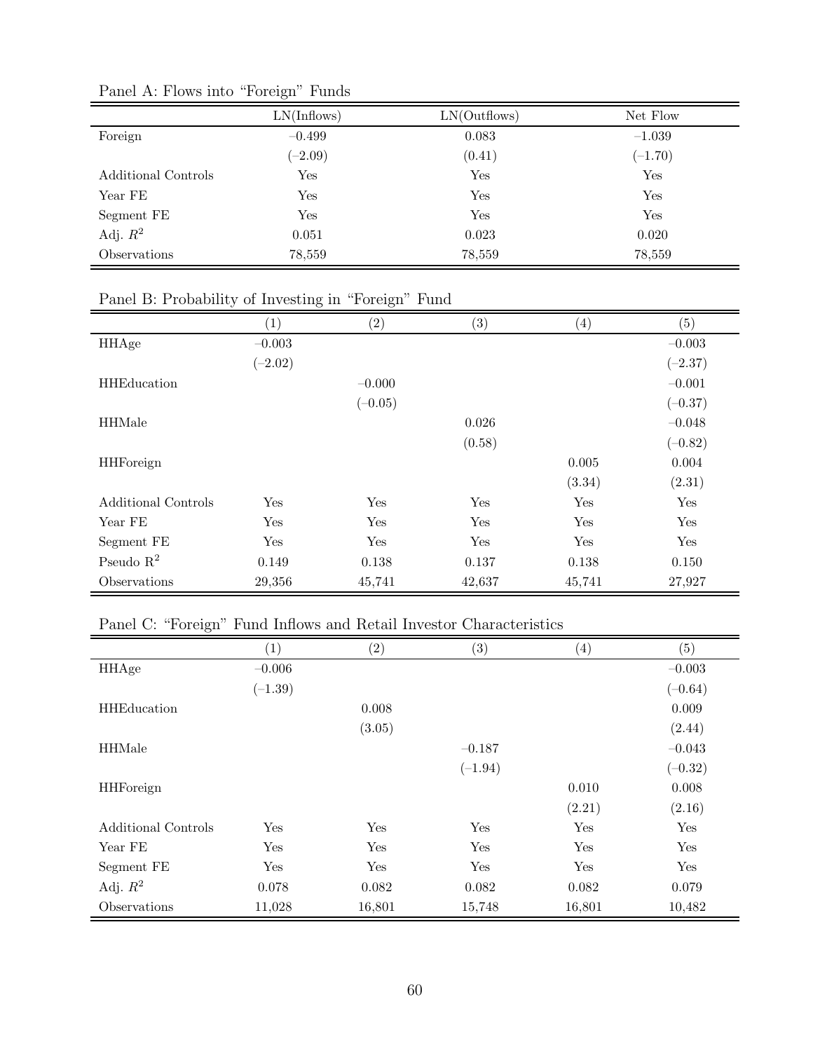Panel A: Flows into "Foreign" Funds

| | LN(Inflows) | LN(Outflows) | Net Flow |
|---|---|---|---|
| Foreign | −0.499 | 0.083 | −1.039 |
| | (−2.09) | (0.41) | (−1.70) |
| Additional Controls | Yes | Yes | Yes |
| Year FE | Yes | Yes | Yes |
| Segment FE | Yes | Yes | Yes |
| Adj. $R^2$ | 0.051 | 0.023 | 0.020 |
| Observations | 78,559 | 78,559 | 78,559 |

Panel B: Probability of Investing in "Foreign" Fund

| | (1) | (2) | (3) | (4) | (5) |
|---|---|---|---|---|---|
| HHAge | −0.003 | | | | −0.003 |
| | (−2.02) | | | | (−2.37) |
| HHEducation | | −0.000 | | | −0.001 |
| | | (−0.05) | | | (−0.37) |
| HHMale | | | 0.026 | | −0.048 |
| | | | (0.58) | | (−0.82) |
| HHForeign | | | | 0.005 | 0.004 |
| | | | | (3.34) | (2.31) |
| Additional Controls | Yes | Yes | Yes | Yes | Yes |
| Year FE | Yes | Yes | Yes | Yes | Yes |
| Segment FE | Yes | Yes | Yes | Yes | Yes |
| Pseudo $R^2$ | 0.149 | 0.138 | 0.137 | 0.138 | 0.150 |
| Observations | 29,356 | 45,741 | 42,637 | 45,741 | 27,927 |

Panel C: "Foreign" Fund Inflows and Retail Investor Characteristics

| | (1) | (2) | (3) | (4) | (5) |
|---|---|---|---|---|---|
| HHAge | −0.006 | | | | −0.003 |
| | (−1.39) | | | | (−0.64) |
| HHEducation | | 0.008 | | | 0.009 |
| | | (3.05) | | | (2.44) |
| HHMale | | | −0.187 | | −0.043 |
| | | | (−1.94) | | (−0.32) |
| HHForeign | | | | 0.010 | 0.008 |
| | | | | (2.21) | (2.16) |
| Additional Controls | Yes | Yes | Yes | Yes | Yes |
| Year FE | Yes | Yes | Yes | Yes | Yes |
| Segment FE | Yes | Yes | Yes | Yes | Yes |
| Adj. $R^2$ | 0.078 | 0.082 | 0.082 | 0.082 | 0.079 |
| Observations | 11,028 | 16,801 | 15,748 | 16,801 | 10,482 |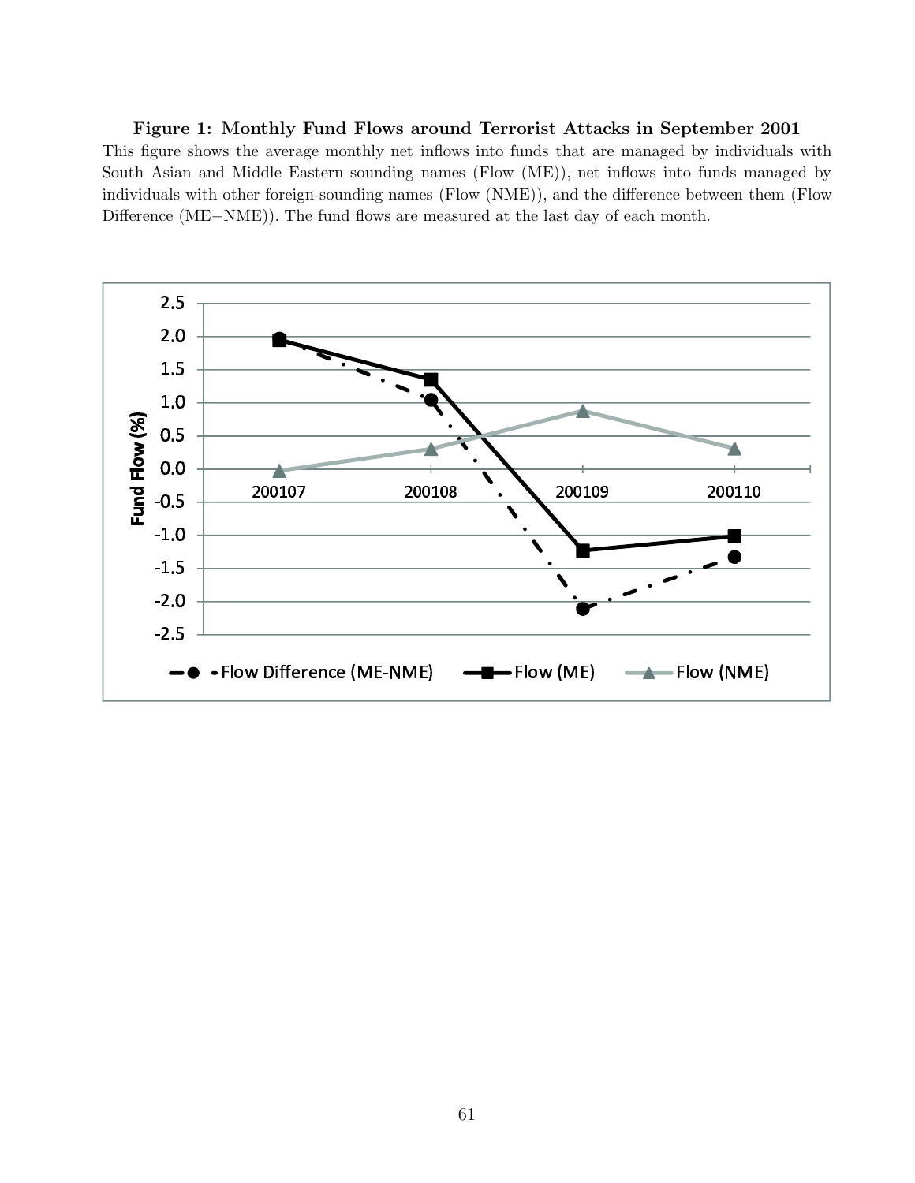**Figure 1: Monthly Fund Flows around Terrorist Attacks in September 2001**

This figure shows the average monthly net inflows into funds that are managed by individuals with South Asian and Middle Eastern sounding names (Flow (ME)), net inflows into funds managed by individuals with other foreign-sounding names (Flow (NME)), and the difference between them (Flow Difference (ME−NME)). The fund flows are measured at the last day of each month.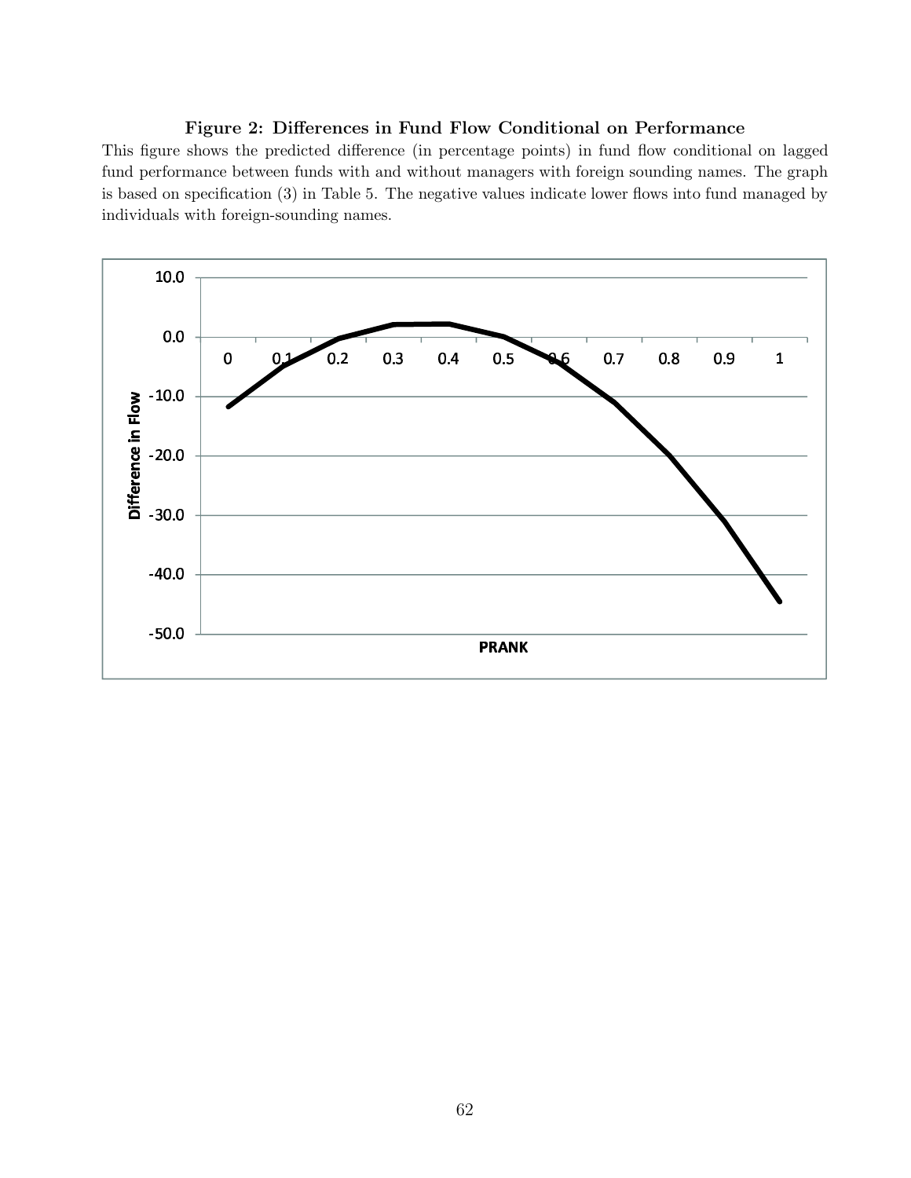**Figure 2: Differences in Fund Flow Conditional on Performance**

This figure shows the predicted difference (in percentage points) in fund flow conditional on lagged fund performance between funds with and without managers with foreign sounding names. The graph is based on specification (3) in Table 5. The negative values indicate lower flows into fund managed by individuals with foreign-sounding names.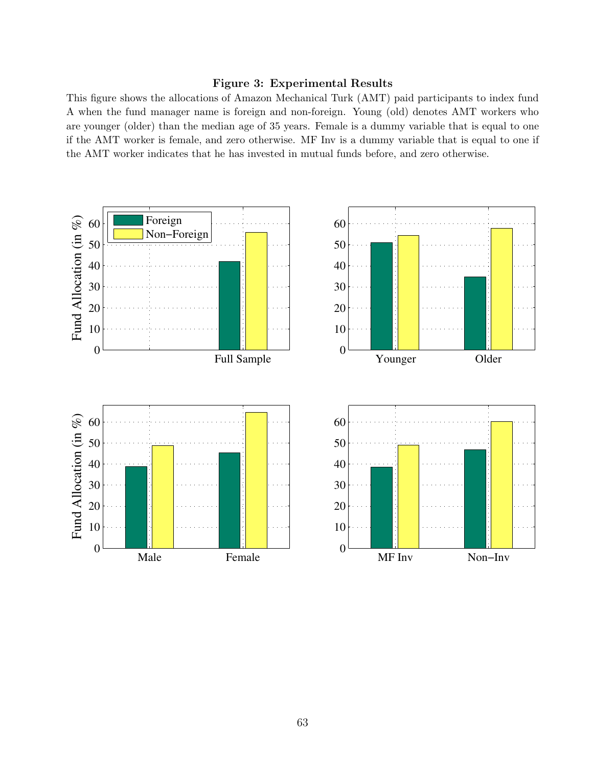**Figure 3: Experimental Results**

This figure shows the allocations of Amazon Mechanical Turk (AMT) paid participants to index fund A when the fund manager name is foreign and non-foreign. Young (old) denotes AMT workers who are younger (older) than the median age of 35 years. Female is a dummy variable that is equal to one if the AMT worker is female, and zero otherwise. MF Inv is a dummy variable that is equal to one if the AMT worker indicates that he has invested in mutual funds before, and zero otherwise.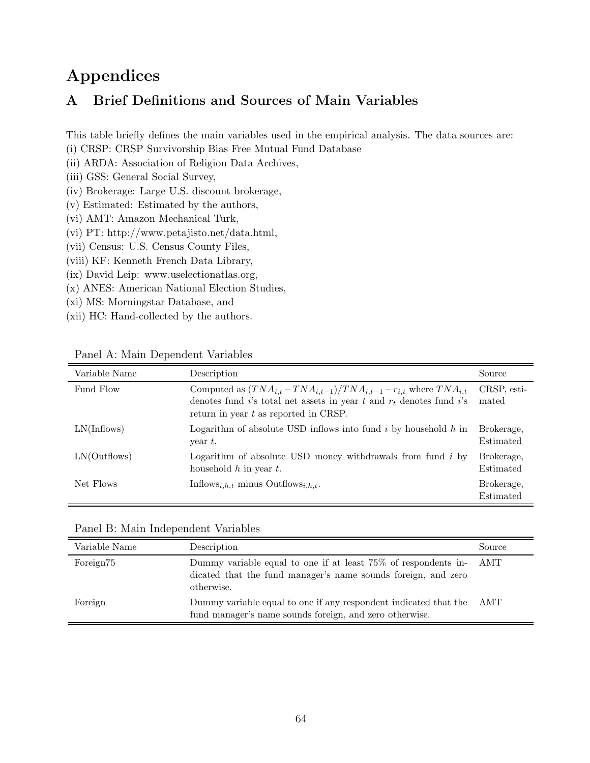# Appendices

## A Brief Definitions and Sources of Main Variables

This table briefly defines the main variables used in the empirical analysis. The data sources are:
(i) CRSP: CRSP Survivorship Bias Free Mutual Fund Database
(ii) ARDA: Association of Religion Data Archives,
(iii) GSS: General Social Survey,
(iv) Brokerage: Large U.S. discount brokerage,
(v) Estimated: Estimated by the authors,
(vi) AMT: Amazon Mechanical Turk,
(vi) PT: http://www.petajisto.net/data.html,
(vii) Census: U.S. Census County Files,
(viii) KF: Kenneth French Data Library,
(ix) David Leip: www.uselectionatlas.org,
(x) ANES: American National Election Studies,
(xi) MS: Morningstar Database, and
(xii) HC: Hand-collected by the authors.

Panel A: Main Dependent Variables

| Variable Name | Description | Source |
|---|---|---|
| Fund Flow | Computed as $(TNA_{i,t} - TNA_{i,t-1})/TNA_{i,t-1} - r_{i,t}$ where $TNA_{i,t}$ denotes fund $i$'s total net assets in year $t$ and $r_t$ denotes fund $i$'s return in year $t$ as reported in CRSP. | CRSP, estimated |
| LN(Inflows) | Logarithm of absolute USD inflows into fund $i$ by household $h$ in year $t$. | Brokerage, Estimated |
| LN(Outflows) | Logarithm of absolute USD money withdrawals from fund $i$ by household $h$ in year $t$. | Brokerage, Estimated |
| Net Flows | $\text{Inflows}_{i,h,t}$ minus $\text{Outflows}_{i,h,t}$. | Brokerage, Estimated |

Panel B: Main Independent Variables

| Variable Name | Description | Source |
|---|---|---|
| Foreign75 | Dummy variable equal to one if at least 75% of respondents indicated that the fund manager's name sounds foreign, and zero otherwise. | AMT |
| Foreign | Dummy variable equal to one if any respondent indicated that the fund manager's name sounds foreign, and zero otherwise. | AMT |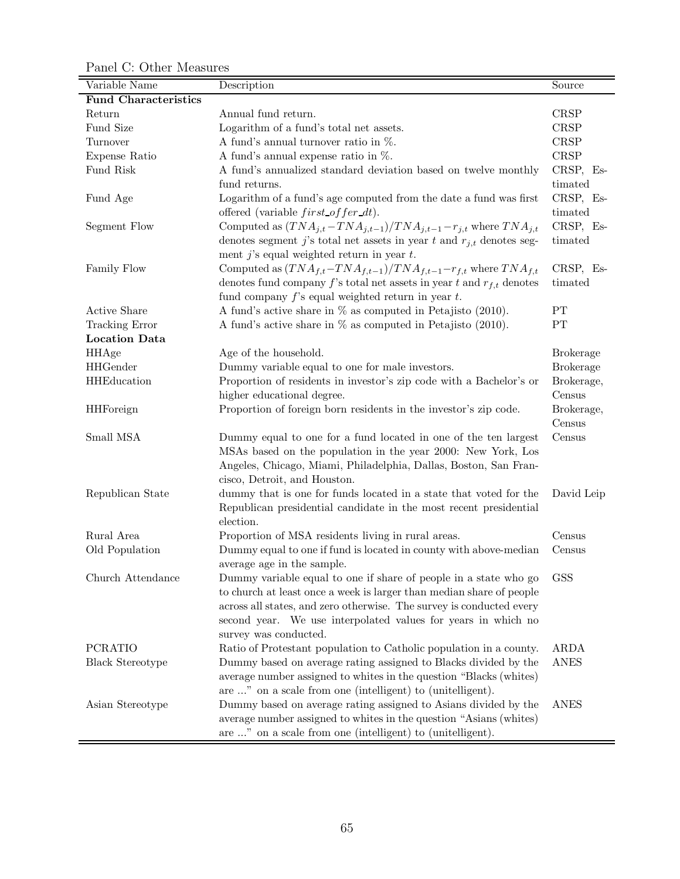Panel C: Other Measures

| Variable Name | Description | Source |
|---|---|---|
| **Fund Characteristics** | | |
| Return | Annual fund return. | CRSP |
| Fund Size | Logarithm of a fund's total net assets. | CRSP |
| Turnover | A fund's annual turnover ratio in %. | CRSP |
| Expense Ratio | A fund's annual expense ratio in %. | CRSP |
| Fund Risk | A fund's annualized standard deviation based on twelve monthly fund returns. | CRSP, Estimated |
| Fund Age | Logarithm of a fund's age computed from the date a fund was first offered (variable *first_offer_dt*). | CRSP, Estimated |
| Segment Flow | Computed as $(TNA_{j,t} - TNA_{j,t-1})/TNA_{j,t-1} - r_{j,t}$ where $TNA_{j,t}$ denotes segment $j$'s total net assets in year $t$ and $r_{j,t}$ denotes segment $j$'s equal weighted return in year $t$. | CRSP, Estimated |
| Family Flow | Computed as $(TNA_{f,t} - TNA_{f,t-1})/TNA_{f,t-1} - r_{f,t}$ where $TNA_{f,t}$ denotes fund company $f$'s total net assets in year $t$ and $r_{f,t}$ denotes fund company $f$'s equal weighted return in year $t$. | CRSP, Estimated |
| Active Share | A fund's active share in % as computed in Petajisto (2010). | PT |
| Tracking Error | A fund's active share in % as computed in Petajisto (2010). | PT |
| **Location Data** | | |
| HHAge | Age of the household. | Brokerage |
| HHGender | Dummy variable equal to one for male investors. | Brokerage |
| HHEducation | Proportion of residents in investor's zip code with a Bachelor's or higher educational degree. | Brokerage, Census |
| HHForeign | Proportion of foreign born residents in the investor's zip code. | Brokerage, Census |
| Small MSA | Dummy equal to one for a fund located in one of the ten largest MSAs based on the population in the year 2000: New York, Los Angeles, Chicago, Miami, Philadelphia, Dallas, Boston, San Francisco, Detroit, and Houston. | Census |
| Republican State | dummy that is one for funds located in a state that voted for the Republican presidential candidate in the most recent presidential election. | David Leip |
| Rural Area | Proportion of MSA residents living in rural areas. | Census |
| Old Population | Dummy equal to one if fund is located in county with above-median average age in the sample. | Census |
| Church Attendance | Dummy variable equal to one if share of people in a state who go to church at least once a week is larger than median share of people across all states, and zero otherwise. The survey is conducted every second year. We use interpolated values for years in which no survey was conducted. | GSS |
| PCRATIO | Ratio of Protestant population to Catholic population in a county. | ARDA |
| Black Stereotype | Dummy based on average rating assigned to Blacks divided by the average number assigned to whites in the question "Blacks (whites) are ..." on a scale from one (intelligent) to (unitelligent). | ANES |
| Asian Stereotype | Dummy based on average rating assigned to Asians divided by the average number assigned to whites in the question "Asians (whites) are ..." on a scale from one (intelligent) to (unitelligent). | ANES |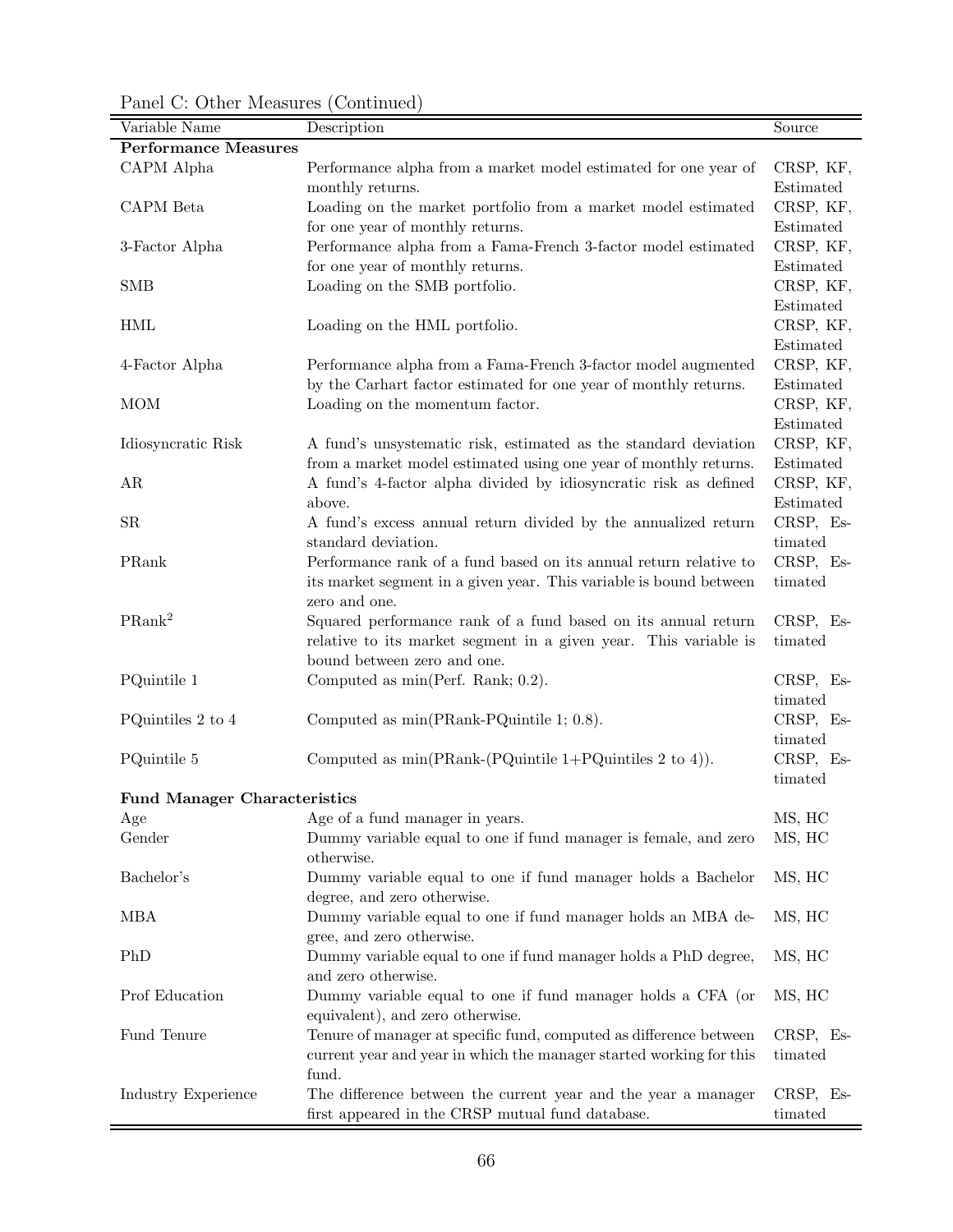Panel C: Other Measures (Continued)

| Variable Name | Description | Source |
|---|---|---|
| **Performance Measures** | | |
| CAPM Alpha | Performance alpha from a market model estimated for one year of monthly returns. | CRSP, KF, Estimated |
| CAPM Beta | Loading on the market portfolio from a market model estimated for one year of monthly returns. | CRSP, KF, Estimated |
| 3-Factor Alpha | Performance alpha from a Fama-French 3-factor model estimated for one year of monthly returns. | CRSP, KF, Estimated |
| SMB | Loading on the SMB portfolio. | CRSP, KF, Estimated |
| HML | Loading on the HML portfolio. | CRSP, KF, Estimated |
| 4-Factor Alpha | Performance alpha from a Fama-French 3-factor model augmented by the Carhart factor estimated for one year of monthly returns. | CRSP, KF, Estimated |
| MOM | Loading on the momentum factor. | CRSP, KF, Estimated |
| Idiosyncratic Risk | A fund's unsystematic risk, estimated as the standard deviation from a market model estimated using one year of monthly returns. | CRSP, KF, Estimated |
| AR | A fund's 4-factor alpha divided by idiosyncratic risk as defined above. | CRSP, KF, Estimated |
| SR | A fund's excess annual return divided by the annualized return standard deviation. | CRSP, Estimated |
| PRank | Performance rank of a fund based on its annual return relative to its market segment in a given year. This variable is bound between zero and one. | CRSP, Estimated |
| $\text{PRank}^2$ | Squared performance rank of a fund based on its annual return relative to its market segment in a given year. This variable is bound between zero and one. | CRSP, Estimated |
| PQuintile 1 | Computed as min(Perf. Rank; 0.2). | CRSP, Estimated |
| PQuintiles 2 to 4 | Computed as min(PRank-PQuintile 1; 0.8). | CRSP, Estimated |
| PQuintile 5 | Computed as min(PRank-(PQuintile 1+PQuintiles 2 to 4)). | CRSP, Estimated |
| **Fund Manager Characteristics** | | |
| Age | Age of a fund manager in years. | MS, HC |
| Gender | Dummy variable equal to one if fund manager is female, and zero otherwise. | MS, HC |
| Bachelor's | Dummy variable equal to one if fund manager holds a Bachelor degree, and zero otherwise. | MS, HC |
| MBA | Dummy variable equal to one if fund manager holds an MBA degree, and zero otherwise. | MS, HC |
| PhD | Dummy variable equal to one if fund manager holds a PhD degree, and zero otherwise. | MS, HC |
| Prof Education | Dummy variable equal to one if fund manager holds a CFA (or equivalent), and zero otherwise. | MS, HC |
| Fund Tenure | Tenure of manager at specific fund, computed as difference between current year and year in which the manager started working for this fund. | CRSP, Estimated |
| Industry Experience | The difference between the current year and the year a manager first appeared in the CRSP mutual fund database. | CRSP, Estimated |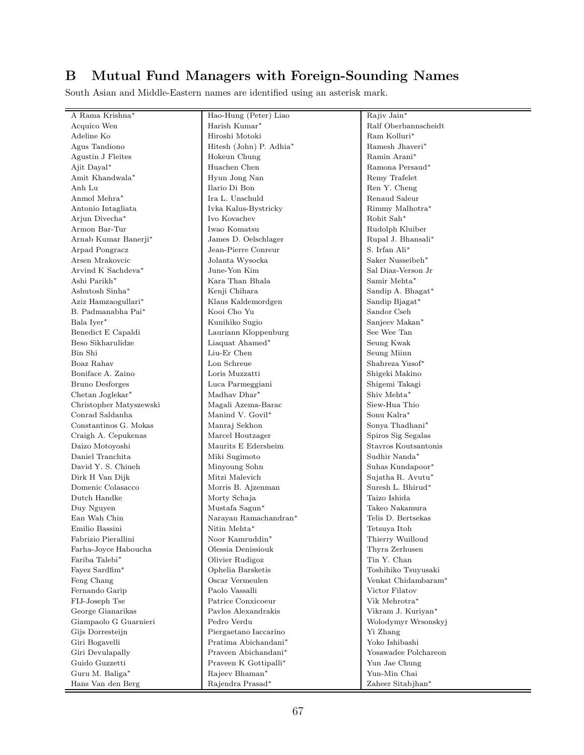# B Mutual Fund Managers with Foreign-Sounding Names

South Asian and Middle-Eastern names are identified using an asterisk mark.

| | | |
|---|---|---|
| A Rama Krishna* | Hao-Hung (Peter) Liao | Rajiv Jain* |
| Acquico Wen | Harish Kumar* | Ralf Oberbannscheidt |
| Adeline Ko | Hiroshi Motoki | Ram Kolluri* |
| Agus Tandiono | Hitesh (John) P. Adhia* | Ramesh Jhaveri* |
| Agustin J Fleites | Hokeun Chung | Ramin Arani* |
| Ajit Dayal* | Huachen Chen | Ramona Persaud* |
| Amit Khandwala* | Hyun Jong Nan | Remy Trafelet |
| Anh Lu | Ilario Di Bon | Ren Y. Cheng |
| Anmol Mehra* | Ira L. Unschuld | Renaud Saleur |
| Antonio Intagliata | Ivka Kalus-Bystricky | Rimmy Malhotra* |
| Arjun Divecha* | Ivo Kovachev | Rohit Sah* |
| Armon Bar-Tur | Iwao Komatsu | Rudolph Kluiber |
| Arnab Kumar Banerji* | James D. Oelschlager | Rupal J. Bhansali* |
| Arpad Pongracz | Jean-Pierre Conreur | S. Irfan Ali* |
| Arsen Mrakovcic | Jolanta Wysocka | Saker Nusseibeh* |
| Arvind K Sachdeva* | June-Yon Kim | Sal Diaz-Verson Jr |
| Ashi Parikh* | Kara Than Bhala | Samir Mehta* |
| Ashutosh Sinha* | Kenji Chihara | Sandip A. Bhagat* |
| Aziz Hamzaogullari* | Klaus Kaldemordgen | Sandip Bjagat* |
| B. Padmanabha Pai* | Kooi Cho Yu | Sandor Cseh |
| Bala Iyer* | Kunihiko Sugio | Sanjeev Makan* |
| Benedict E Capaldi | Lauriann Kloppenburg | See Wee Tan |
| Beso Sikharulidze | Liaquat Ahamed* | Seung Kwak |
| Bin Shi | Liu-Er Chen | Seung Miinn |
| Boaz Rahav | Lon Schreue | Shahreza Yusof* |
| Boniface A. Zaino | Loris Muzzatti | Shigeki Makino |
| Bruno Desforges | Luca Parmeggiani | Shigemi Takagi |
| Chetan Joglekar* | Madhav Dhar* | Shiv Mehta* |
| Christopher Matyszewski | Magali Azema-Barac | Siew-Hua Thio |
| Conrad Saldanha | Manind V. Govil* | Sonu Kalra* |
| Constantinos G. Mokas | Manraj Sekhon | Sonya Thadhani* |
| Craigh A. Cepukenas | Marcel Houtzager | Spiros Sig Segalas |
| Daizo Motoyoshi | Maurits E Edersheim | Stavros Koutsantonis |
| Daniel Tranchita | Miki Sugimoto | Sudhir Nanda* |
| David Y. S. Chiueh | Minyoung Sohn | Suhas Kundapoor* |
| Dirk H Van Dijk | Mitzi Malevich | Sujatha R. Avutu* |
| Domenic Colasacco | Morris B. Ajzenman | Suresh L. Bhirud* |
| Dutch Handke | Morty Schaja | Taizo Ishida |
| Duy Nguyen | Mustafa Sagun* | Takeo Nakamura |
| Ean Wah Chin | Narayan Ramachandran* | Telis D. Bertsekas |
| Emilio Bassini | Nitin Mehta* | Tetsuya Itoh |
| Fabrizio Pierallini | Noor Kamruddin* | Thierry Wuilloud |
| Farha-Joyce Haboucha | Olessia Denissiouk | Thyra Zerhusen |
| Fariba Talebi* | Olivier Rudigoz | Tin Y. Chan |
| Fayez Sardfim* | Ophelia Barsketis | Toshihiko Tsuyusaki |
| Feng Chang | Oscar Vermeulen | Venkat Chidambaram* |
| Fernando Garip | Paolo Vassalli | Victor Filatov |
| FIJ-Joseph Tse | Patrice Conxicoeur | Vik Mehrotra* |
| George Gianarikas | Pavlos Alexandrakis | Vikram J. Kuriyan* |
| Giampaolo G Guarnieri | Pedro Verdu | Wolodymyr Wrsonskyj |
| Gijs Dorresteijn | Piergaetano Iaccarino | Yi Zhang |
| Giri Bogavelli | Pratima Abichandani* | Yoko Ishibashi |
| Giri Devulapally | Praveen Abichandani* | Yosawadee Polchareon |
| Guido Guzzetti | Praveen K Gottipalli* | Yun Jae Chung |
| Guru M. Baliga* | Rajeev Bhaman* | Yun-Min Chai |
| Hans Van den Berg | Rajendra Prasad* | Zaheer Sitabjhan* |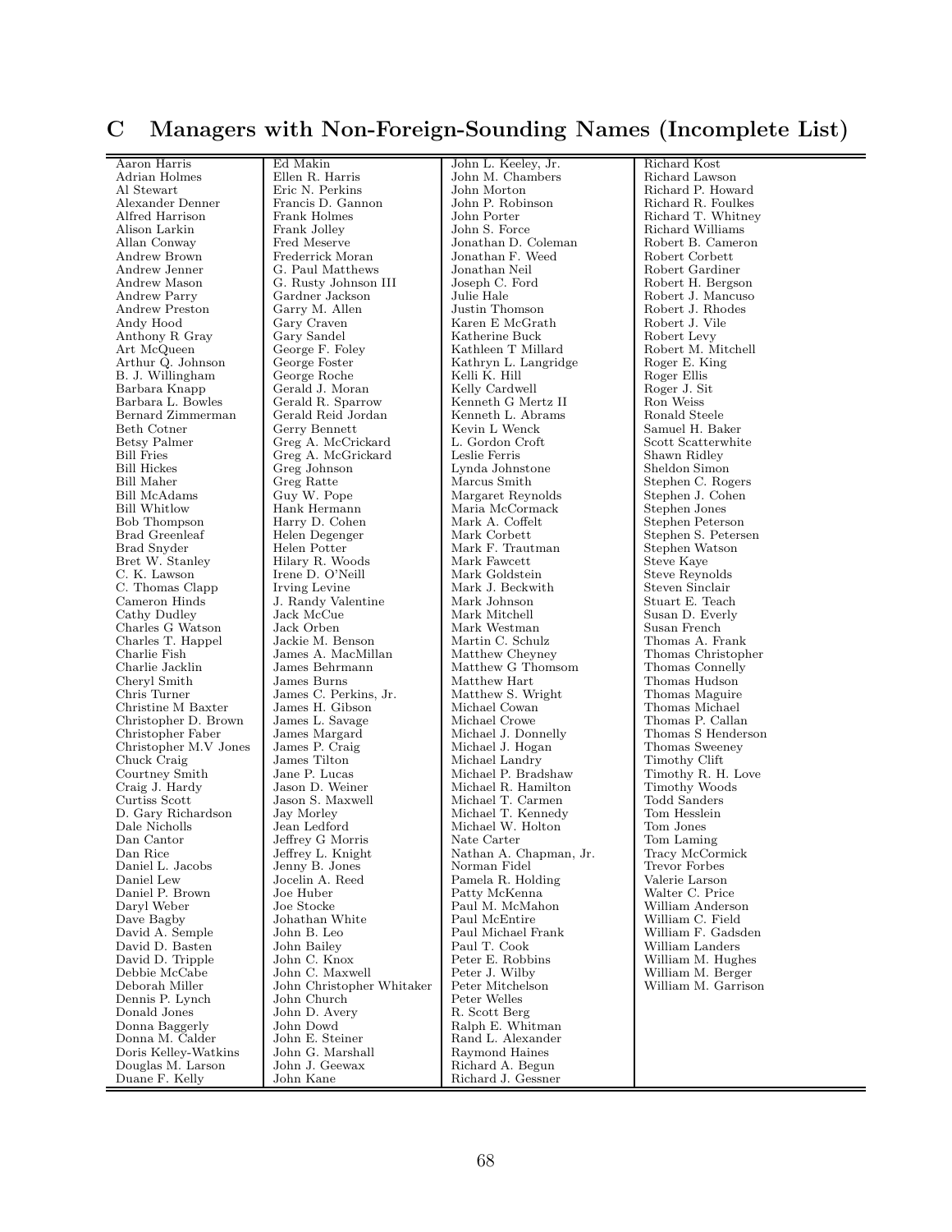## C Managers with Non-Foreign-Sounding Names (Incomplete List)

| | | | |
|---|---|---|---|
| Aaron Harris | Ed Makin | John L. Keeley, Jr. | Richard Kost |
| Adrian Holmes | Ellen R. Harris | John M. Chambers | Richard Lawson |
| Al Stewart | Eric N. Perkins | John Morton | Richard P. Howard |
| Alexander Denner | Francis D. Gannon | John P. Robinson | Richard R. Foulkes |
| Alfred Harrison | Frank Holmes | John Porter | Richard T. Whitney |
| Alison Larkin | Frank Jolley | John S. Force | Richard Williams |
| Allan Conway | Fred Meserve | Jonathan D. Coleman | Robert B. Cameron |
| Andrew Brown | Frederrick Moran | Jonathan F. Weed | Robert Corbett |
| Andrew Jenner | G. Paul Matthews | Jonathan Neil | Robert Gardiner |
| Andrew Mason | G. Rusty Johnson III | Joseph C. Ford | Robert H. Bergson |
| Andrew Parry | Gardner Jackson | Julie Hale | Robert J. Mancuso |
| Andrew Preston | Garry M. Allen | Justin Thomson | Robert J. Rhodes |
| Andy Hood | Gary Craven | Karen E McGrath | Robert J. Vile |
| Anthony R Gray | Gary Sandel | Katherine Buck | Robert Levy |
| Art McQueen | George F. Foley | Kathleen T Millard | Robert M. Mitchell |
| Arthur Q. Johnson | George Foster | Kathryn L. Langridge | Roger E. King |
| B. J. Willingham | George Roche | Kelli K. Hill | Roger Ellis |
| Barbara Knapp | Gerald J. Moran | Kelly Cardwell | Roger J. Sit |
| Barbara L. Bowles | Gerald R. Sparrow | Kenneth G Mertz II | Ron Weiss |
| Bernard Zimmerman | Gerald Reid Jordan | Kenneth L. Abrams | Ronald Steele |
| Beth Cotner | Gerry Bennett | Kevin L Wenck | Samuel H. Baker |
| Betsy Palmer | Greg A. McCrickard | L. Gordon Croft | Scott Scatterwhite |
| Bill Fries | Greg A. McGrickard | Leslie Ferris | Shawn Ridley |
| Bill Hickes | Greg Johnson | Lynda Johnstone | Sheldon Simon |
| Bill Maher | Greg Ratte | Marcus Smith | Stephen C. Rogers |
| Bill McAdams | Guy W. Pope | Margaret Reynolds | Stephen J. Cohen |
| Bill Whitlow | Hank Hermann | Maria McCormack | Stephen Jones |
| Bob Thompson | Harry D. Cohen | Mark A. Coffelt | Stephen Peterson |
| Brad Greenleaf | Helen Degenger | Mark Corbett | Stephen S. Petersen |
| Brad Snyder | Helen Potter | Mark F. Trautman | Stephen Watson |
| Bret W. Stanley | Hilary R. Woods | Mark Fawcett | Steve Kaye |
| C. K. Lawson | Irene D. O'Neill | Mark Goldstein | Steve Reynolds |
| C. Thomas Clapp | Irving Levine | Mark J. Beckwith | Steven Sinclair |
| Cameron Hinds | J. Randy Valentine | Mark Johnson | Stuart E. Teach |
| Cathy Dudley | Jack McCue | Mark Mitchell | Susan D. Everly |
| Charles G Watson | Jack Orben | Mark Westman | Susan French |
| Charles T. Happel | Jackie M. Benson | Martin C. Schulz | Thomas A. Frank |
| Charlie Fish | James A. MacMillan | Matthew Cheyney | Thomas Christopher |
| Charlie Jacklin | James Behrmann | Matthew G Thomsom | Thomas Connelly |
| Cheryl Smith | James Burns | Matthew Hart | Thomas Hudson |
| Chris Turner | James C. Perkins, Jr. | Matthew S. Wright | Thomas Maguire |
| Christine M Baxter | James H. Gibson | Michael Cowan | Thomas Michael |
| Christopher D. Brown | James L. Savage | Michael Crowe | Thomas P. Callan |
| Christopher Faber | James Margard | Michael J. Donnelly | Thomas S Henderson |
| Christopher M.V Jones | James P. Craig | Michael J. Hogan | Thomas Sweeney |
| Chuck Craig | James Tilton | Michael Landry | Timothy Clift |
| Courtney Smith | Jane P. Lucas | Michael P. Bradshaw | Timothy R. H. Love |
| Craig J. Hardy | Jason D. Weiner | Michael R. Hamilton | Timothy Woods |
| Curtiss Scott | Jason S. Maxwell | Michael T. Carmen | Todd Sanders |
| D. Gary Richardson | Jay Morley | Michael T. Kennedy | Tom Hesslein |
| Dale Nicholls | Jean Ledford | Michael W. Holton | Tom Jones |
| Dan Cantor | Jeffrey G Morris | Nate Carter | Tom Laming |
| Dan Rice | Jeffrey L. Knight | Nathan A. Chapman, Jr. | Tracy McCormick |
| Daniel L. Jacobs | Jenny B. Jones | Norman Fidel | Trevor Forbes |
| Daniel Lew | Jocelin A. Reed | Pamela R. Holding | Valerie Larson |
| Daniel P. Brown | Joe Huber | Patty McKenna | Walter C. Price |
| Daryl Weber | Joe Stocke | Paul M. McMahon | William Anderson |
| Dave Bagby | Johathan White | Paul McEntire | William C. Field |
| David A. Semple | John B. Leo | Paul Michael Frank | William F. Gadsden |
| David D. Basten | John Bailey | Paul T. Cook | William Landers |
| David D. Tripple | John C. Knox | Peter E. Robbins | William M. Hughes |
| Debbie McCabe | John C. Maxwell | Peter J. Wilby | William M. Berger |
| Deborah Miller | John Christopher Whitaker | Peter Mitchelson | William M. Garrison |
| Dennis P. Lynch | John Church | Peter Welles | |
| Donald Jones | John D. Avery | R. Scott Berg | |
| Donna Baggerly | John Dowd | Ralph E. Whitman | |
| Donna M. Calder | John E. Steiner | Rand L. Alexander | |
| Doris Kelley-Watkins | John G. Marshall | Raymond Haines | |
| Douglas M. Larson | John J. Geewax | Richard A. Begun | |
| Duane F. Kelly | John Kane | Richard J. Gessner | |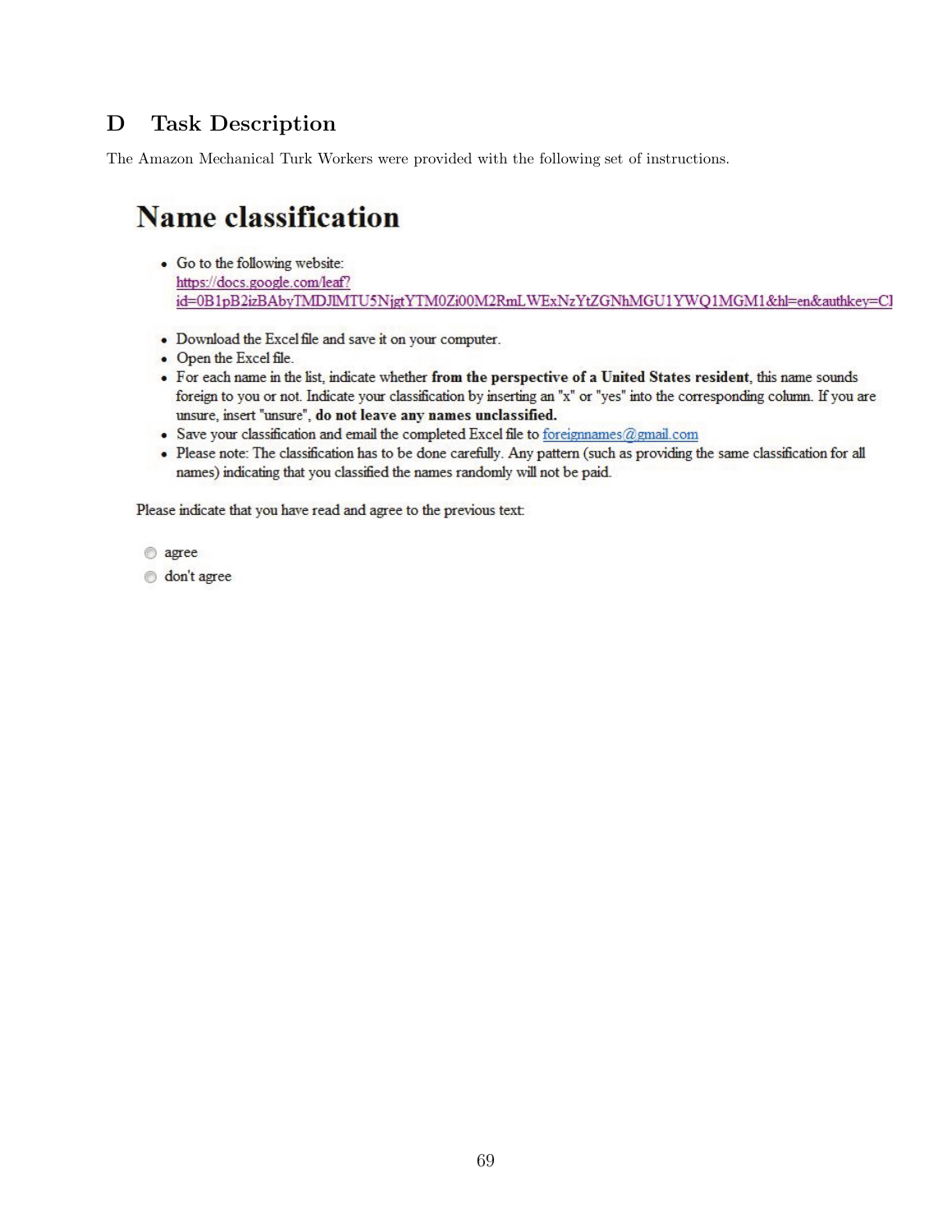# D Task Description

The Amazon Mechanical Turk Workers were provided with the following set of instructions.

## Name classification

- Go to the following website: https://docs.google.com/leaf?id=0B1pB2izBAbyTMDJlMTU5NjgtYTM0Zi00M2RmLWExNzYtZGNhMGU1YWQ1MGM1&hl=en&authkey=CI
- Download the Excel file and save it on your computer.
- Open the Excel file.
- For each name in the list, indicate whether **from the perspective of a United States resident**, this name sounds foreign to you or not. Indicate your classification by inserting an "x" or "yes" into the corresponding column. If you are unsure, insert "unsure", **do not leave any names unclassified.**
- Save your classification and email the completed Excel file to foreignnames@gmail.com
- Please note: The classification has to be done carefully. Any pattern (such as providing the same classification for all names) indicating that you classified the names randomly will not be paid.

Please indicate that you have read and agree to the previous text:

- agree
- don't agree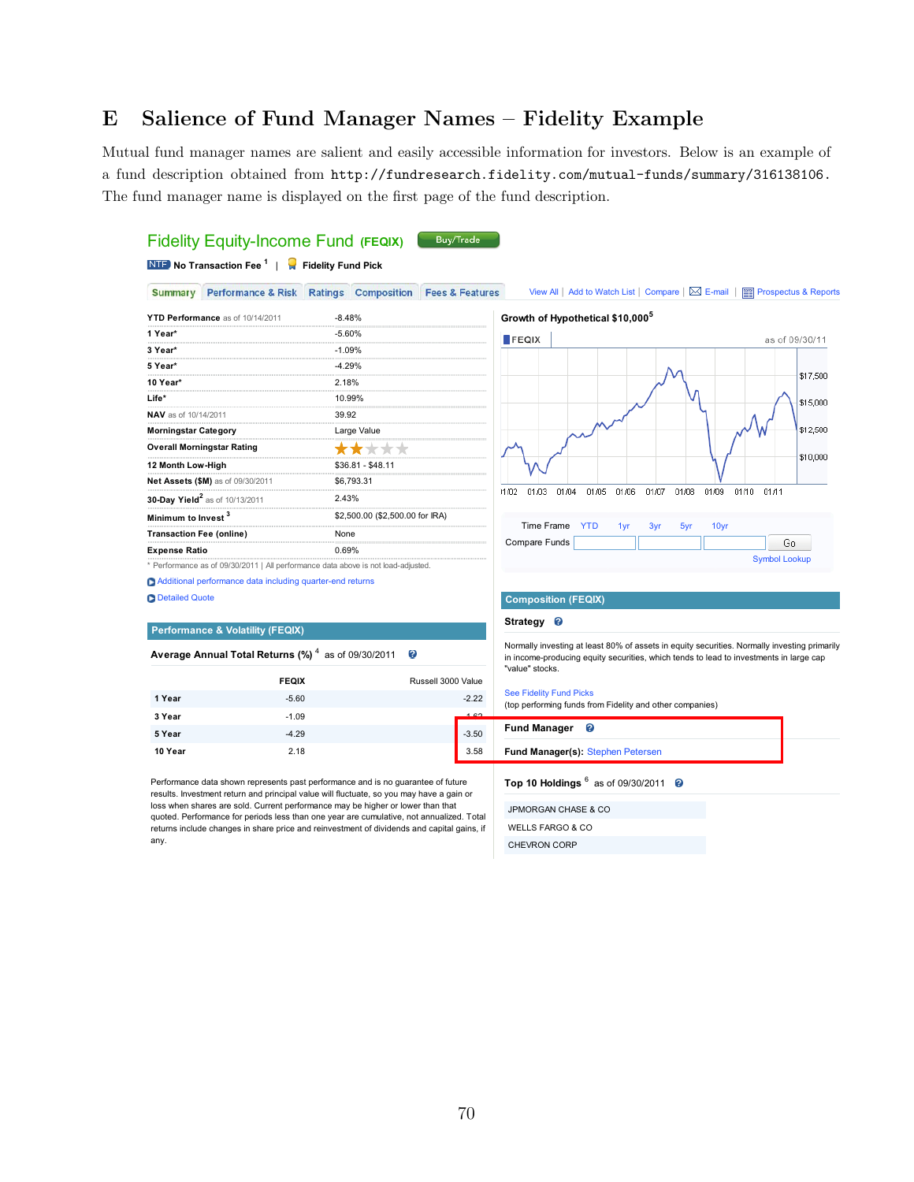# E Salience of Fund Manager Names – Fidelity Example

Mutual fund manager names are salient and easily accessible information for investors. Below is an example of a fund description obtained from http://fundresearch.fidelity.com/mutual-funds/summary/316138106. The fund manager name is displayed on the first page of the fund description.

## Fidelity Equity-Income Fund (FEQIX)

Buy/Trade

NTF No Transaction Fee [1] | Fidelity Fund Pick

Summary | Performance & Risk | Ratings | Composition | Fees & Features

View All | Add to Watch List | Compare | E-mail | Prospectus & Reports

| | |
|---|---|
| YTD Performance as of 10/14/2011 | -8.48% |
| 1 Year* | -5.60% |
| 3 Year* | -1.09% |
| 5 Year* | -4.29% |
| 10 Year* | 2.18% |
| Life* | 10.99% |
| NAV as of 10/14/2011 | 39.92 |
| Morningstar Category | Large Value |
| Overall Morningstar Rating | ★★☆☆☆ |
| 12 Month Low-High | $36.81 - $48.11 |
| Net Assets ($M) as of 09/30/2011 | $6,793.31 |
| 30-Day Yield[2] as of 10/13/2011 | 2.43% |
| Minimum to Invest [3] | $2,500.00 ($2,500.00 for IRA) |
| Transaction Fee (online) | None |
| Expense Ratio | 0.69% |

* Performance as of 09/30/2011 | All performance data above is not load-adjusted.

Additional performance data including quarter-end returns

Detailed Quote

**Growth of Hypothetical $10,000[5]**

FEQIX as of 09/30/11

Time Frame YTD 1yr 3yr 5yr 10yr

Compare Funds Go

Symbol Lookup

**Performance & Volatility (FEQIX)**

Average Annual Total Returns (%) [4] as of 09/30/2011

| | FEQIX | Russell 3000 Value |
|---|---|---|
| 1 Year | -5.60 | -2.22 |
| 3 Year | -1.09 | -1.62 |
| 5 Year | -4.29 | -3.50 |
| 10 Year | 2.18 | 3.58 |

Performance data shown represents past performance and is no guarantee of future results. Investment return and principal value will fluctuate, so you may have a gain or loss when shares are sold. Current performance may be higher or lower than that quoted. Performance for periods less than one year are cumulative, not annualized. Total returns include changes in share price and reinvestment of dividends and capital gains, if any.

**Composition (FEQIX)**

**Strategy**

Normally investing at least 80% of assets in equity securities. Normally investing primarily in income-producing equity securities, which tends to lead to investments in large cap "value" stocks.

See Fidelity Fund Picks
(top performing funds from Fidelity and other companies)

**Fund Manager**

**Fund Manager(s):** Stephen Petersen

**Top 10 Holdings** [6] as of 09/30/2011

JPMORGAN CHASE & CO
WELLS FARGO & CO
CHEVRON CORP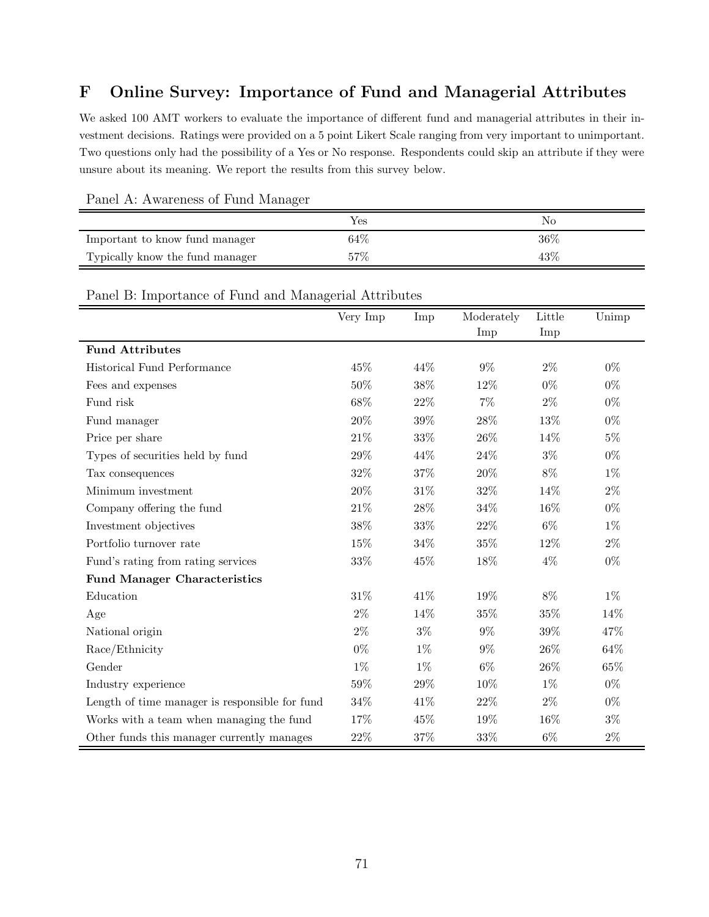## F Online Survey: Importance of Fund and Managerial Attributes

We asked 100 AMT workers to evaluate the importance of different fund and managerial attributes in their investment decisions. Ratings were provided on a 5 point Likert Scale ranging from very important to unimportant. Two questions only had the possibility of a Yes or No response. Respondents could skip an attribute if they were unsure about its meaning. We report the results from this survey below.

Panel A: Awareness of Fund Manager

| | Yes | No |
|---|---|---|
| Important to know fund manager | 64% | 36% |
| Typically know the fund manager | 57% | 43% |

Panel B: Importance of Fund and Managerial Attributes

| | Very Imp | Imp | Moderately Imp | Little Imp | Unimp |
|---|---|---|---|---|---|
| **Fund Attributes** | | | | | |
| Historical Fund Performance | 45% | 44% | 9% | 2% | 0% |
| Fees and expenses | 50% | 38% | 12% | 0% | 0% |
| Fund risk | 68% | 22% | 7% | 2% | 0% |
| Fund manager | 20% | 39% | 28% | 13% | 0% |
| Price per share | 21% | 33% | 26% | 14% | 5% |
| Types of securities held by fund | 29% | 44% | 24% | 3% | 0% |
| Tax consequences | 32% | 37% | 20% | 8% | 1% |
| Minimum investment | 20% | 31% | 32% | 14% | 2% |
| Company offering the fund | 21% | 28% | 34% | 16% | 0% |
| Investment objectives | 38% | 33% | 22% | 6% | 1% |
| Portfolio turnover rate | 15% | 34% | 35% | 12% | 2% |
| Fund's rating from rating services | 33% | 45% | 18% | 4% | 0% |
| **Fund Manager Characteristics** | | | | | |
| Education | 31% | 41% | 19% | 8% | 1% |
| Age | 2% | 14% | 35% | 35% | 14% |
| National origin | 2% | 3% | 9% | 39% | 47% |
| Race/Ethnicity | 0% | 1% | 9% | 26% | 64% |
| Gender | 1% | 1% | 6% | 26% | 65% |
| Industry experience | 59% | 29% | 10% | 1% | 0% |
| Length of time manager is responsible for fund | 34% | 41% | 22% | 2% | 0% |
| Works with a team when managing the fund | 17% | 45% | 19% | 16% | 3% |
| Other funds this manager currently manages | 22% | 37% | 33% | 6% | 2% |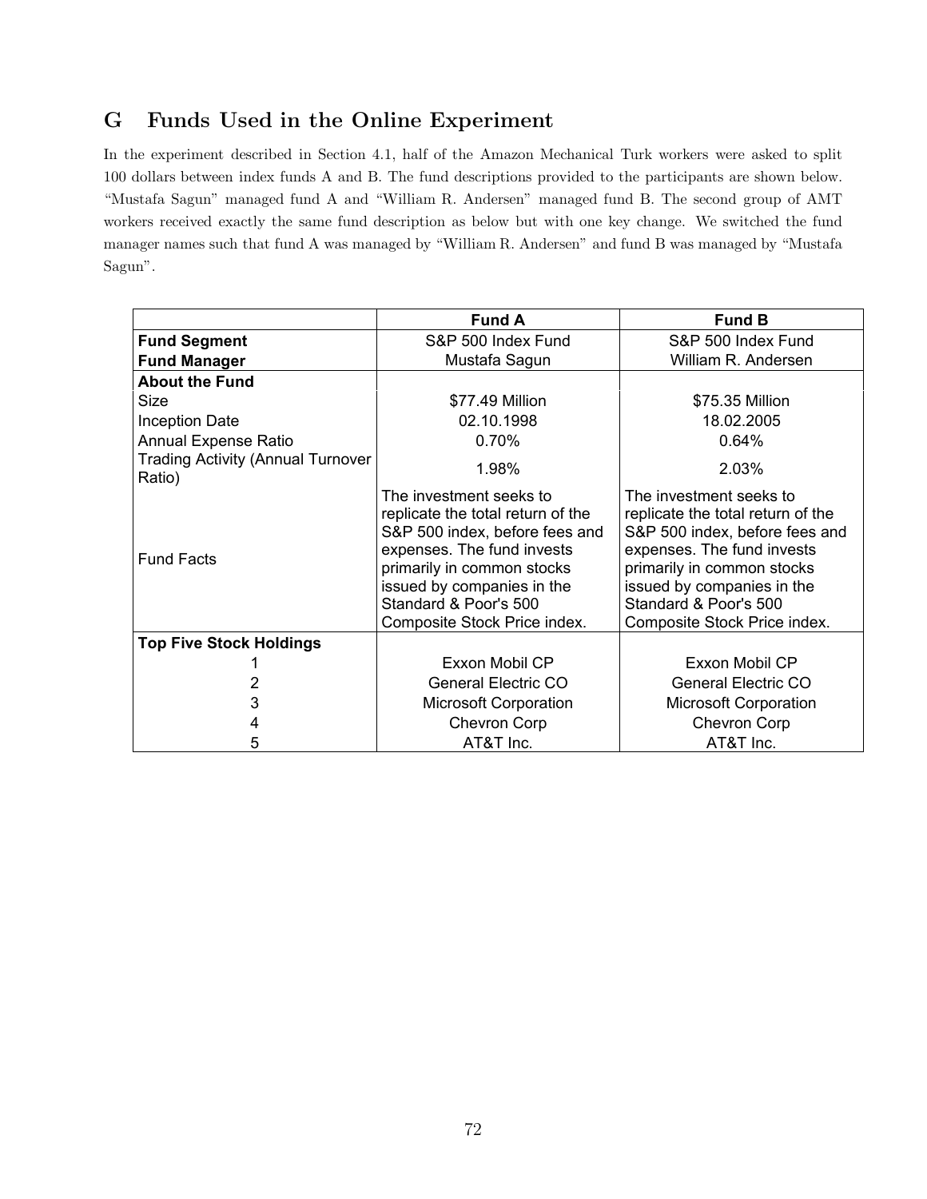## G Funds Used in the Online Experiment

In the experiment described in Section 4.1, half of the Amazon Mechanical Turk workers were asked to split 100 dollars between index funds A and B. The fund descriptions provided to the participants are shown below. "Mustafa Sagun" managed fund A and "William R. Andersen" managed fund B. The second group of AMT workers received exactly the same fund description as below but with one key change. We switched the fund manager names such that fund A was managed by "William R. Andersen" and fund B was managed by "Mustafa Sagun".

| | **Fund A** | **Fund B** |
|---|---|---|
| **Fund Segment** | S&P 500 Index Fund | S&P 500 Index Fund |
| **Fund Manager** | Mustafa Sagun | William R. Andersen |
| **About the Fund** | | |
| Size | $77.49 Million | $75.35 Million |
| Inception Date | 02.10.1998 | 18.02.2005 |
| Annual Expense Ratio | 0.70% | 0.64% |
| Trading Activity (Annual Turnover Ratio) | 1.98% | 2.03% |
| Fund Facts | The investment seeks to replicate the total return of the S&P 500 index, before fees and expenses. The fund invests primarily in common stocks issued by companies in the Standard & Poor's 500 Composite Stock Price index. | The investment seeks to replicate the total return of the S&P 500 index, before fees and expenses. The fund invests primarily in common stocks issued by companies in the Standard & Poor's 500 Composite Stock Price index. |
| **Top Five Stock Holdings** | | |
| 1 | Exxon Mobil CP | Exxon Mobil CP |
| 2 | General Electric CO | General Electric CO |
| 3 | Microsoft Corporation | Microsoft Corporation |
| 4 | Chevron Corp | Chevron Corp |
| 5 | AT&T Inc. | AT&T Inc. |